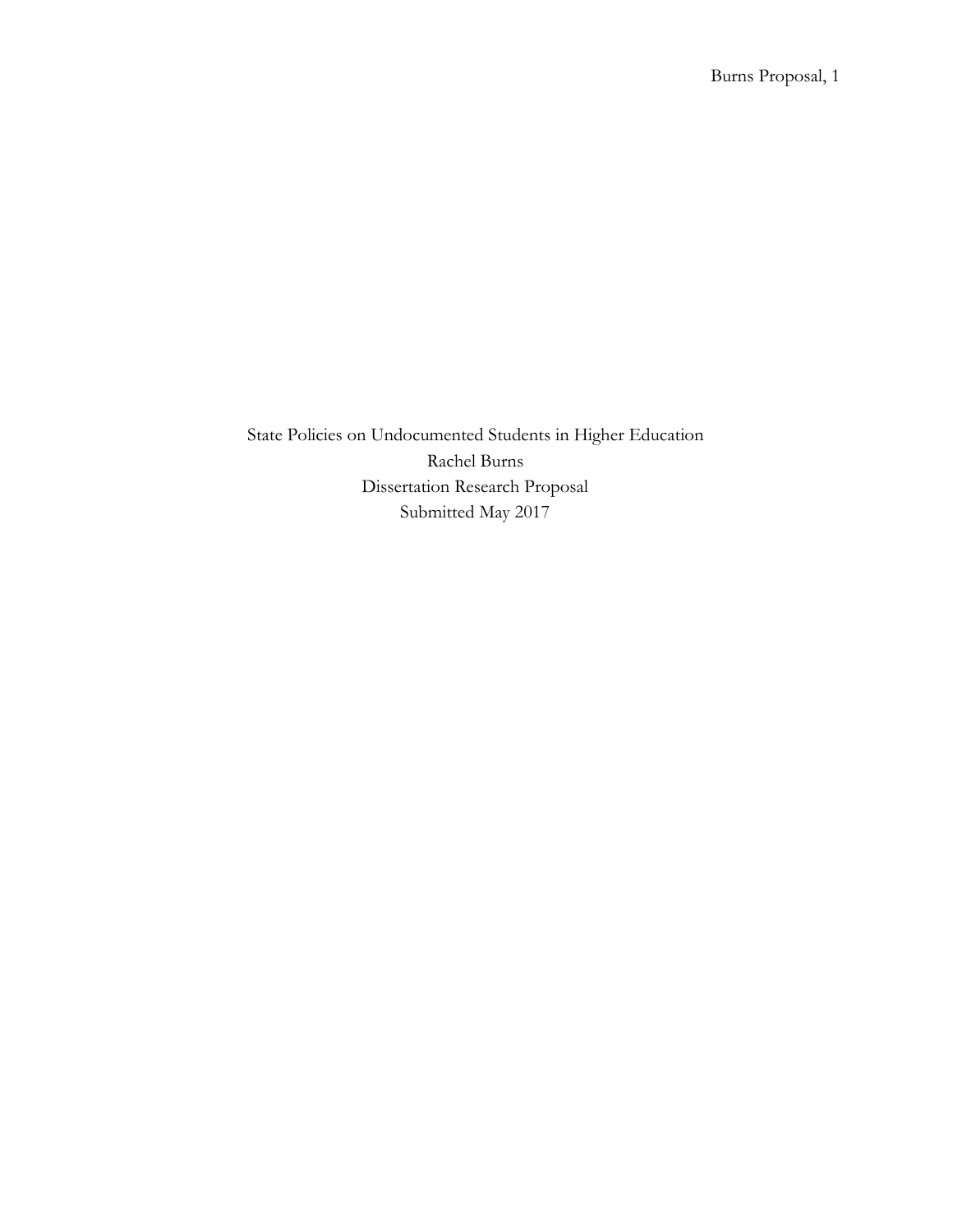State Policies on Undocumented Students in Higher Education

Rachel Burns

Dissertation Research Proposal

Submitted May 2017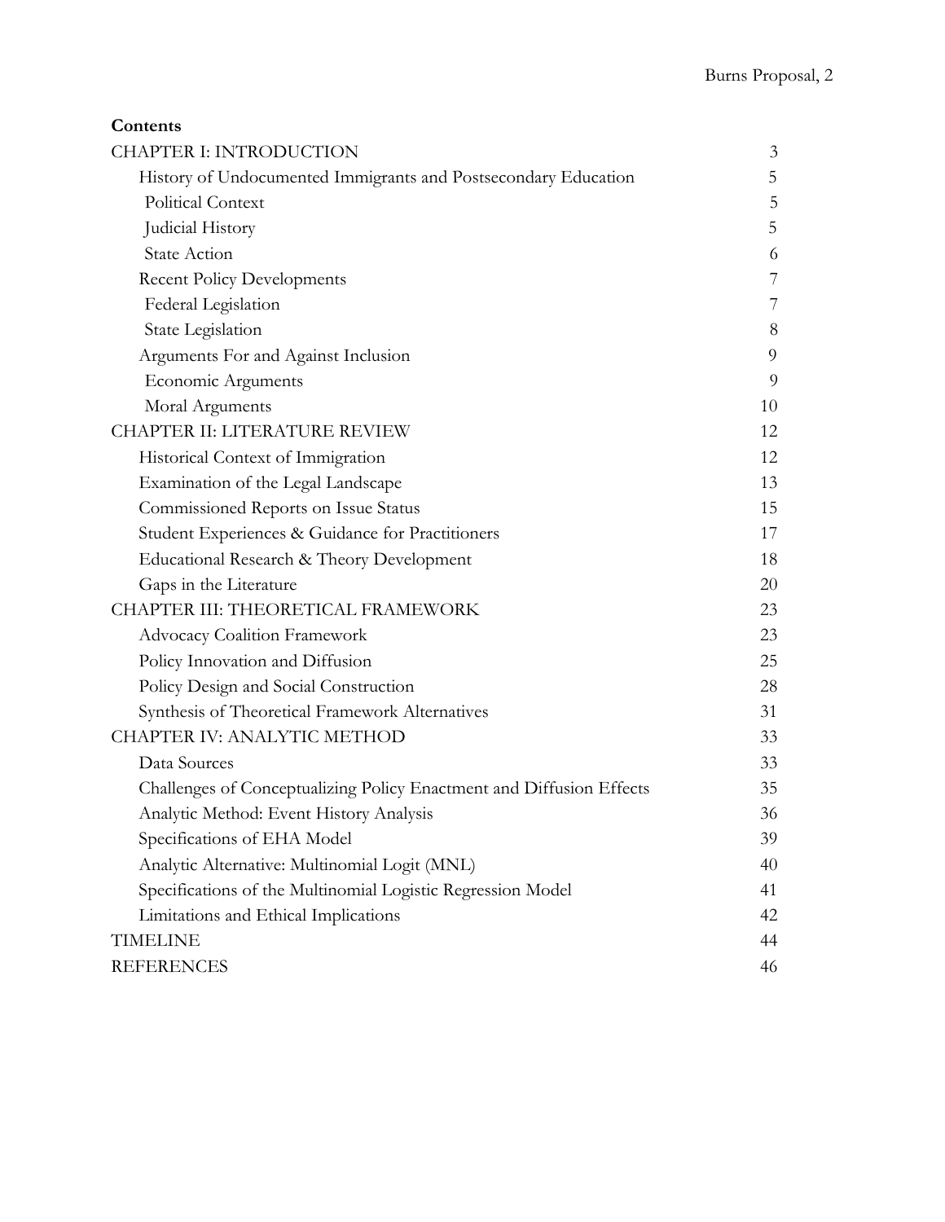**Contents**

| | |
|---|---|
| CHAPTER I: INTRODUCTION | 3 |
| History of Undocumented Immigrants and Postsecondary Education | 5 |
| Political Context | 5 |
| Judicial History | 5 |
| State Action | 6 |
| Recent Policy Developments | 7 |
| Federal Legislation | 7 |
| State Legislation | 8 |
| Arguments For and Against Inclusion | 9 |
| Economic Arguments | 9 |
| Moral Arguments | 10 |
| CHAPTER II: LITERATURE REVIEW | 12 |
| Historical Context of Immigration | 12 |
| Examination of the Legal Landscape | 13 |
| Commissioned Reports on Issue Status | 15 |
| Student Experiences & Guidance for Practitioners | 17 |
| Educational Research & Theory Development | 18 |
| Gaps in the Literature | 20 |
| CHAPTER III: THEORETICAL FRAMEWORK | 23 |
| Advocacy Coalition Framework | 23 |
| Policy Innovation and Diffusion | 25 |
| Policy Design and Social Construction | 28 |
| Synthesis of Theoretical Framework Alternatives | 31 |
| CHAPTER IV: ANALYTIC METHOD | 33 |
| Data Sources | 33 |
| Challenges of Conceptualizing Policy Enactment and Diffusion Effects | 35 |
| Analytic Method: Event History Analysis | 36 |
| Specifications of EHA Model | 39 |
| Analytic Alternative: Multinomial Logit (MNL) | 40 |
| Specifications of the Multinomial Logistic Regression Model | 41 |
| Limitations and Ethical Implications | 42 |
| TIMELINE | 44 |
| REFERENCES | 46 |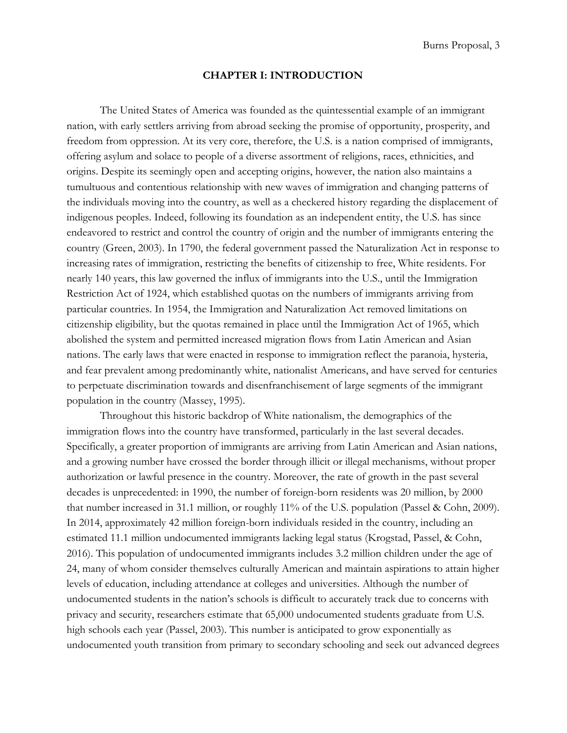# CHAPTER I: INTRODUCTION

The United States of America was founded as the quintessential example of an immigrant nation, with early settlers arriving from abroad seeking the promise of opportunity, prosperity, and freedom from oppression. At its very core, therefore, the U.S. is a nation comprised of immigrants, offering asylum and solace to people of a diverse assortment of religions, races, ethnicities, and origins. Despite its seemingly open and accepting origins, however, the nation also maintains a tumultuous and contentious relationship with new waves of immigration and changing patterns of the individuals moving into the country, as well as a checkered history regarding the displacement of indigenous peoples. Indeed, following its foundation as an independent entity, the U.S. has since endeavored to restrict and control the country of origin and the number of immigrants entering the country (Green, 2003). In 1790, the federal government passed the Naturalization Act in response to increasing rates of immigration, restricting the benefits of citizenship to free, White residents. For nearly 140 years, this law governed the influx of immigrants into the U.S., until the Immigration Restriction Act of 1924, which established quotas on the numbers of immigrants arriving from particular countries. In 1954, the Immigration and Naturalization Act removed limitations on citizenship eligibility, but the quotas remained in place until the Immigration Act of 1965, which abolished the system and permitted increased migration flows from Latin American and Asian nations. The early laws that were enacted in response to immigration reflect the paranoia, hysteria, and fear prevalent among predominantly white, nationalist Americans, and have served for centuries to perpetuate discrimination towards and disenfranchisement of large segments of the immigrant population in the country (Massey, 1995).

Throughout this historic backdrop of White nationalism, the demographics of the immigration flows into the country have transformed, particularly in the last several decades. Specifically, a greater proportion of immigrants are arriving from Latin American and Asian nations, and a growing number have crossed the border through illicit or illegal mechanisms, without proper authorization or lawful presence in the country. Moreover, the rate of growth in the past several decades is unprecedented: in 1990, the number of foreign-born residents was 20 million, by 2000 that number increased in 31.1 million, or roughly 11% of the U.S. population (Passel & Cohn, 2009). In 2014, approximately 42 million foreign-born individuals resided in the country, including an estimated 11.1 million undocumented immigrants lacking legal status (Krogstad, Passel, & Cohn, 2016). This population of undocumented immigrants includes 3.2 million children under the age of 24, many of whom consider themselves culturally American and maintain aspirations to attain higher levels of education, including attendance at colleges and universities. Although the number of undocumented students in the nation's schools is difficult to accurately track due to concerns with privacy and security, researchers estimate that 65,000 undocumented students graduate from U.S. high schools each year (Passel, 2003). This number is anticipated to grow exponentially as undocumented youth transition from primary to secondary schooling and seek out advanced degrees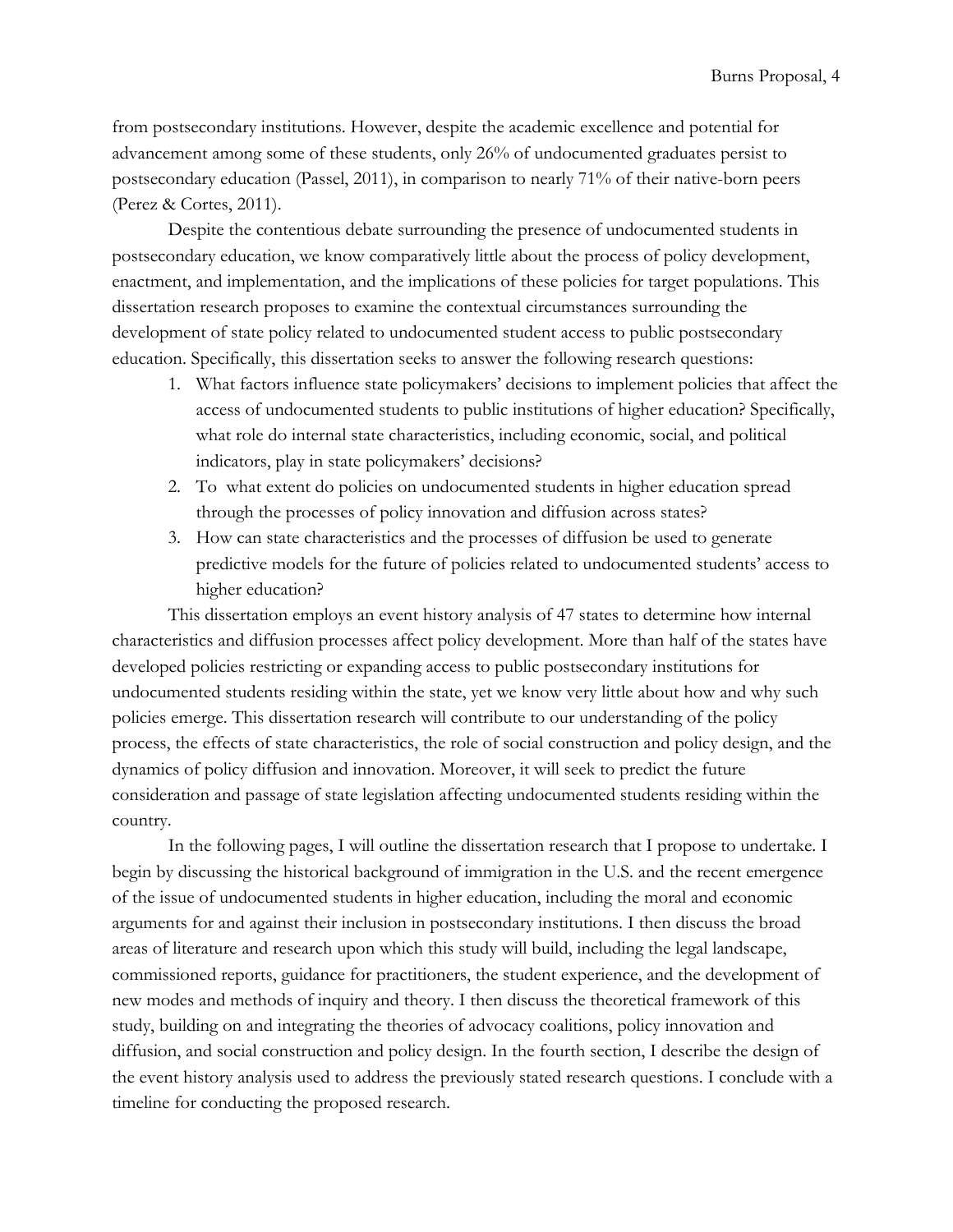from postsecondary institutions. However, despite the academic excellence and potential for advancement among some of these students, only 26% of undocumented graduates persist to postsecondary education (Passel, 2011), in comparison to nearly 71% of their native-born peers (Perez & Cortes, 2011).

Despite the contentious debate surrounding the presence of undocumented students in postsecondary education, we know comparatively little about the process of policy development, enactment, and implementation, and the implications of these policies for target populations. This dissertation research proposes to examine the contextual circumstances surrounding the development of state policy related to undocumented student access to public postsecondary education. Specifically, this dissertation seeks to answer the following research questions:

1. What factors influence state policymakers' decisions to implement policies that affect the access of undocumented students to public institutions of higher education? Specifically, what role do internal state characteristics, including economic, social, and political indicators, play in state policymakers' decisions?
2. To what extent do policies on undocumented students in higher education spread through the processes of policy innovation and diffusion across states?
3. How can state characteristics and the processes of diffusion be used to generate predictive models for the future of policies related to undocumented students' access to higher education?

This dissertation employs an event history analysis of 47 states to determine how internal characteristics and diffusion processes affect policy development. More than half of the states have developed policies restricting or expanding access to public postsecondary institutions for undocumented students residing within the state, yet we know very little about how and why such policies emerge. This dissertation research will contribute to our understanding of the policy process, the effects of state characteristics, the role of social construction and policy design, and the dynamics of policy diffusion and innovation. Moreover, it will seek to predict the future consideration and passage of state legislation affecting undocumented students residing within the country.

In the following pages, I will outline the dissertation research that I propose to undertake. I begin by discussing the historical background of immigration in the U.S. and the recent emergence of the issue of undocumented students in higher education, including the moral and economic arguments for and against their inclusion in postsecondary institutions. I then discuss the broad areas of literature and research upon which this study will build, including the legal landscape, commissioned reports, guidance for practitioners, the student experience, and the development of new modes and methods of inquiry and theory. I then discuss the theoretical framework of this study, building on and integrating the theories of advocacy coalitions, policy innovation and diffusion, and social construction and policy design. In the fourth section, I describe the design of the event history analysis used to address the previously stated research questions. I conclude with a timeline for conducting the proposed research.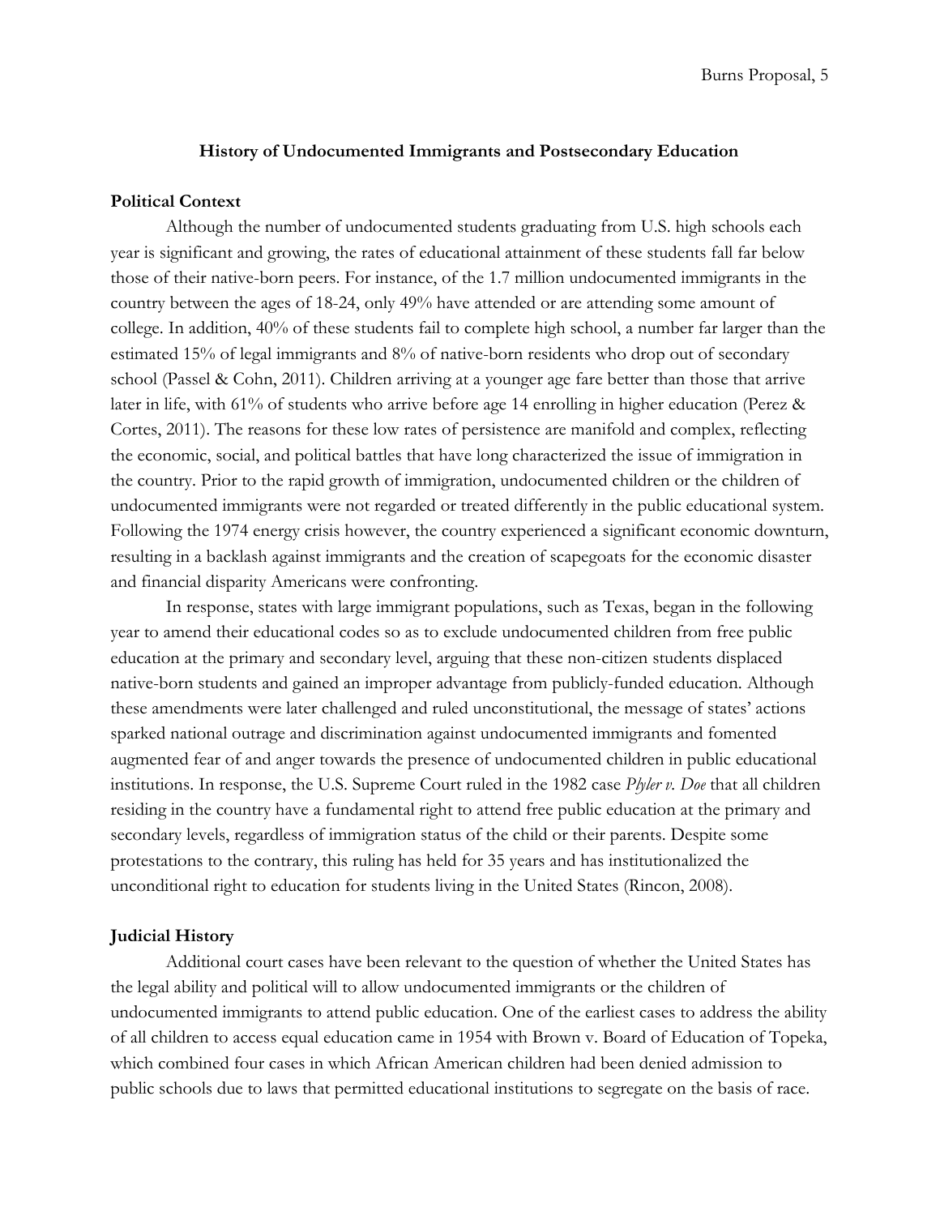## History of Undocumented Immigrants and Postsecondary Education

### Political Context

Although the number of undocumented students graduating from U.S. high schools each year is significant and growing, the rates of educational attainment of these students fall far below those of their native-born peers. For instance, of the 1.7 million undocumented immigrants in the country between the ages of 18-24, only 49% have attended or are attending some amount of college. In addition, 40% of these students fail to complete high school, a number far larger than the estimated 15% of legal immigrants and 8% of native-born residents who drop out of secondary school (Passel & Cohn, 2011). Children arriving at a younger age fare better than those that arrive later in life, with 61% of students who arrive before age 14 enrolling in higher education (Perez & Cortes, 2011). The reasons for these low rates of persistence are manifold and complex, reflecting the economic, social, and political battles that have long characterized the issue of immigration in the country. Prior to the rapid growth of immigration, undocumented children or the children of undocumented immigrants were not regarded or treated differently in the public educational system. Following the 1974 energy crisis however, the country experienced a significant economic downturn, resulting in a backlash against immigrants and the creation of scapegoats for the economic disaster and financial disparity Americans were confronting.

In response, states with large immigrant populations, such as Texas, began in the following year to amend their educational codes so as to exclude undocumented children from free public education at the primary and secondary level, arguing that these non-citizen students displaced native-born students and gained an improper advantage from publicly-funded education. Although these amendments were later challenged and ruled unconstitutional, the message of states' actions sparked national outrage and discrimination against undocumented immigrants and fomented augmented fear of and anger towards the presence of undocumented children in public educational institutions. In response, the U.S. Supreme Court ruled in the 1982 case *Plyler v. Doe* that all children residing in the country have a fundamental right to attend free public education at the primary and secondary levels, regardless of immigration status of the child or their parents. Despite some protestations to the contrary, this ruling has held for 35 years and has institutionalized the unconditional right to education for students living in the United States (Rincon, 2008).

### Judicial History

Additional court cases have been relevant to the question of whether the United States has the legal ability and political will to allow undocumented immigrants or the children of undocumented immigrants to attend public education. One of the earliest cases to address the ability of all children to access equal education came in 1954 with Brown v. Board of Education of Topeka, which combined four cases in which African American children had been denied admission to public schools due to laws that permitted educational institutions to segregate on the basis of race.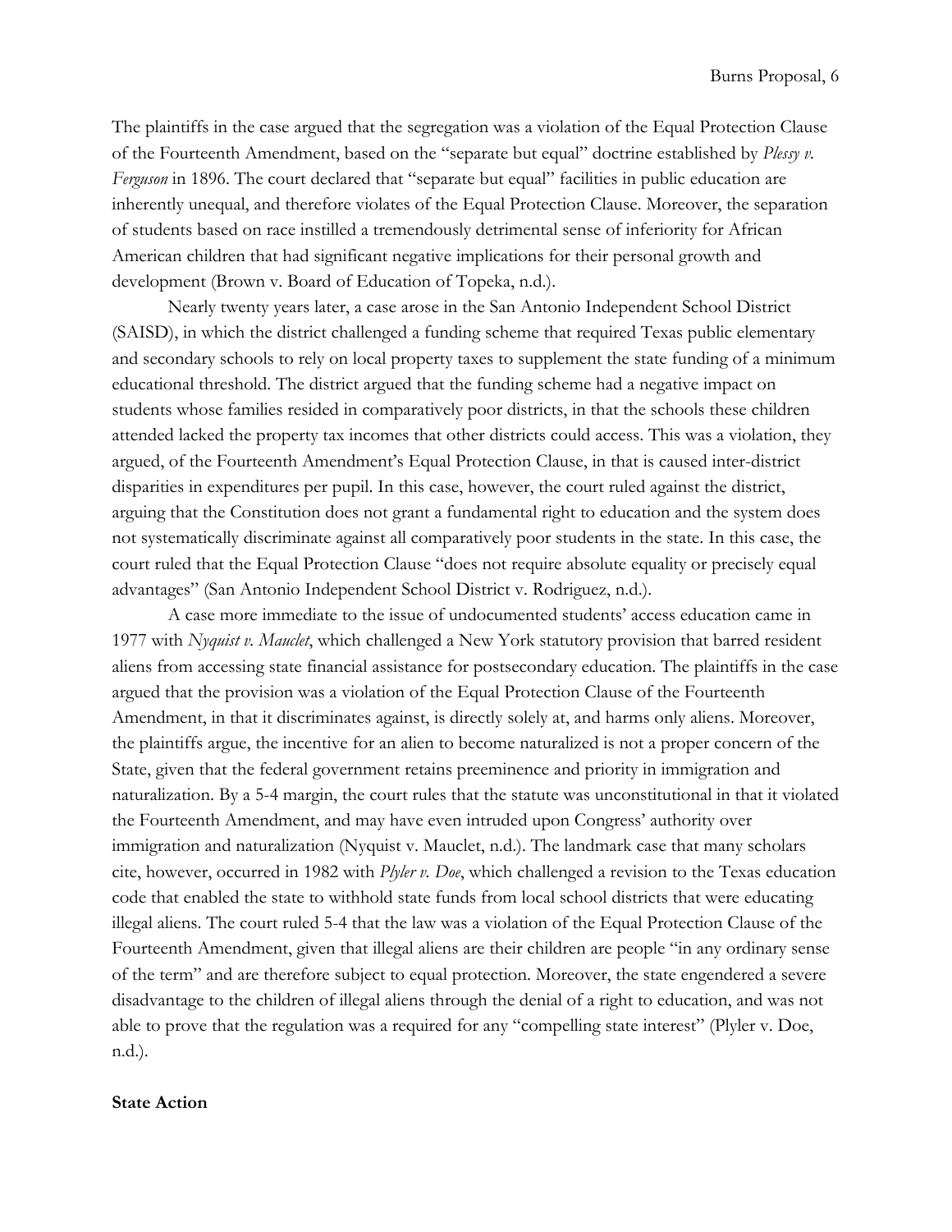The plaintiffs in the case argued that the segregation was a violation of the Equal Protection Clause of the Fourteenth Amendment, based on the "separate but equal" doctrine established by *Plessy v. Ferguson* in 1896. The court declared that "separate but equal" facilities in public education are inherently unequal, and therefore violates of the Equal Protection Clause. Moreover, the separation of students based on race instilled a tremendously detrimental sense of inferiority for African American children that had significant negative implications for their personal growth and development (Brown v. Board of Education of Topeka, n.d.).

Nearly twenty years later, a case arose in the San Antonio Independent School District (SAISD), in which the district challenged a funding scheme that required Texas public elementary and secondary schools to rely on local property taxes to supplement the state funding of a minimum educational threshold. The district argued that the funding scheme had a negative impact on students whose families resided in comparatively poor districts, in that the schools these children attended lacked the property tax incomes that other districts could access. This was a violation, they argued, of the Fourteenth Amendment's Equal Protection Clause, in that is caused inter-district disparities in expenditures per pupil. In this case, however, the court ruled against the district, arguing that the Constitution does not grant a fundamental right to education and the system does not systematically discriminate against all comparatively poor students in the state. In this case, the court ruled that the Equal Protection Clause "does not require absolute equality or precisely equal advantages" (San Antonio Independent School District v. Rodriguez, n.d.).

A case more immediate to the issue of undocumented students' access education came in 1977 with *Nyquist v. Mauclet*, which challenged a New York statutory provision that barred resident aliens from accessing state financial assistance for postsecondary education. The plaintiffs in the case argued that the provision was a violation of the Equal Protection Clause of the Fourteenth Amendment, in that it discriminates against, is directly solely at, and harms only aliens. Moreover, the plaintiffs argue, the incentive for an alien to become naturalized is not a proper concern of the State, given that the federal government retains preeminence and priority in immigration and naturalization. By a 5-4 margin, the court rules that the statute was unconstitutional in that it violated the Fourteenth Amendment, and may have even intruded upon Congress' authority over immigration and naturalization (Nyquist v. Mauclet, n.d.). The landmark case that many scholars cite, however, occurred in 1982 with *Plyler v. Doe*, which challenged a revision to the Texas education code that enabled the state to withhold state funds from local school districts that were educating illegal aliens. The court ruled 5-4 that the law was a violation of the Equal Protection Clause of the Fourteenth Amendment, given that illegal aliens are their children are people "in any ordinary sense of the term" and are therefore subject to equal protection. Moreover, the state engendered a severe disadvantage to the children of illegal aliens through the denial of a right to education, and was not able to prove that the regulation was a required for any "compelling state interest" (Plyler v. Doe, n.d.).

**State Action**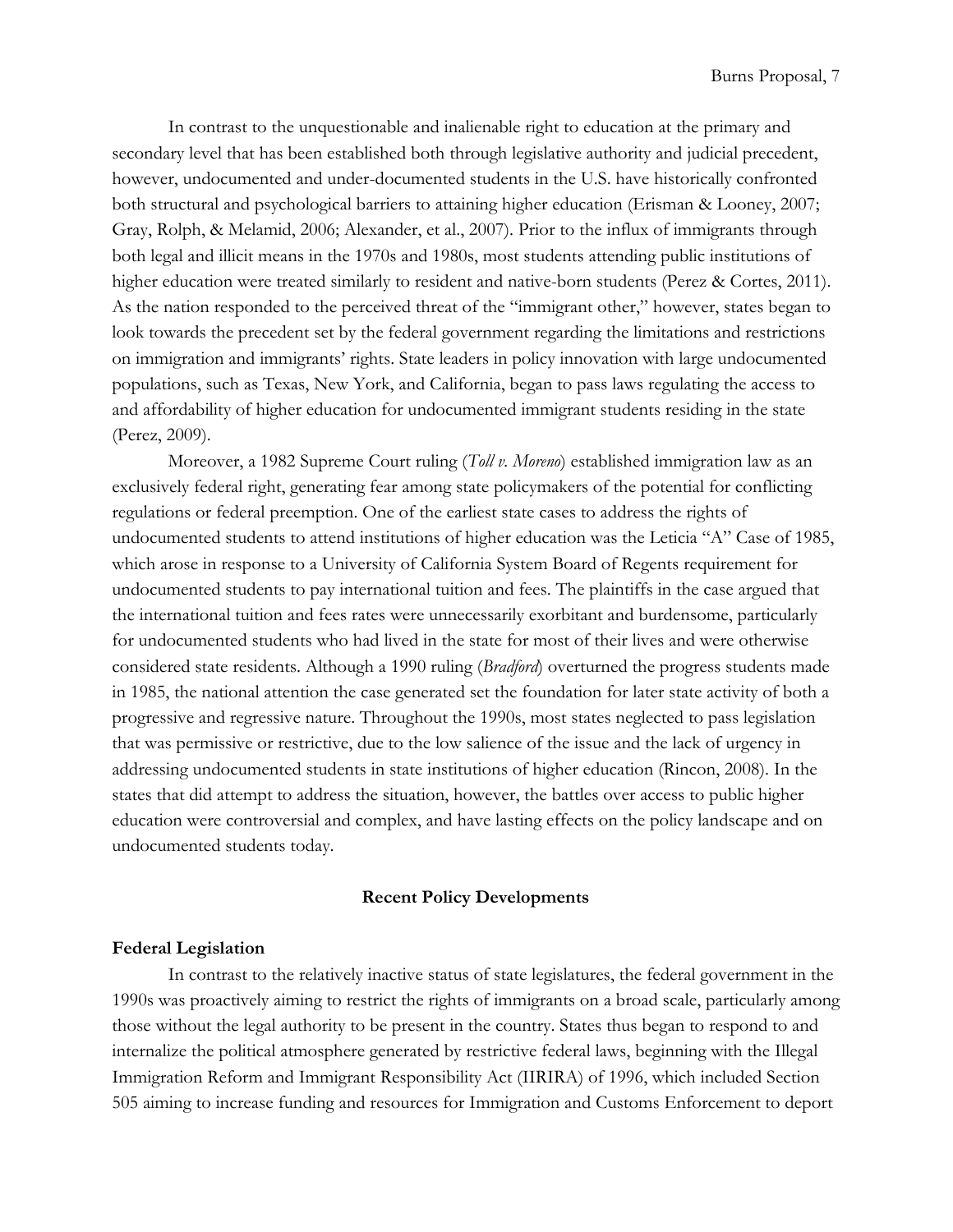In contrast to the unquestionable and inalienable right to education at the primary and secondary level that has been established both through legislative authority and judicial precedent, however, undocumented and under-documented students in the U.S. have historically confronted both structural and psychological barriers to attaining higher education (Erisman & Looney, 2007; Gray, Rolph, & Melamid, 2006; Alexander, et al., 2007). Prior to the influx of immigrants through both legal and illicit means in the 1970s and 1980s, most students attending public institutions of higher education were treated similarly to resident and native-born students (Perez & Cortes, 2011). As the nation responded to the perceived threat of the "immigrant other," however, states began to look towards the precedent set by the federal government regarding the limitations and restrictions on immigration and immigrants' rights. State leaders in policy innovation with large undocumented populations, such as Texas, New York, and California, began to pass laws regulating the access to and affordability of higher education for undocumented immigrant students residing in the state (Perez, 2009).

Moreover, a 1982 Supreme Court ruling (*Toll v. Moreno*) established immigration law as an exclusively federal right, generating fear among state policymakers of the potential for conflicting regulations or federal preemption. One of the earliest state cases to address the rights of undocumented students to attend institutions of higher education was the Leticia "A" Case of 1985, which arose in response to a University of California System Board of Regents requirement for undocumented students to pay international tuition and fees. The plaintiffs in the case argued that the international tuition and fees rates were unnecessarily exorbitant and burdensome, particularly for undocumented students who had lived in the state for most of their lives and were otherwise considered state residents. Although a 1990 ruling (*Bradford*) overturned the progress students made in 1985, the national attention the case generated set the foundation for later state activity of both a progressive and regressive nature. Throughout the 1990s, most states neglected to pass legislation that was permissive or restrictive, due to the low salience of the issue and the lack of urgency in addressing undocumented students in state institutions of higher education (Rincon, 2008). In the states that did attempt to address the situation, however, the battles over access to public higher education were controversial and complex, and have lasting effects on the policy landscape and on undocumented students today.

## Recent Policy Developments

### Federal Legislation

In contrast to the relatively inactive status of state legislatures, the federal government in the 1990s was proactively aiming to restrict the rights of immigrants on a broad scale, particularly among those without the legal authority to be present in the country. States thus began to respond to and internalize the political atmosphere generated by restrictive federal laws, beginning with the Illegal Immigration Reform and Immigrant Responsibility Act (IIRIRA) of 1996, which included Section 505 aiming to increase funding and resources for Immigration and Customs Enforcement to deport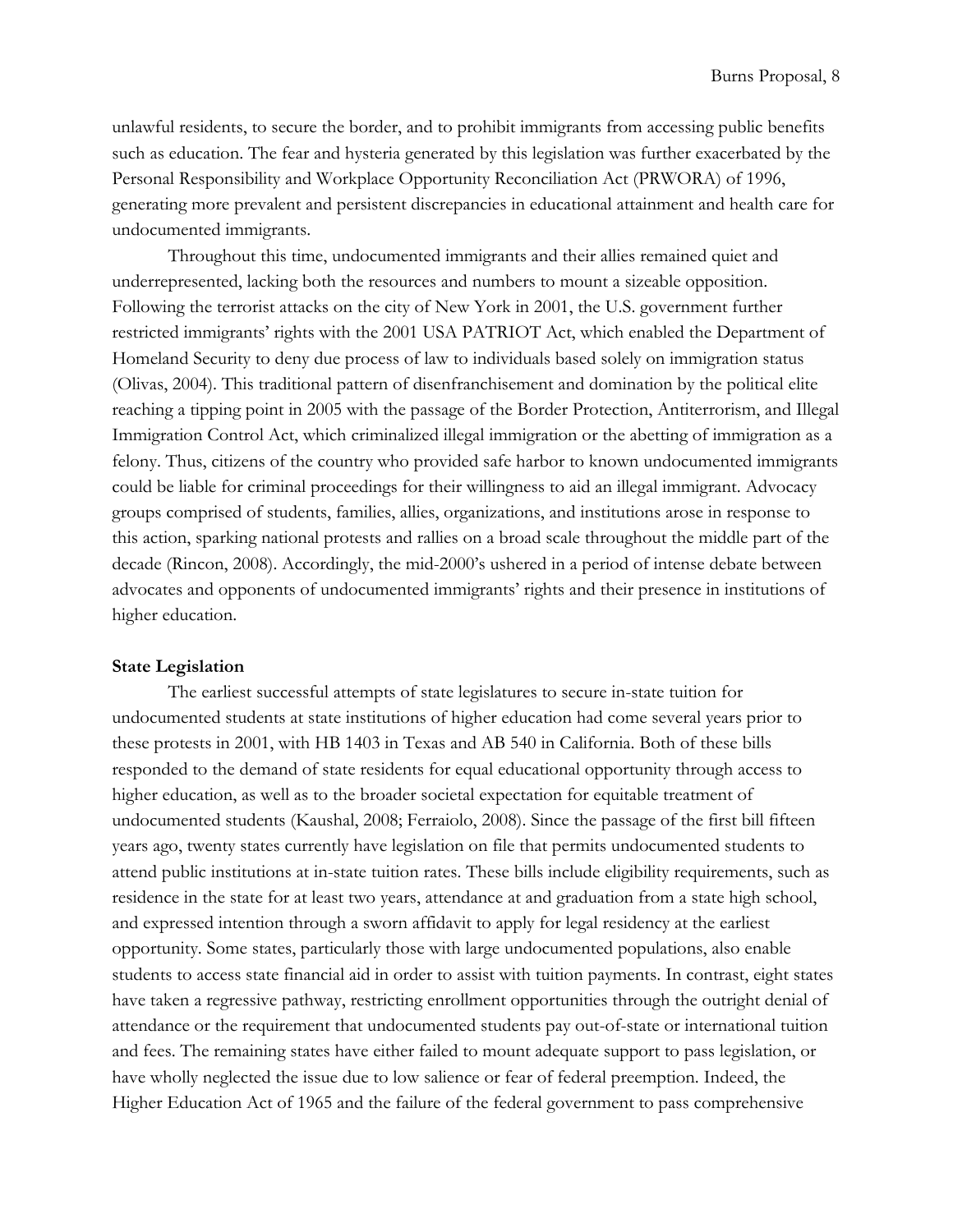unlawful residents, to secure the border, and to prohibit immigrants from accessing public benefits such as education. The fear and hysteria generated by this legislation was further exacerbated by the Personal Responsibility and Workplace Opportunity Reconciliation Act (PRWORA) of 1996, generating more prevalent and persistent discrepancies in educational attainment and health care for undocumented immigrants.

Throughout this time, undocumented immigrants and their allies remained quiet and underrepresented, lacking both the resources and numbers to mount a sizeable opposition. Following the terrorist attacks on the city of New York in 2001, the U.S. government further restricted immigrants' rights with the 2001 USA PATRIOT Act, which enabled the Department of Homeland Security to deny due process of law to individuals based solely on immigration status (Olivas, 2004). This traditional pattern of disenfranchisement and domination by the political elite reaching a tipping point in 2005 with the passage of the Border Protection, Antiterrorism, and Illegal Immigration Control Act, which criminalized illegal immigration or the abetting of immigration as a felony. Thus, citizens of the country who provided safe harbor to known undocumented immigrants could be liable for criminal proceedings for their willingness to aid an illegal immigrant. Advocacy groups comprised of students, families, allies, organizations, and institutions arose in response to this action, sparking national protests and rallies on a broad scale throughout the middle part of the decade (Rincon, 2008). Accordingly, the mid-2000's ushered in a period of intense debate between advocates and opponents of undocumented immigrants' rights and their presence in institutions of higher education.

**State Legislation**

The earliest successful attempts of state legislatures to secure in-state tuition for undocumented students at state institutions of higher education had come several years prior to these protests in 2001, with HB 1403 in Texas and AB 540 in California. Both of these bills responded to the demand of state residents for equal educational opportunity through access to higher education, as well as to the broader societal expectation for equitable treatment of undocumented students (Kaushal, 2008; Ferraiolo, 2008). Since the passage of the first bill fifteen years ago, twenty states currently have legislation on file that permits undocumented students to attend public institutions at in-state tuition rates. These bills include eligibility requirements, such as residence in the state for at least two years, attendance at and graduation from a state high school, and expressed intention through a sworn affidavit to apply for legal residency at the earliest opportunity. Some states, particularly those with large undocumented populations, also enable students to access state financial aid in order to assist with tuition payments. In contrast, eight states have taken a regressive pathway, restricting enrollment opportunities through the outright denial of attendance or the requirement that undocumented students pay out-of-state or international tuition and fees. The remaining states have either failed to mount adequate support to pass legislation, or have wholly neglected the issue due to low salience or fear of federal preemption. Indeed, the Higher Education Act of 1965 and the failure of the federal government to pass comprehensive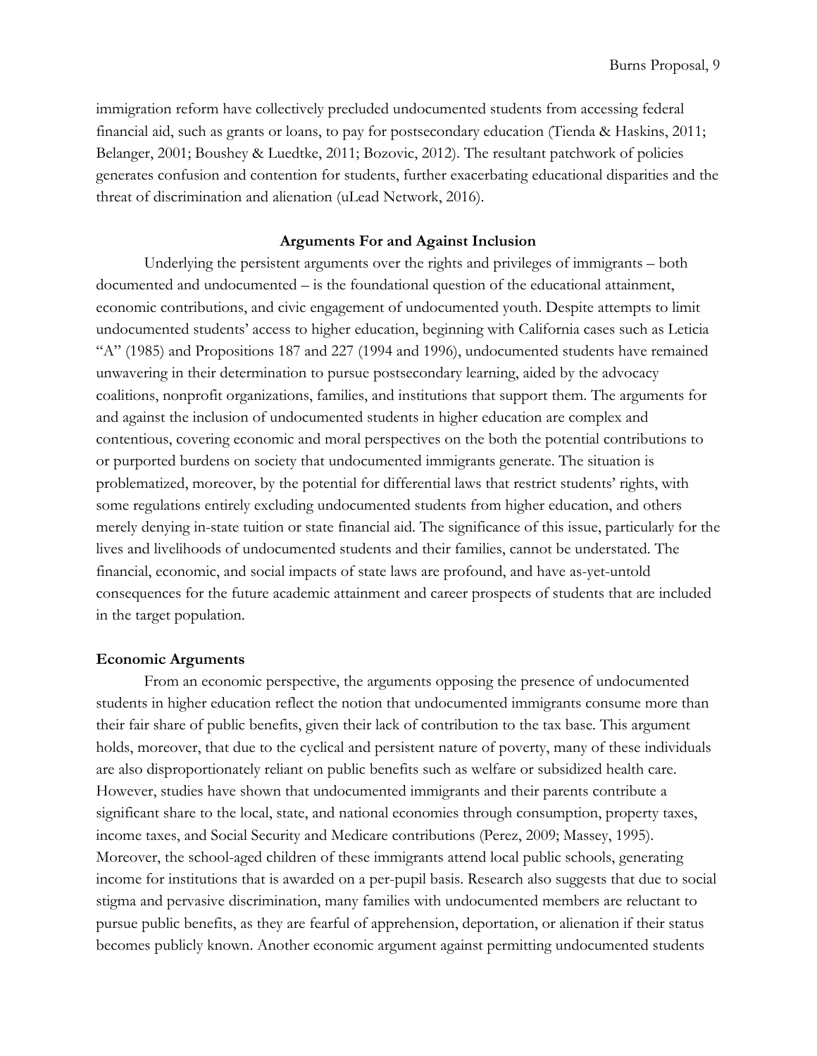immigration reform have collectively precluded undocumented students from accessing federal financial aid, such as grants or loans, to pay for postsecondary education (Tienda & Haskins, 2011; Belanger, 2001; Boushey & Luedtke, 2011; Bozovic, 2012). The resultant patchwork of policies generates confusion and contention for students, further exacerbating educational disparities and the threat of discrimination and alienation (uLead Network, 2016).

## Arguments For and Against Inclusion

Underlying the persistent arguments over the rights and privileges of immigrants – both documented and undocumented – is the foundational question of the educational attainment, economic contributions, and civic engagement of undocumented youth. Despite attempts to limit undocumented students' access to higher education, beginning with California cases such as Leticia "A" (1985) and Propositions 187 and 227 (1994 and 1996), undocumented students have remained unwavering in their determination to pursue postsecondary learning, aided by the advocacy coalitions, nonprofit organizations, families, and institutions that support them. The arguments for and against the inclusion of undocumented students in higher education are complex and contentious, covering economic and moral perspectives on the both the potential contributions to or purported burdens on society that undocumented immigrants generate. The situation is problematized, moreover, by the potential for differential laws that restrict students' rights, with some regulations entirely excluding undocumented students from higher education, and others merely denying in-state tuition or state financial aid. The significance of this issue, particularly for the lives and livelihoods of undocumented students and their families, cannot be understated. The financial, economic, and social impacts of state laws are profound, and have as-yet-untold consequences for the future academic attainment and career prospects of students that are included in the target population.

### Economic Arguments

From an economic perspective, the arguments opposing the presence of undocumented students in higher education reflect the notion that undocumented immigrants consume more than their fair share of public benefits, given their lack of contribution to the tax base. This argument holds, moreover, that due to the cyclical and persistent nature of poverty, many of these individuals are also disproportionately reliant on public benefits such as welfare or subsidized health care. However, studies have shown that undocumented immigrants and their parents contribute a significant share to the local, state, and national economies through consumption, property taxes, income taxes, and Social Security and Medicare contributions (Perez, 2009; Massey, 1995). Moreover, the school-aged children of these immigrants attend local public schools, generating income for institutions that is awarded on a per-pupil basis. Research also suggests that due to social stigma and pervasive discrimination, many families with undocumented members are reluctant to pursue public benefits, as they are fearful of apprehension, deportation, or alienation if their status becomes publicly known. Another economic argument against permitting undocumented students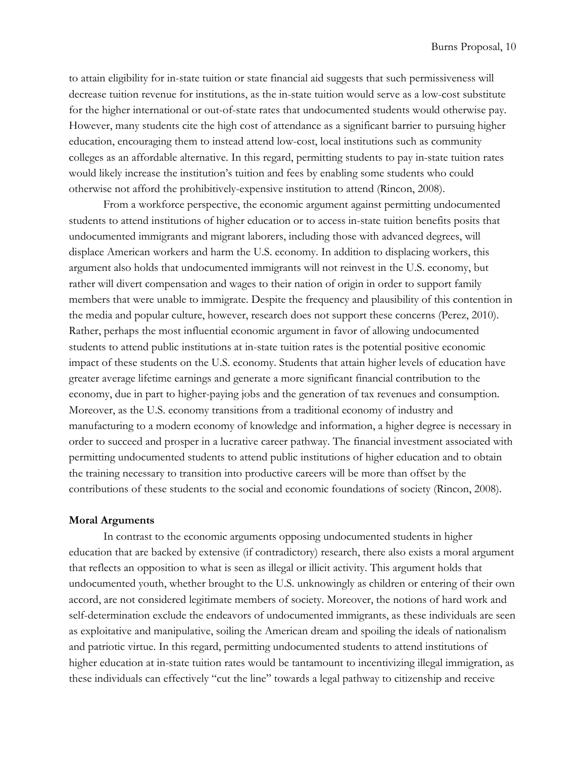to attain eligibility for in-state tuition or state financial aid suggests that such permissiveness will decrease tuition revenue for institutions, as the in-state tuition would serve as a low-cost substitute for the higher international or out-of-state rates that undocumented students would otherwise pay. However, many students cite the high cost of attendance as a significant barrier to pursuing higher education, encouraging them to instead attend low-cost, local institutions such as community colleges as an affordable alternative. In this regard, permitting students to pay in-state tuition rates would likely increase the institution's tuition and fees by enabling some students who could otherwise not afford the prohibitively-expensive institution to attend (Rincon, 2008).

From a workforce perspective, the economic argument against permitting undocumented students to attend institutions of higher education or to access in-state tuition benefits posits that undocumented immigrants and migrant laborers, including those with advanced degrees, will displace American workers and harm the U.S. economy. In addition to displacing workers, this argument also holds that undocumented immigrants will not reinvest in the U.S. economy, but rather will divert compensation and wages to their nation of origin in order to support family members that were unable to immigrate. Despite the frequency and plausibility of this contention in the media and popular culture, however, research does not support these concerns (Perez, 2010). Rather, perhaps the most influential economic argument in favor of allowing undocumented students to attend public institutions at in-state tuition rates is the potential positive economic impact of these students on the U.S. economy. Students that attain higher levels of education have greater average lifetime earnings and generate a more significant financial contribution to the economy, due in part to higher-paying jobs and the generation of tax revenues and consumption. Moreover, as the U.S. economy transitions from a traditional economy of industry and manufacturing to a modern economy of knowledge and information, a higher degree is necessary in order to succeed and prosper in a lucrative career pathway. The financial investment associated with permitting undocumented students to attend public institutions of higher education and to obtain the training necessary to transition into productive careers will be more than offset by the contributions of these students to the social and economic foundations of society (Rincon, 2008).

**Moral Arguments**

In contrast to the economic arguments opposing undocumented students in higher education that are backed by extensive (if contradictory) research, there also exists a moral argument that reflects an opposition to what is seen as illegal or illicit activity. This argument holds that undocumented youth, whether brought to the U.S. unknowingly as children or entering of their own accord, are not considered legitimate members of society. Moreover, the notions of hard work and self-determination exclude the endeavors of undocumented immigrants, as these individuals are seen as exploitative and manipulative, soiling the American dream and spoiling the ideals of nationalism and patriotic virtue. In this regard, permitting undocumented students to attend institutions of higher education at in-state tuition rates would be tantamount to incentivizing illegal immigration, as these individuals can effectively "cut the line" towards a legal pathway to citizenship and receive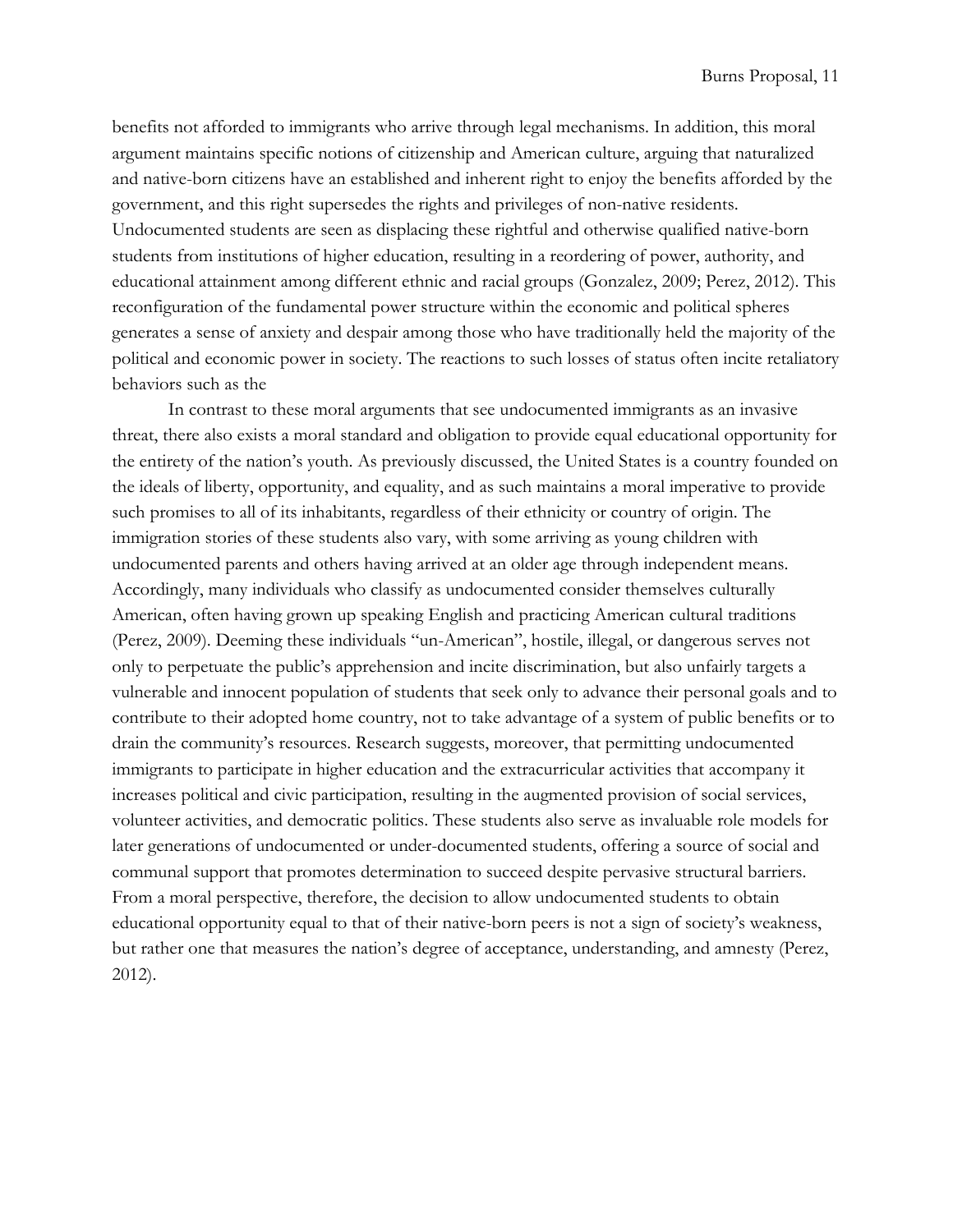benefits not afforded to immigrants who arrive through legal mechanisms. In addition, this moral argument maintains specific notions of citizenship and American culture, arguing that naturalized and native-born citizens have an established and inherent right to enjoy the benefits afforded by the government, and this right supersedes the rights and privileges of non-native residents. Undocumented students are seen as displacing these rightful and otherwise qualified native-born students from institutions of higher education, resulting in a reordering of power, authority, and educational attainment among different ethnic and racial groups (Gonzalez, 2009; Perez, 2012). This reconfiguration of the fundamental power structure within the economic and political spheres generates a sense of anxiety and despair among those who have traditionally held the majority of the political and economic power in society. The reactions to such losses of status often incite retaliatory behaviors such as the

In contrast to these moral arguments that see undocumented immigrants as an invasive threat, there also exists a moral standard and obligation to provide equal educational opportunity for the entirety of the nation's youth. As previously discussed, the United States is a country founded on the ideals of liberty, opportunity, and equality, and as such maintains a moral imperative to provide such promises to all of its inhabitants, regardless of their ethnicity or country of origin. The immigration stories of these students also vary, with some arriving as young children with undocumented parents and others having arrived at an older age through independent means. Accordingly, many individuals who classify as undocumented consider themselves culturally American, often having grown up speaking English and practicing American cultural traditions (Perez, 2009). Deeming these individuals "un-American", hostile, illegal, or dangerous serves not only to perpetuate the public's apprehension and incite discrimination, but also unfairly targets a vulnerable and innocent population of students that seek only to advance their personal goals and to contribute to their adopted home country, not to take advantage of a system of public benefits or to drain the community's resources. Research suggests, moreover, that permitting undocumented immigrants to participate in higher education and the extracurricular activities that accompany it increases political and civic participation, resulting in the augmented provision of social services, volunteer activities, and democratic politics. These students also serve as invaluable role models for later generations of undocumented or under-documented students, offering a source of social and communal support that promotes determination to succeed despite pervasive structural barriers. From a moral perspective, therefore, the decision to allow undocumented students to obtain educational opportunity equal to that of their native-born peers is not a sign of society's weakness, but rather one that measures the nation's degree of acceptance, understanding, and amnesty (Perez, 2012).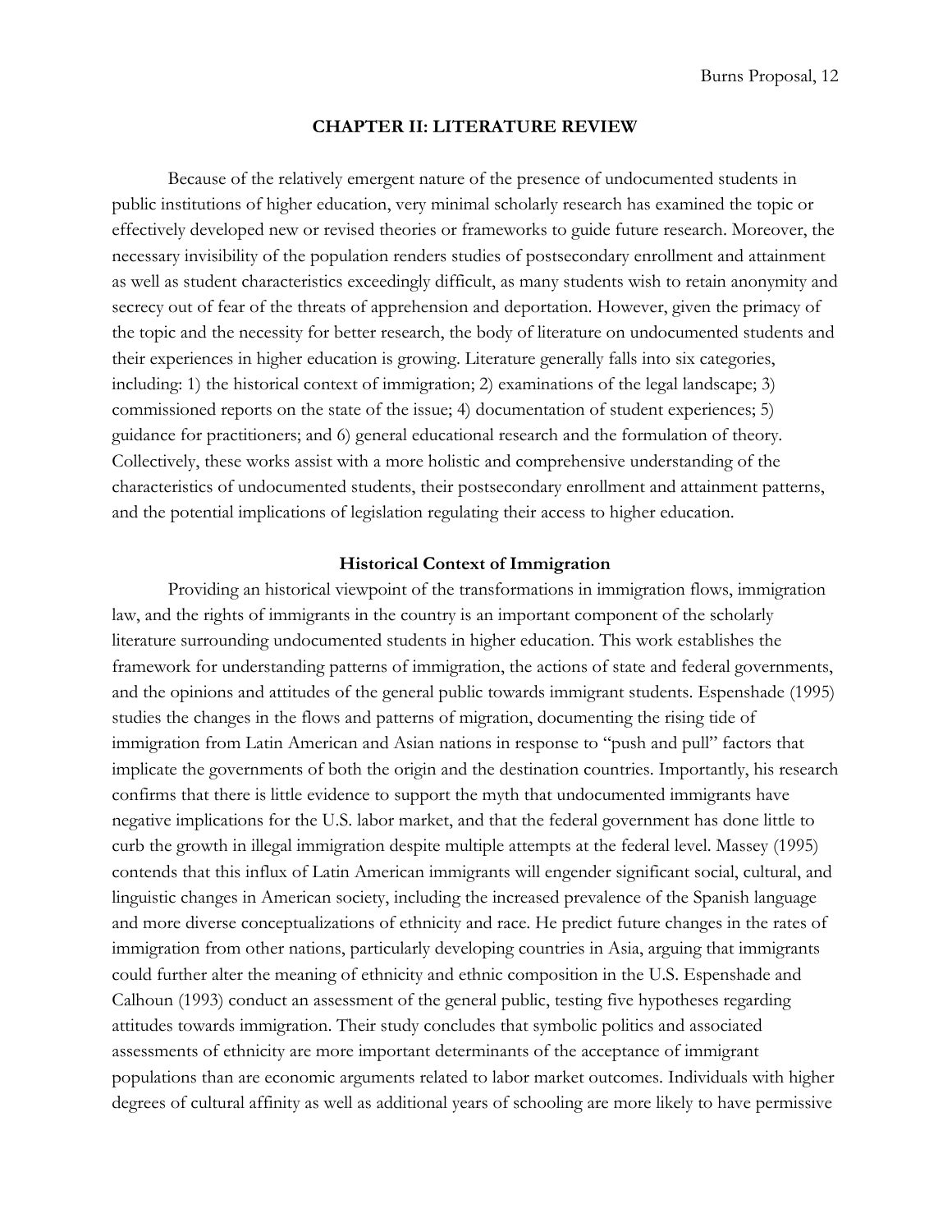## CHAPTER II: LITERATURE REVIEW

Because of the relatively emergent nature of the presence of undocumented students in public institutions of higher education, very minimal scholarly research has examined the topic or effectively developed new or revised theories or frameworks to guide future research. Moreover, the necessary invisibility of the population renders studies of postsecondary enrollment and attainment as well as student characteristics exceedingly difficult, as many students wish to retain anonymity and secrecy out of fear of the threats of apprehension and deportation. However, given the primacy of the topic and the necessity for better research, the body of literature on undocumented students and their experiences in higher education is growing. Literature generally falls into six categories, including: 1) the historical context of immigration; 2) examinations of the legal landscape; 3) commissioned reports on the state of the issue; 4) documentation of student experiences; 5) guidance for practitioners; and 6) general educational research and the formulation of theory. Collectively, these works assist with a more holistic and comprehensive understanding of the characteristics of undocumented students, their postsecondary enrollment and attainment patterns, and the potential implications of legislation regulating their access to higher education.

### Historical Context of Immigration

Providing an historical viewpoint of the transformations in immigration flows, immigration law, and the rights of immigrants in the country is an important component of the scholarly literature surrounding undocumented students in higher education. This work establishes the framework for understanding patterns of immigration, the actions of state and federal governments, and the opinions and attitudes of the general public towards immigrant students. Espenshade (1995) studies the changes in the flows and patterns of migration, documenting the rising tide of immigration from Latin American and Asian nations in response to "push and pull" factors that implicate the governments of both the origin and the destination countries. Importantly, his research confirms that there is little evidence to support the myth that undocumented immigrants have negative implications for the U.S. labor market, and that the federal government has done little to curb the growth in illegal immigration despite multiple attempts at the federal level. Massey (1995) contends that this influx of Latin American immigrants will engender significant social, cultural, and linguistic changes in American society, including the increased prevalence of the Spanish language and more diverse conceptualizations of ethnicity and race. He predict future changes in the rates of immigration from other nations, particularly developing countries in Asia, arguing that immigrants could further alter the meaning of ethnicity and ethnic composition in the U.S. Espenshade and Calhoun (1993) conduct an assessment of the general public, testing five hypotheses regarding attitudes towards immigration. Their study concludes that symbolic politics and associated assessments of ethnicity are more important determinants of the acceptance of immigrant populations than are economic arguments related to labor market outcomes. Individuals with higher degrees of cultural affinity as well as additional years of schooling are more likely to have permissive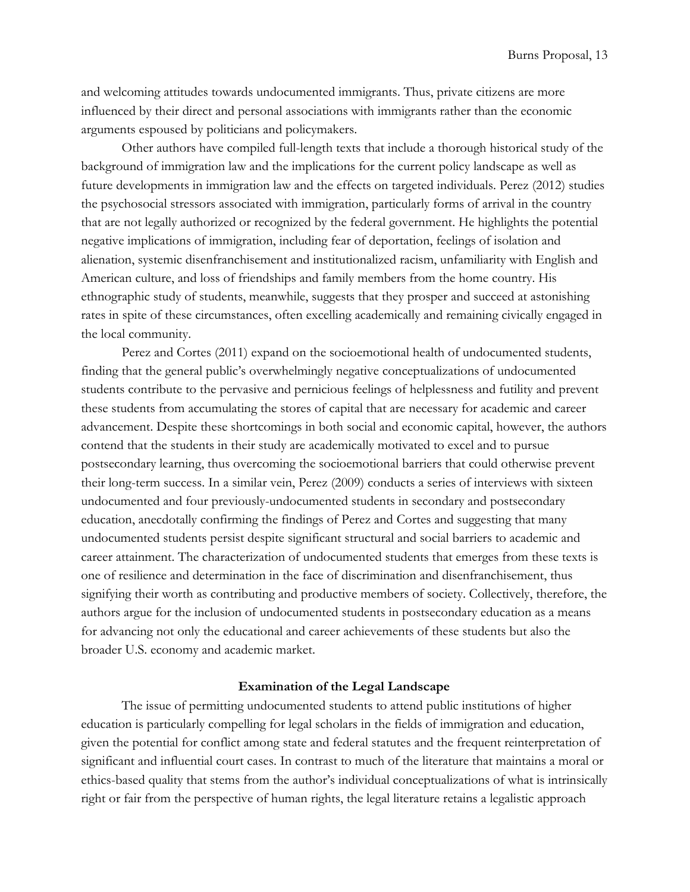and welcoming attitudes towards undocumented immigrants. Thus, private citizens are more influenced by their direct and personal associations with immigrants rather than the economic arguments espoused by politicians and policymakers.

Other authors have compiled full-length texts that include a thorough historical study of the background of immigration law and the implications for the current policy landscape as well as future developments in immigration law and the effects on targeted individuals. Perez (2012) studies the psychosocial stressors associated with immigration, particularly forms of arrival in the country that are not legally authorized or recognized by the federal government. He highlights the potential negative implications of immigration, including fear of deportation, feelings of isolation and alienation, systemic disenfranchisement and institutionalized racism, unfamiliarity with English and American culture, and loss of friendships and family members from the home country. His ethnographic study of students, meanwhile, suggests that they prosper and succeed at astonishing rates in spite of these circumstances, often excelling academically and remaining civically engaged in the local community.

Perez and Cortes (2011) expand on the socioemotional health of undocumented students, finding that the general public's overwhelmingly negative conceptualizations of undocumented students contribute to the pervasive and pernicious feelings of helplessness and futility and prevent these students from accumulating the stores of capital that are necessary for academic and career advancement. Despite these shortcomings in both social and economic capital, however, the authors contend that the students in their study are academically motivated to excel and to pursue postsecondary learning, thus overcoming the socioemotional barriers that could otherwise prevent their long-term success. In a similar vein, Perez (2009) conducts a series of interviews with sixteen undocumented and four previously-undocumented students in secondary and postsecondary education, anecdotally confirming the findings of Perez and Cortes and suggesting that many undocumented students persist despite significant structural and social barriers to academic and career attainment. The characterization of undocumented students that emerges from these texts is one of resilience and determination in the face of discrimination and disenfranchisement, thus signifying their worth as contributing and productive members of society. Collectively, therefore, the authors argue for the inclusion of undocumented students in postsecondary education as a means for advancing not only the educational and career achievements of these students but also the broader U.S. economy and academic market.

## Examination of the Legal Landscape

The issue of permitting undocumented students to attend public institutions of higher education is particularly compelling for legal scholars in the fields of immigration and education, given the potential for conflict among state and federal statutes and the frequent reinterpretation of significant and influential court cases. In contrast to much of the literature that maintains a moral or ethics-based quality that stems from the author's individual conceptualizations of what is intrinsically right or fair from the perspective of human rights, the legal literature retains a legalistic approach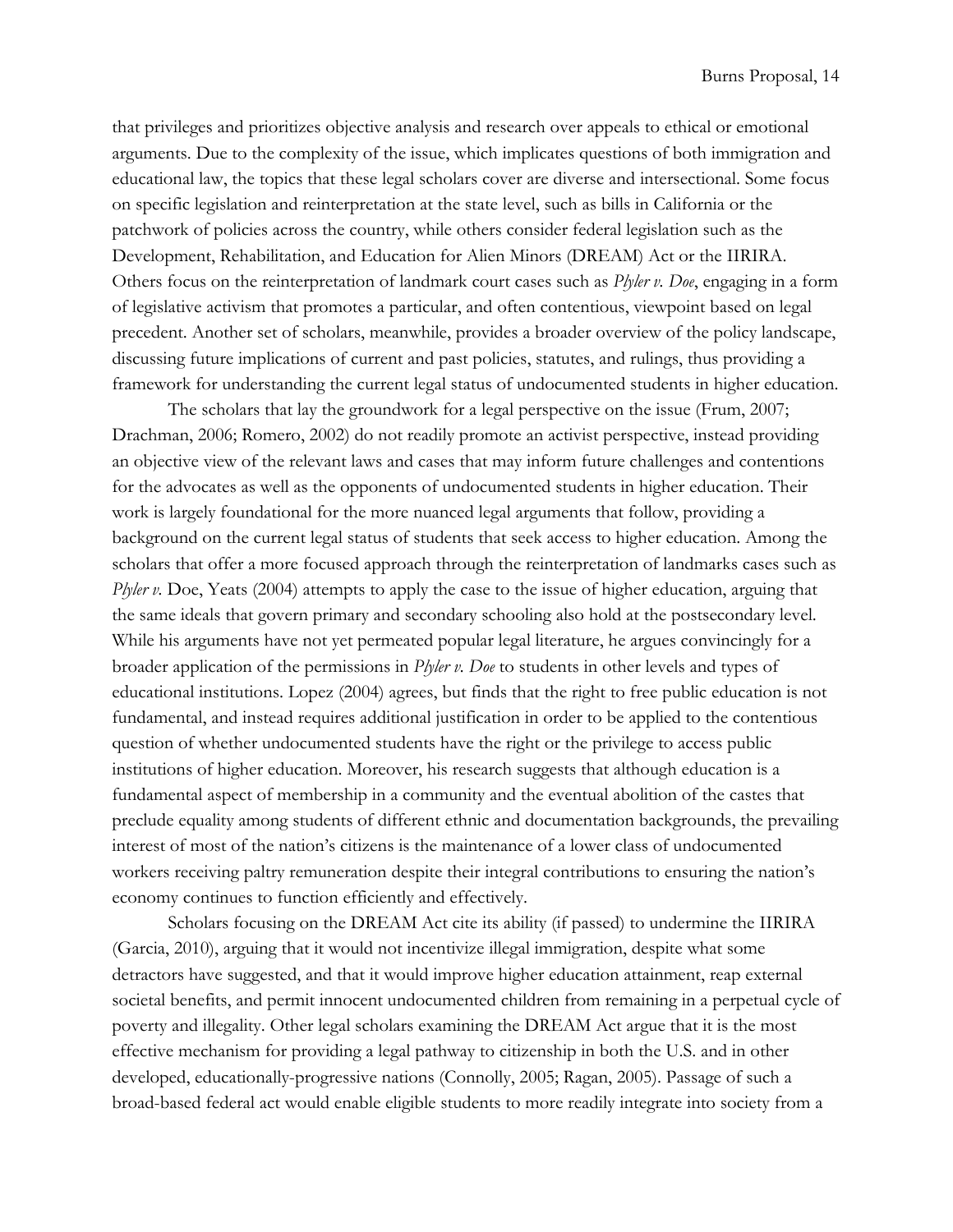that privileges and prioritizes objective analysis and research over appeals to ethical or emotional arguments. Due to the complexity of the issue, which implicates questions of both immigration and educational law, the topics that these legal scholars cover are diverse and intersectional. Some focus on specific legislation and reinterpretation at the state level, such as bills in California or the patchwork of policies across the country, while others consider federal legislation such as the Development, Rehabilitation, and Education for Alien Minors (DREAM) Act or the IIRIRA. Others focus on the reinterpretation of landmark court cases such as *Plyler v. Doe*, engaging in a form of legislative activism that promotes a particular, and often contentious, viewpoint based on legal precedent. Another set of scholars, meanwhile, provides a broader overview of the policy landscape, discussing future implications of current and past policies, statutes, and rulings, thus providing a framework for understanding the current legal status of undocumented students in higher education.

The scholars that lay the groundwork for a legal perspective on the issue (Frum, 2007; Drachman, 2006; Romero, 2002) do not readily promote an activist perspective, instead providing an objective view of the relevant laws and cases that may inform future challenges and contentions for the advocates as well as the opponents of undocumented students in higher education. Their work is largely foundational for the more nuanced legal arguments that follow, providing a background on the current legal status of students that seek access to higher education. Among the scholars that offer a more focused approach through the reinterpretation of landmarks cases such as *Plyler v.* Doe, Yeats (2004) attempts to apply the case to the issue of higher education, arguing that the same ideals that govern primary and secondary schooling also hold at the postsecondary level. While his arguments have not yet permeated popular legal literature, he argues convincingly for a broader application of the permissions in *Plyler v. Doe* to students in other levels and types of educational institutions. Lopez (2004) agrees, but finds that the right to free public education is not fundamental, and instead requires additional justification in order to be applied to the contentious question of whether undocumented students have the right or the privilege to access public institutions of higher education. Moreover, his research suggests that although education is a fundamental aspect of membership in a community and the eventual abolition of the castes that preclude equality among students of different ethnic and documentation backgrounds, the prevailing interest of most of the nation's citizens is the maintenance of a lower class of undocumented workers receiving paltry remuneration despite their integral contributions to ensuring the nation's economy continues to function efficiently and effectively.

Scholars focusing on the DREAM Act cite its ability (if passed) to undermine the IIRIRA (Garcia, 2010), arguing that it would not incentivize illegal immigration, despite what some detractors have suggested, and that it would improve higher education attainment, reap external societal benefits, and permit innocent undocumented children from remaining in a perpetual cycle of poverty and illegality. Other legal scholars examining the DREAM Act argue that it is the most effective mechanism for providing a legal pathway to citizenship in both the U.S. and in other developed, educationally-progressive nations (Connolly, 2005; Ragan, 2005). Passage of such a broad-based federal act would enable eligible students to more readily integrate into society from a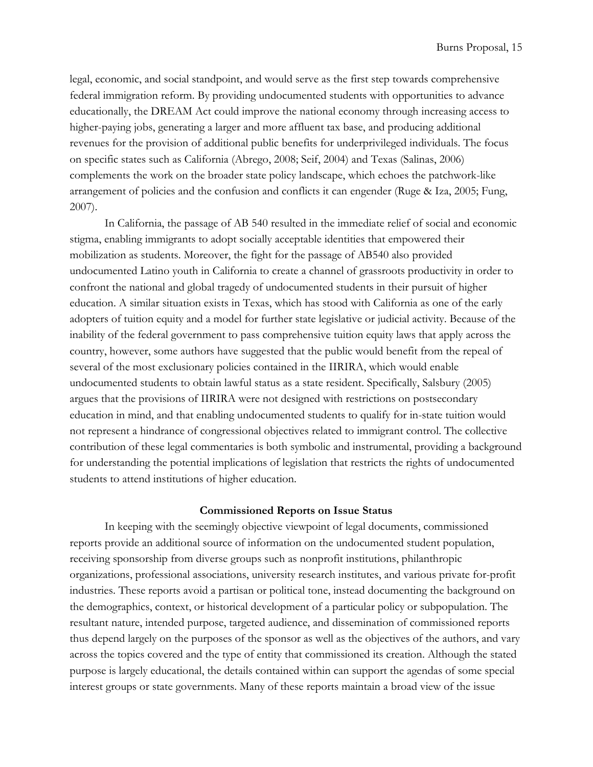legal, economic, and social standpoint, and would serve as the first step towards comprehensive federal immigration reform. By providing undocumented students with opportunities to advance educationally, the DREAM Act could improve the national economy through increasing access to higher-paying jobs, generating a larger and more affluent tax base, and producing additional revenues for the provision of additional public benefits for underprivileged individuals. The focus on specific states such as California (Abrego, 2008; Seif, 2004) and Texas (Salinas, 2006) complements the work on the broader state policy landscape, which echoes the patchwork-like arrangement of policies and the confusion and conflicts it can engender (Ruge & Iza, 2005; Fung, 2007).

In California, the passage of AB 540 resulted in the immediate relief of social and economic stigma, enabling immigrants to adopt socially acceptable identities that empowered their mobilization as students. Moreover, the fight for the passage of AB540 also provided undocumented Latino youth in California to create a channel of grassroots productivity in order to confront the national and global tragedy of undocumented students in their pursuit of higher education. A similar situation exists in Texas, which has stood with California as one of the early adopters of tuition equity and a model for further state legislative or judicial activity. Because of the inability of the federal government to pass comprehensive tuition equity laws that apply across the country, however, some authors have suggested that the public would benefit from the repeal of several of the most exclusionary policies contained in the IIRIRA, which would enable undocumented students to obtain lawful status as a state resident. Specifically, Salsbury (2005) argues that the provisions of IIRIRA were not designed with restrictions on postsecondary education in mind, and that enabling undocumented students to qualify for in-state tuition would not represent a hindrance of congressional objectives related to immigrant control. The collective contribution of these legal commentaries is both symbolic and instrumental, providing a background for understanding the potential implications of legislation that restricts the rights of undocumented students to attend institutions of higher education.

## Commissioned Reports on Issue Status

In keeping with the seemingly objective viewpoint of legal documents, commissioned reports provide an additional source of information on the undocumented student population, receiving sponsorship from diverse groups such as nonprofit institutions, philanthropic organizations, professional associations, university research institutes, and various private for-profit industries. These reports avoid a partisan or political tone, instead documenting the background on the demographics, context, or historical development of a particular policy or subpopulation. The resultant nature, intended purpose, targeted audience, and dissemination of commissioned reports thus depend largely on the purposes of the sponsor as well as the objectives of the authors, and vary across the topics covered and the type of entity that commissioned its creation. Although the stated purpose is largely educational, the details contained within can support the agendas of some special interest groups or state governments. Many of these reports maintain a broad view of the issue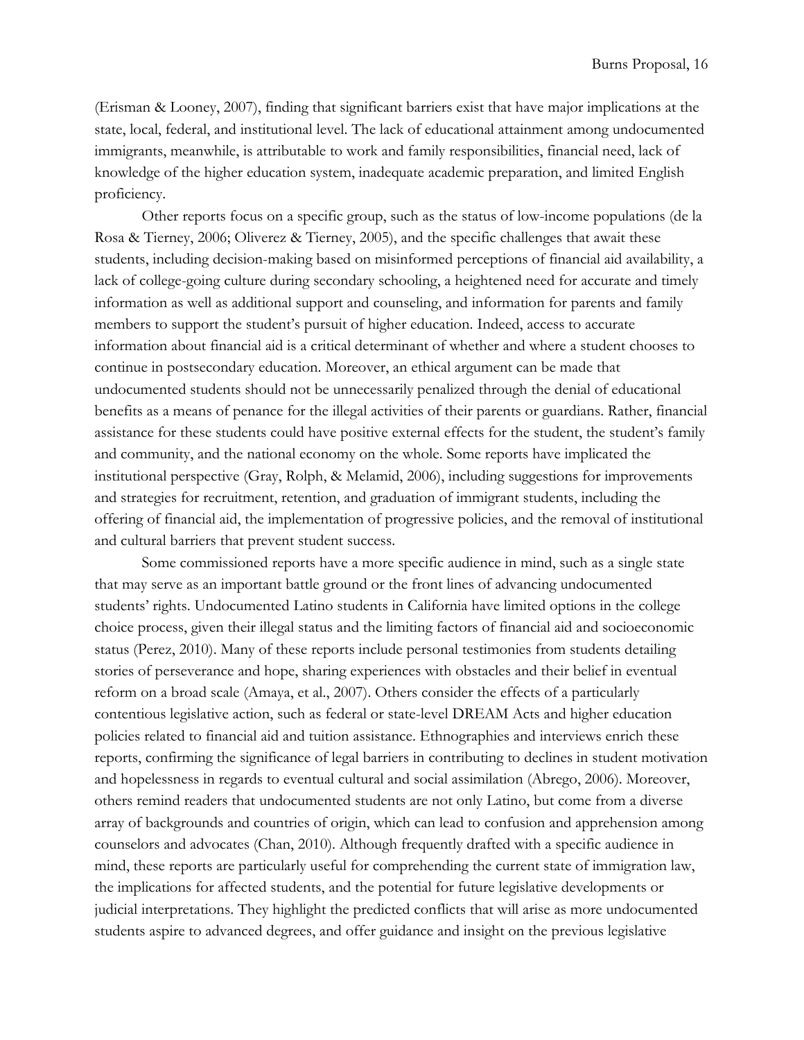(Erisman & Looney, 2007), finding that significant barriers exist that have major implications at the state, local, federal, and institutional level. The lack of educational attainment among undocumented immigrants, meanwhile, is attributable to work and family responsibilities, financial need, lack of knowledge of the higher education system, inadequate academic preparation, and limited English proficiency.

Other reports focus on a specific group, such as the status of low-income populations (de la Rosa & Tierney, 2006; Oliverez & Tierney, 2005), and the specific challenges that await these students, including decision-making based on misinformed perceptions of financial aid availability, a lack of college-going culture during secondary schooling, a heightened need for accurate and timely information as well as additional support and counseling, and information for parents and family members to support the student's pursuit of higher education. Indeed, access to accurate information about financial aid is a critical determinant of whether and where a student chooses to continue in postsecondary education. Moreover, an ethical argument can be made that undocumented students should not be unnecessarily penalized through the denial of educational benefits as a means of penance for the illegal activities of their parents or guardians. Rather, financial assistance for these students could have positive external effects for the student, the student's family and community, and the national economy on the whole. Some reports have implicated the institutional perspective (Gray, Rolph, & Melamid, 2006), including suggestions for improvements and strategies for recruitment, retention, and graduation of immigrant students, including the offering of financial aid, the implementation of progressive policies, and the removal of institutional and cultural barriers that prevent student success.

Some commissioned reports have a more specific audience in mind, such as a single state that may serve as an important battle ground or the front lines of advancing undocumented students' rights. Undocumented Latino students in California have limited options in the college choice process, given their illegal status and the limiting factors of financial aid and socioeconomic status (Perez, 2010). Many of these reports include personal testimonies from students detailing stories of perseverance and hope, sharing experiences with obstacles and their belief in eventual reform on a broad scale (Amaya, et al., 2007). Others consider the effects of a particularly contentious legislative action, such as federal or state-level DREAM Acts and higher education policies related to financial aid and tuition assistance. Ethnographies and interviews enrich these reports, confirming the significance of legal barriers in contributing to declines in student motivation and hopelessness in regards to eventual cultural and social assimilation (Abrego, 2006). Moreover, others remind readers that undocumented students are not only Latino, but come from a diverse array of backgrounds and countries of origin, which can lead to confusion and apprehension among counselors and advocates (Chan, 2010). Although frequently drafted with a specific audience in mind, these reports are particularly useful for comprehending the current state of immigration law, the implications for affected students, and the potential for future legislative developments or judicial interpretations. They highlight the predicted conflicts that will arise as more undocumented students aspire to advanced degrees, and offer guidance and insight on the previous legislative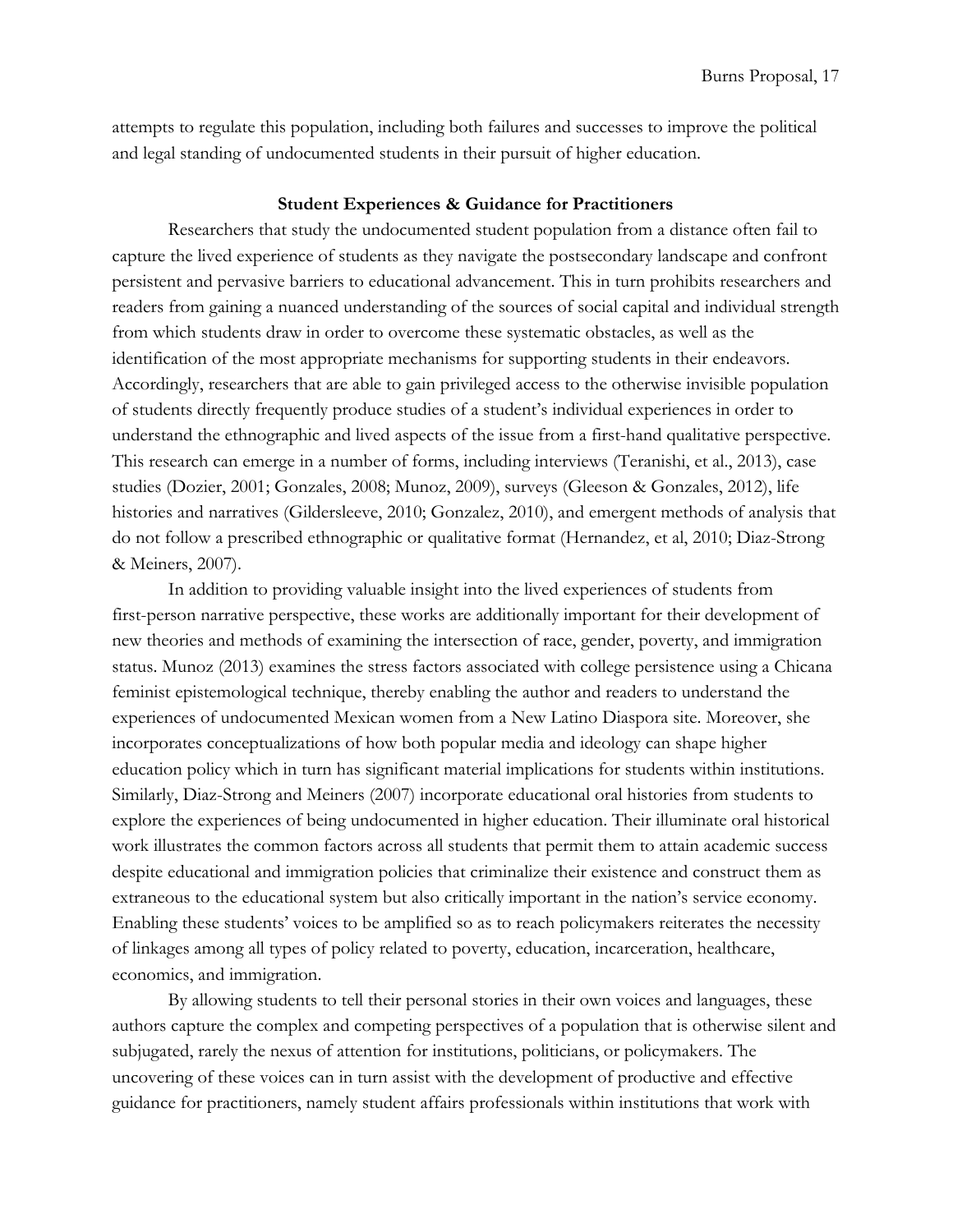attempts to regulate this population, including both failures and successes to improve the political and legal standing of undocumented students in their pursuit of higher education.

### Student Experiences & Guidance for Practitioners

Researchers that study the undocumented student population from a distance often fail to capture the lived experience of students as they navigate the postsecondary landscape and confront persistent and pervasive barriers to educational advancement. This in turn prohibits researchers and readers from gaining a nuanced understanding of the sources of social capital and individual strength from which students draw in order to overcome these systematic obstacles, as well as the identification of the most appropriate mechanisms for supporting students in their endeavors. Accordingly, researchers that are able to gain privileged access to the otherwise invisible population of students directly frequently produce studies of a student's individual experiences in order to understand the ethnographic and lived aspects of the issue from a first-hand qualitative perspective. This research can emerge in a number of forms, including interviews (Teranishi, et al., 2013), case studies (Dozier, 2001; Gonzales, 2008; Munoz, 2009), surveys (Gleeson & Gonzales, 2012), life histories and narratives (Gildersleeve, 2010; Gonzalez, 2010), and emergent methods of analysis that do not follow a prescribed ethnographic or qualitative format (Hernandez, et al, 2010; Diaz-Strong & Meiners, 2007).

In addition to providing valuable insight into the lived experiences of students from first-person narrative perspective, these works are additionally important for their development of new theories and methods of examining the intersection of race, gender, poverty, and immigration status. Munoz (2013) examines the stress factors associated with college persistence using a Chicana feminist epistemological technique, thereby enabling the author and readers to understand the experiences of undocumented Mexican women from a New Latino Diaspora site. Moreover, she incorporates conceptualizations of how both popular media and ideology can shape higher education policy which in turn has significant material implications for students within institutions. Similarly, Diaz-Strong and Meiners (2007) incorporate educational oral histories from students to explore the experiences of being undocumented in higher education. Their illuminate oral historical work illustrates the common factors across all students that permit them to attain academic success despite educational and immigration policies that criminalize their existence and construct them as extraneous to the educational system but also critically important in the nation's service economy. Enabling these students' voices to be amplified so as to reach policymakers reiterates the necessity of linkages among all types of policy related to poverty, education, incarceration, healthcare, economics, and immigration.

By allowing students to tell their personal stories in their own voices and languages, these authors capture the complex and competing perspectives of a population that is otherwise silent and subjugated, rarely the nexus of attention for institutions, politicians, or policymakers. The uncovering of these voices can in turn assist with the development of productive and effective guidance for practitioners, namely student affairs professionals within institutions that work with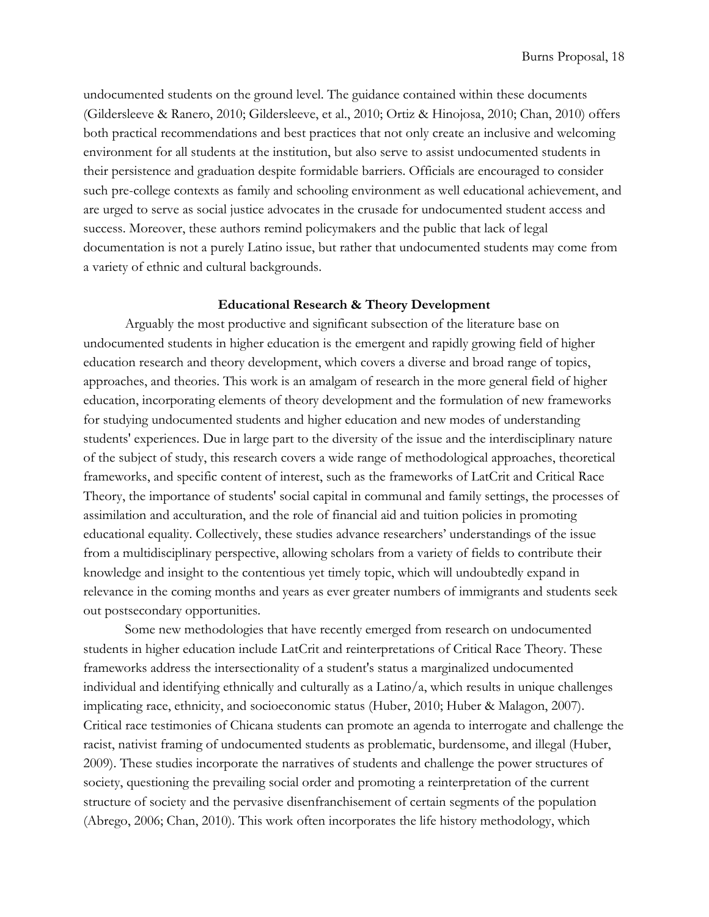undocumented students on the ground level. The guidance contained within these documents (Gildersleeve & Ranero, 2010; Gildersleeve, et al., 2010; Ortiz & Hinojosa, 2010; Chan, 2010) offers both practical recommendations and best practices that not only create an inclusive and welcoming environment for all students at the institution, but also serve to assist undocumented students in their persistence and graduation despite formidable barriers. Officials are encouraged to consider such pre-college contexts as family and schooling environment as well educational achievement, and are urged to serve as social justice advocates in the crusade for undocumented student access and success. Moreover, these authors remind policymakers and the public that lack of legal documentation is not a purely Latino issue, but rather that undocumented students may come from a variety of ethnic and cultural backgrounds.

### Educational Research & Theory Development

Arguably the most productive and significant subsection of the literature base on undocumented students in higher education is the emergent and rapidly growing field of higher education research and theory development, which covers a diverse and broad range of topics, approaches, and theories. This work is an amalgam of research in the more general field of higher education, incorporating elements of theory development and the formulation of new frameworks for studying undocumented students and higher education and new modes of understanding students' experiences. Due in large part to the diversity of the issue and the interdisciplinary nature of the subject of study, this research covers a wide range of methodological approaches, theoretical frameworks, and specific content of interest, such as the frameworks of LatCrit and Critical Race Theory, the importance of students' social capital in communal and family settings, the processes of assimilation and acculturation, and the role of financial aid and tuition policies in promoting educational equality. Collectively, these studies advance researchers' understandings of the issue from a multidisciplinary perspective, allowing scholars from a variety of fields to contribute their knowledge and insight to the contentious yet timely topic, which will undoubtedly expand in relevance in the coming months and years as ever greater numbers of immigrants and students seek out postsecondary opportunities.

Some new methodologies that have recently emerged from research on undocumented students in higher education include LatCrit and reinterpretations of Critical Race Theory. These frameworks address the intersectionality of a student's status a marginalized undocumented individual and identifying ethnically and culturally as a Latino/a, which results in unique challenges implicating race, ethnicity, and socioeconomic status (Huber, 2010; Huber & Malagon, 2007). Critical race testimonies of Chicana students can promote an agenda to interrogate and challenge the racist, nativist framing of undocumented students as problematic, burdensome, and illegal (Huber, 2009). These studies incorporate the narratives of students and challenge the power structures of society, questioning the prevailing social order and promoting a reinterpretation of the current structure of society and the pervasive disenfranchisement of certain segments of the population (Abrego, 2006; Chan, 2010). This work often incorporates the life history methodology, which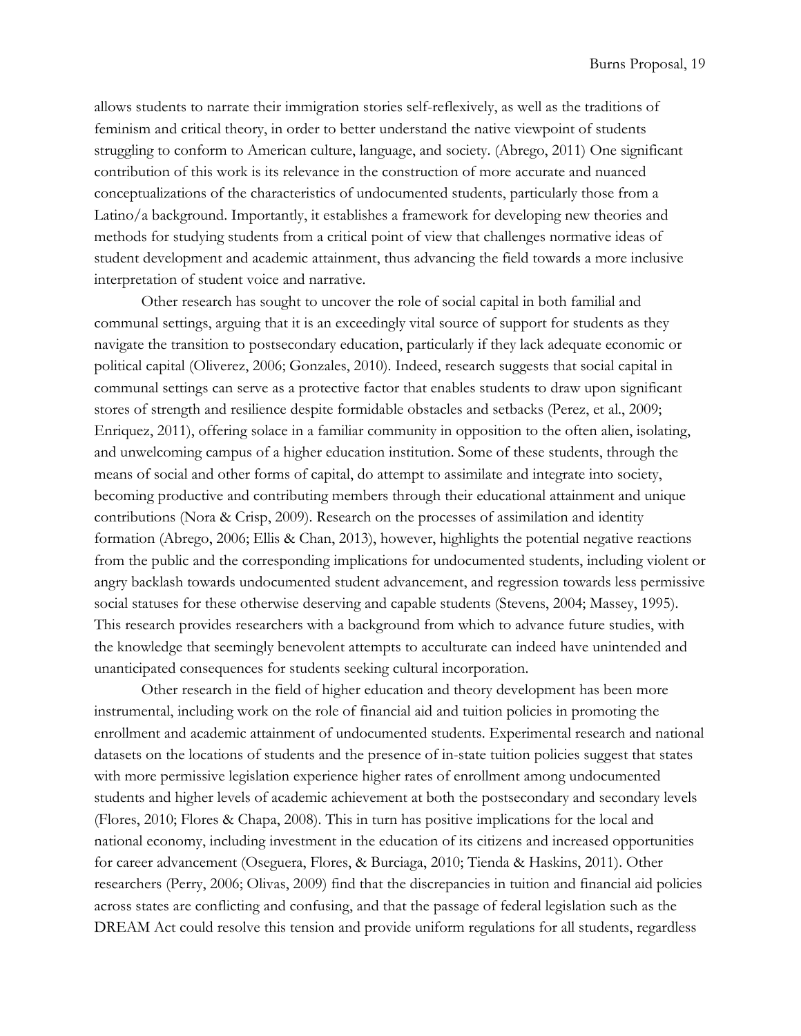allows students to narrate their immigration stories self-reflexively, as well as the traditions of feminism and critical theory, in order to better understand the native viewpoint of students struggling to conform to American culture, language, and society. (Abrego, 2011) One significant contribution of this work is its relevance in the construction of more accurate and nuanced conceptualizations of the characteristics of undocumented students, particularly those from a Latino/a background. Importantly, it establishes a framework for developing new theories and methods for studying students from a critical point of view that challenges normative ideas of student development and academic attainment, thus advancing the field towards a more inclusive interpretation of student voice and narrative.

Other research has sought to uncover the role of social capital in both familial and communal settings, arguing that it is an exceedingly vital source of support for students as they navigate the transition to postsecondary education, particularly if they lack adequate economic or political capital (Oliverez, 2006; Gonzales, 2010). Indeed, research suggests that social capital in communal settings can serve as a protective factor that enables students to draw upon significant stores of strength and resilience despite formidable obstacles and setbacks (Perez, et al., 2009; Enriquez, 2011), offering solace in a familiar community in opposition to the often alien, isolating, and unwelcoming campus of a higher education institution. Some of these students, through the means of social and other forms of capital, do attempt to assimilate and integrate into society, becoming productive and contributing members through their educational attainment and unique contributions (Nora & Crisp, 2009). Research on the processes of assimilation and identity formation (Abrego, 2006; Ellis & Chan, 2013), however, highlights the potential negative reactions from the public and the corresponding implications for undocumented students, including violent or angry backlash towards undocumented student advancement, and regression towards less permissive social statuses for these otherwise deserving and capable students (Stevens, 2004; Massey, 1995). This research provides researchers with a background from which to advance future studies, with the knowledge that seemingly benevolent attempts to acculturate can indeed have unintended and unanticipated consequences for students seeking cultural incorporation.

Other research in the field of higher education and theory development has been more instrumental, including work on the role of financial aid and tuition policies in promoting the enrollment and academic attainment of undocumented students. Experimental research and national datasets on the locations of students and the presence of in-state tuition policies suggest that states with more permissive legislation experience higher rates of enrollment among undocumented students and higher levels of academic achievement at both the postsecondary and secondary levels (Flores, 2010; Flores & Chapa, 2008). This in turn has positive implications for the local and national economy, including investment in the education of its citizens and increased opportunities for career advancement (Oseguera, Flores, & Burciaga, 2010; Tienda & Haskins, 2011). Other researchers (Perry, 2006; Olivas, 2009) find that the discrepancies in tuition and financial aid policies across states are conflicting and confusing, and that the passage of federal legislation such as the DREAM Act could resolve this tension and provide uniform regulations for all students, regardless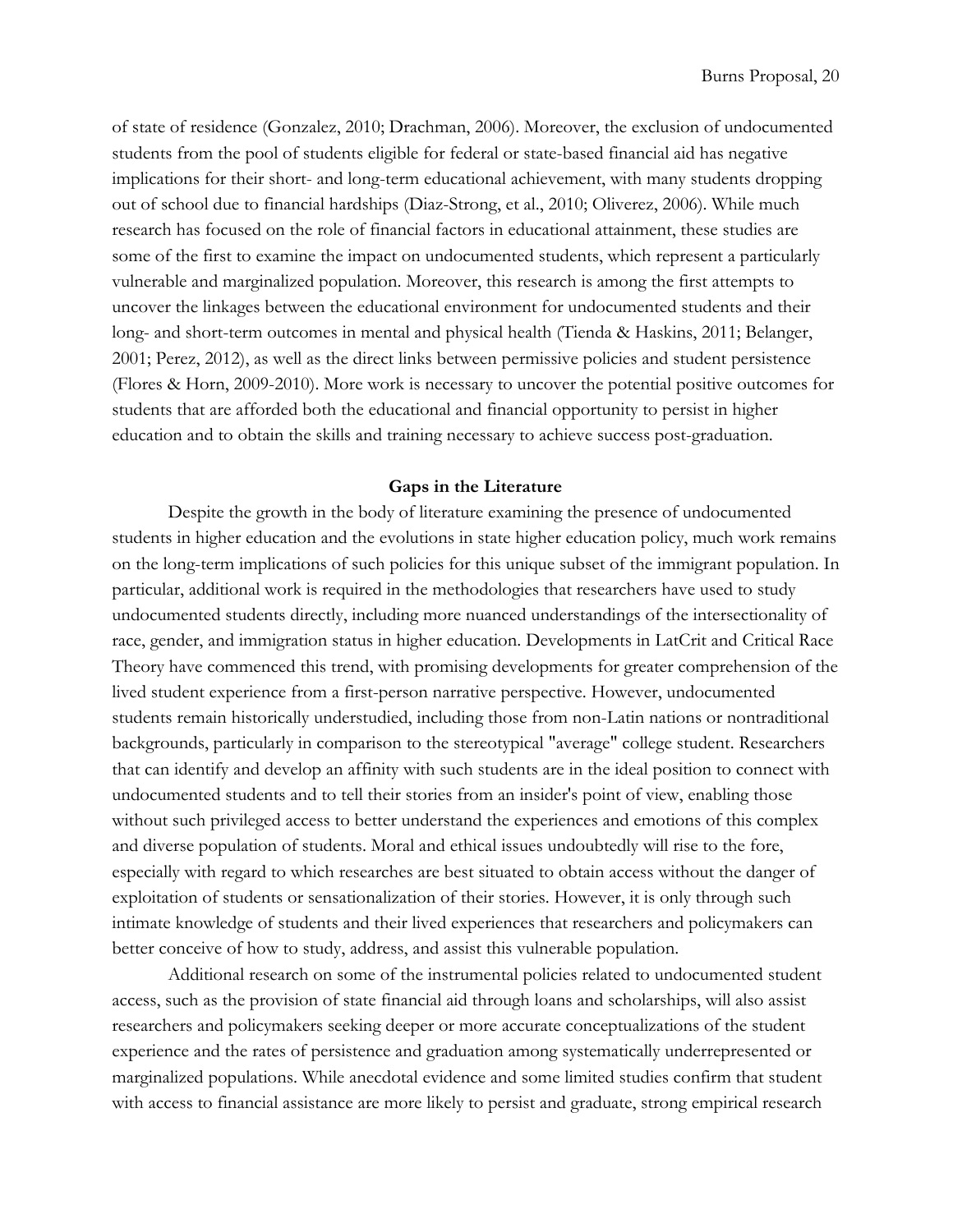of state of residence (Gonzalez, 2010; Drachman, 2006). Moreover, the exclusion of undocumented students from the pool of students eligible for federal or state-based financial aid has negative implications for their short- and long-term educational achievement, with many students dropping out of school due to financial hardships (Diaz-Strong, et al., 2010; Oliverez, 2006). While much research has focused on the role of financial factors in educational attainment, these studies are some of the first to examine the impact on undocumented students, which represent a particularly vulnerable and marginalized population. Moreover, this research is among the first attempts to uncover the linkages between the educational environment for undocumented students and their long- and short-term outcomes in mental and physical health (Tienda & Haskins, 2011; Belanger, 2001; Perez, 2012), as well as the direct links between permissive policies and student persistence (Flores & Horn, 2009-2010). More work is necessary to uncover the potential positive outcomes for students that are afforded both the educational and financial opportunity to persist in higher education and to obtain the skills and training necessary to achieve success post-graduation.

## Gaps in the Literature

Despite the growth in the body of literature examining the presence of undocumented students in higher education and the evolutions in state higher education policy, much work remains on the long-term implications of such policies for this unique subset of the immigrant population. In particular, additional work is required in the methodologies that researchers have used to study undocumented students directly, including more nuanced understandings of the intersectionality of race, gender, and immigration status in higher education. Developments in LatCrit and Critical Race Theory have commenced this trend, with promising developments for greater comprehension of the lived student experience from a first-person narrative perspective. However, undocumented students remain historically understudied, including those from non-Latin nations or nontraditional backgrounds, particularly in comparison to the stereotypical "average" college student. Researchers that can identify and develop an affinity with such students are in the ideal position to connect with undocumented students and to tell their stories from an insider's point of view, enabling those without such privileged access to better understand the experiences and emotions of this complex and diverse population of students. Moral and ethical issues undoubtedly will rise to the fore, especially with regard to which researches are best situated to obtain access without the danger of exploitation of students or sensationalization of their stories. However, it is only through such intimate knowledge of students and their lived experiences that researchers and policymakers can better conceive of how to study, address, and assist this vulnerable population.

Additional research on some of the instrumental policies related to undocumented student access, such as the provision of state financial aid through loans and scholarships, will also assist researchers and policymakers seeking deeper or more accurate conceptualizations of the student experience and the rates of persistence and graduation among systematically underrepresented or marginalized populations. While anecdotal evidence and some limited studies confirm that student with access to financial assistance are more likely to persist and graduate, strong empirical research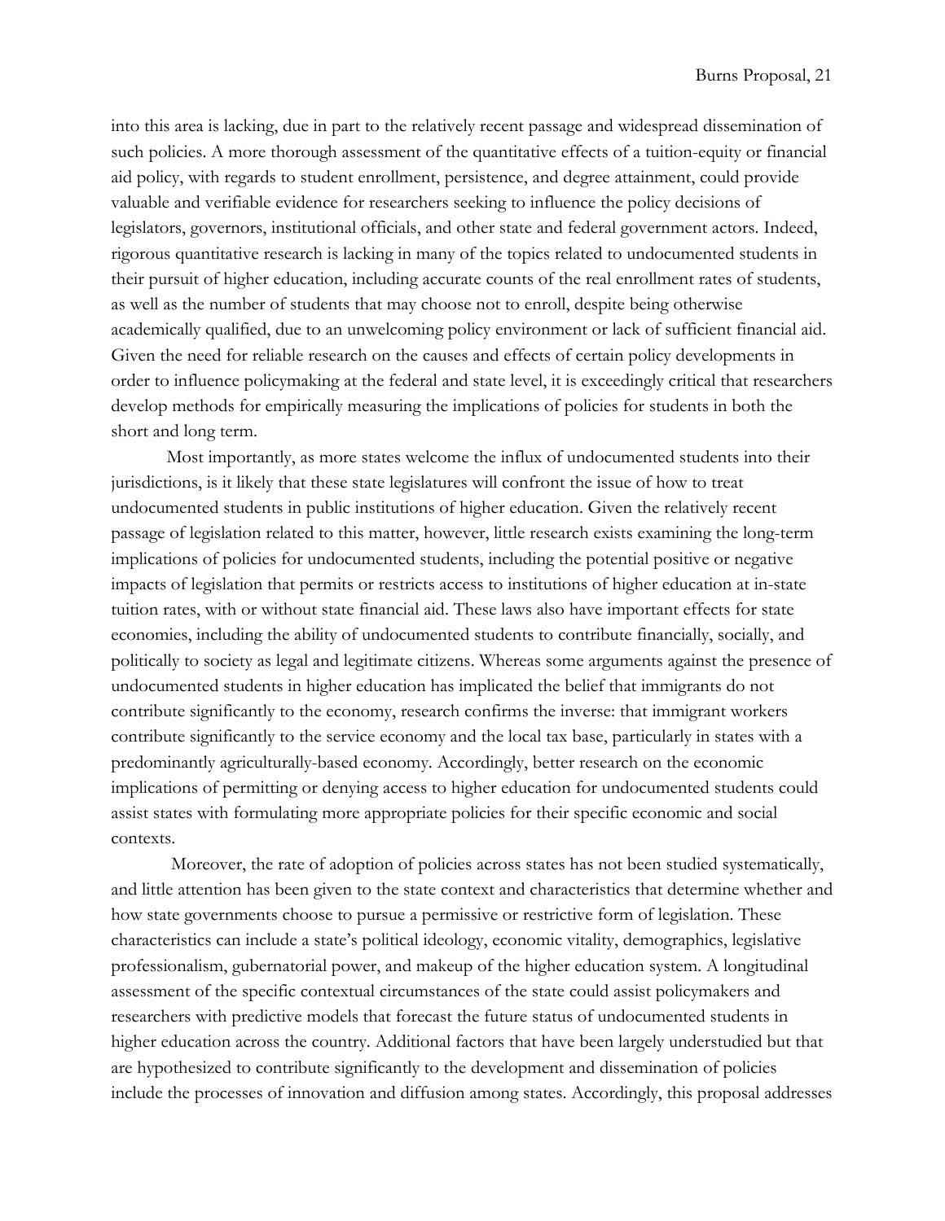into this area is lacking, due in part to the relatively recent passage and widespread dissemination of such policies. A more thorough assessment of the quantitative effects of a tuition-equity or financial aid policy, with regards to student enrollment, persistence, and degree attainment, could provide valuable and verifiable evidence for researchers seeking to influence the policy decisions of legislators, governors, institutional officials, and other state and federal government actors. Indeed, rigorous quantitative research is lacking in many of the topics related to undocumented students in their pursuit of higher education, including accurate counts of the real enrollment rates of students, as well as the number of students that may choose not to enroll, despite being otherwise academically qualified, due to an unwelcoming policy environment or lack of sufficient financial aid. Given the need for reliable research on the causes and effects of certain policy developments in order to influence policymaking at the federal and state level, it is exceedingly critical that researchers develop methods for empirically measuring the implications of policies for students in both the short and long term.

Most importantly, as more states welcome the influx of undocumented students into their jurisdictions, is it likely that these state legislatures will confront the issue of how to treat undocumented students in public institutions of higher education. Given the relatively recent passage of legislation related to this matter, however, little research exists examining the long-term implications of policies for undocumented students, including the potential positive or negative impacts of legislation that permits or restricts access to institutions of higher education at in-state tuition rates, with or without state financial aid. These laws also have important effects for state economies, including the ability of undocumented students to contribute financially, socially, and politically to society as legal and legitimate citizens. Whereas some arguments against the presence of undocumented students in higher education has implicated the belief that immigrants do not contribute significantly to the economy, research confirms the inverse: that immigrant workers contribute significantly to the service economy and the local tax base, particularly in states with a predominantly agriculturally-based economy. Accordingly, better research on the economic implications of permitting or denying access to higher education for undocumented students could assist states with formulating more appropriate policies for their specific economic and social contexts.

Moreover, the rate of adoption of policies across states has not been studied systematically, and little attention has been given to the state context and characteristics that determine whether and how state governments choose to pursue a permissive or restrictive form of legislation. These characteristics can include a state's political ideology, economic vitality, demographics, legislative professionalism, gubernatorial power, and makeup of the higher education system. A longitudinal assessment of the specific contextual circumstances of the state could assist policymakers and researchers with predictive models that forecast the future status of undocumented students in higher education across the country. Additional factors that have been largely understudied but that are hypothesized to contribute significantly to the development and dissemination of policies include the processes of innovation and diffusion among states. Accordingly, this proposal addresses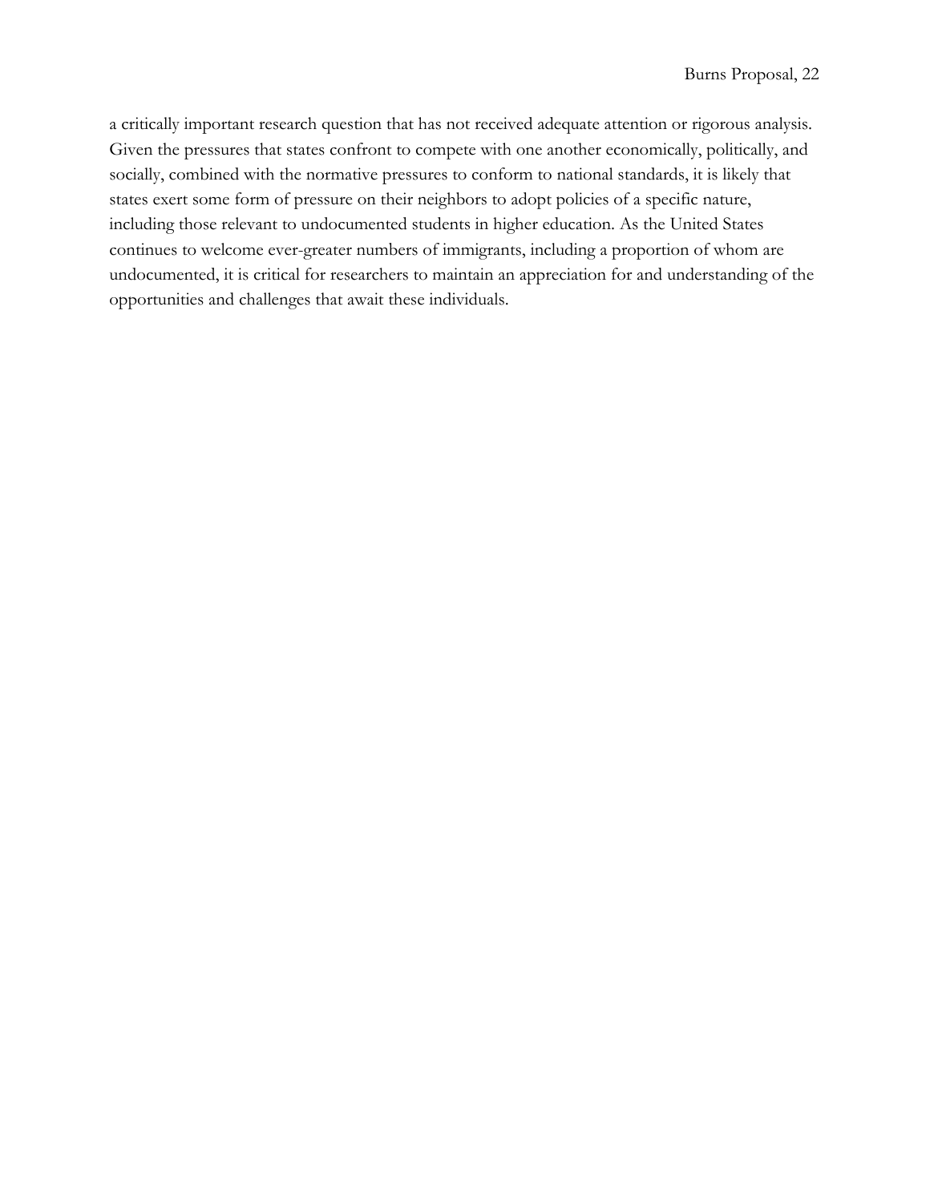a critically important research question that has not received adequate attention or rigorous analysis. Given the pressures that states confront to compete with one another economically, politically, and socially, combined with the normative pressures to conform to national standards, it is likely that states exert some form of pressure on their neighbors to adopt policies of a specific nature, including those relevant to undocumented students in higher education. As the United States continues to welcome ever-greater numbers of immigrants, including a proportion of whom are undocumented, it is critical for researchers to maintain an appreciation for and understanding of the opportunities and challenges that await these individuals.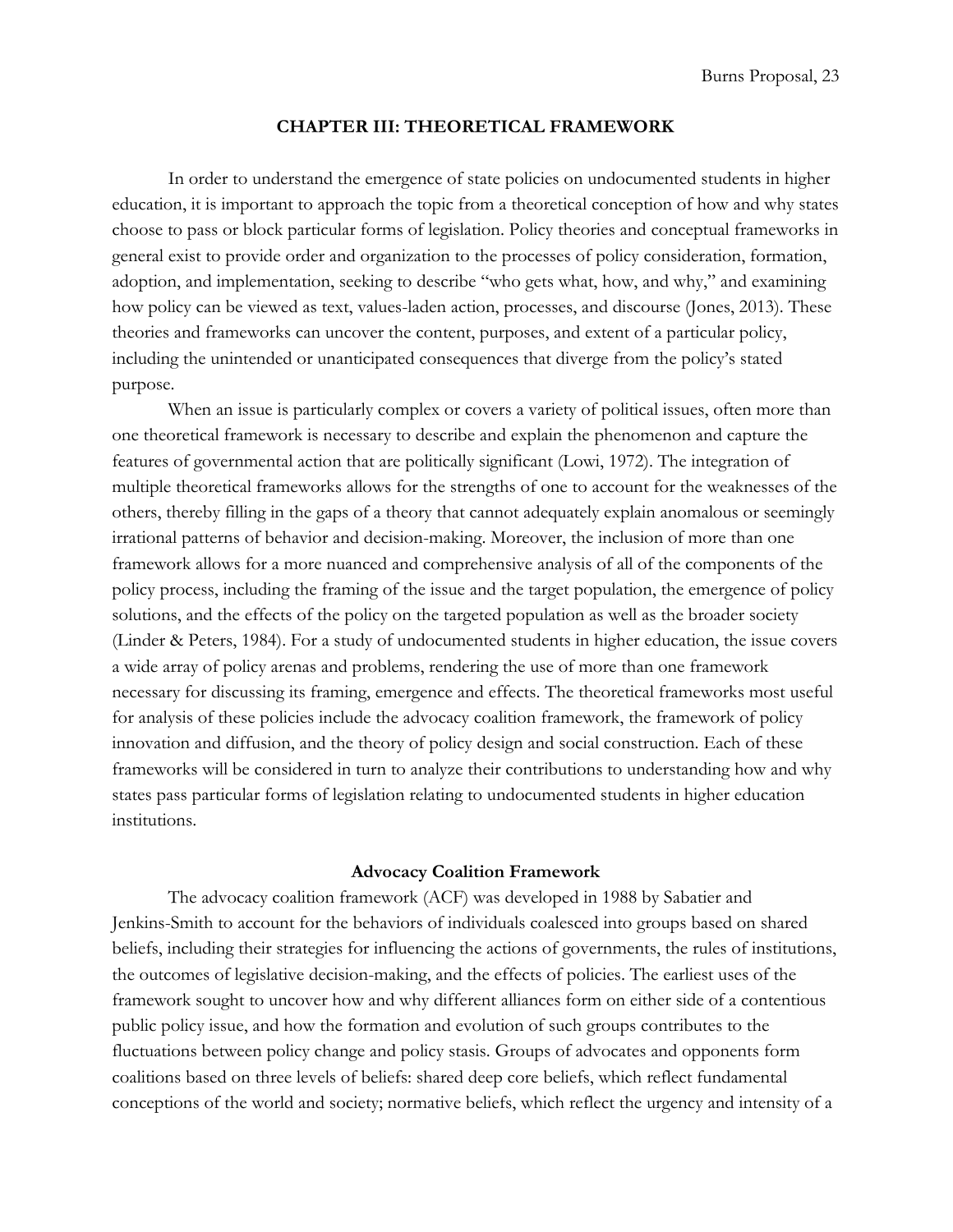## CHAPTER III: THEORETICAL FRAMEWORK

In order to understand the emergence of state policies on undocumented students in higher education, it is important to approach the topic from a theoretical conception of how and why states choose to pass or block particular forms of legislation. Policy theories and conceptual frameworks in general exist to provide order and organization to the processes of policy consideration, formation, adoption, and implementation, seeking to describe "who gets what, how, and why," and examining how policy can be viewed as text, values-laden action, processes, and discourse (Jones, 2013). These theories and frameworks can uncover the content, purposes, and extent of a particular policy, including the unintended or unanticipated consequences that diverge from the policy's stated purpose.

When an issue is particularly complex or covers a variety of political issues, often more than one theoretical framework is necessary to describe and explain the phenomenon and capture the features of governmental action that are politically significant (Lowi, 1972). The integration of multiple theoretical frameworks allows for the strengths of one to account for the weaknesses of the others, thereby filling in the gaps of a theory that cannot adequately explain anomalous or seemingly irrational patterns of behavior and decision-making. Moreover, the inclusion of more than one framework allows for a more nuanced and comprehensive analysis of all of the components of the policy process, including the framing of the issue and the target population, the emergence of policy solutions, and the effects of the policy on the targeted population as well as the broader society (Linder & Peters, 1984). For a study of undocumented students in higher education, the issue covers a wide array of policy arenas and problems, rendering the use of more than one framework necessary for discussing its framing, emergence and effects. The theoretical frameworks most useful for analysis of these policies include the advocacy coalition framework, the framework of policy innovation and diffusion, and the theory of policy design and social construction. Each of these frameworks will be considered in turn to analyze their contributions to understanding how and why states pass particular forms of legislation relating to undocumented students in higher education institutions.

### Advocacy Coalition Framework

The advocacy coalition framework (ACF) was developed in 1988 by Sabatier and Jenkins-Smith to account for the behaviors of individuals coalesced into groups based on shared beliefs, including their strategies for influencing the actions of governments, the rules of institutions, the outcomes of legislative decision-making, and the effects of policies. The earliest uses of the framework sought to uncover how and why different alliances form on either side of a contentious public policy issue, and how the formation and evolution of such groups contributes to the fluctuations between policy change and policy stasis. Groups of advocates and opponents form coalitions based on three levels of beliefs: shared deep core beliefs, which reflect fundamental conceptions of the world and society; normative beliefs, which reflect the urgency and intensity of a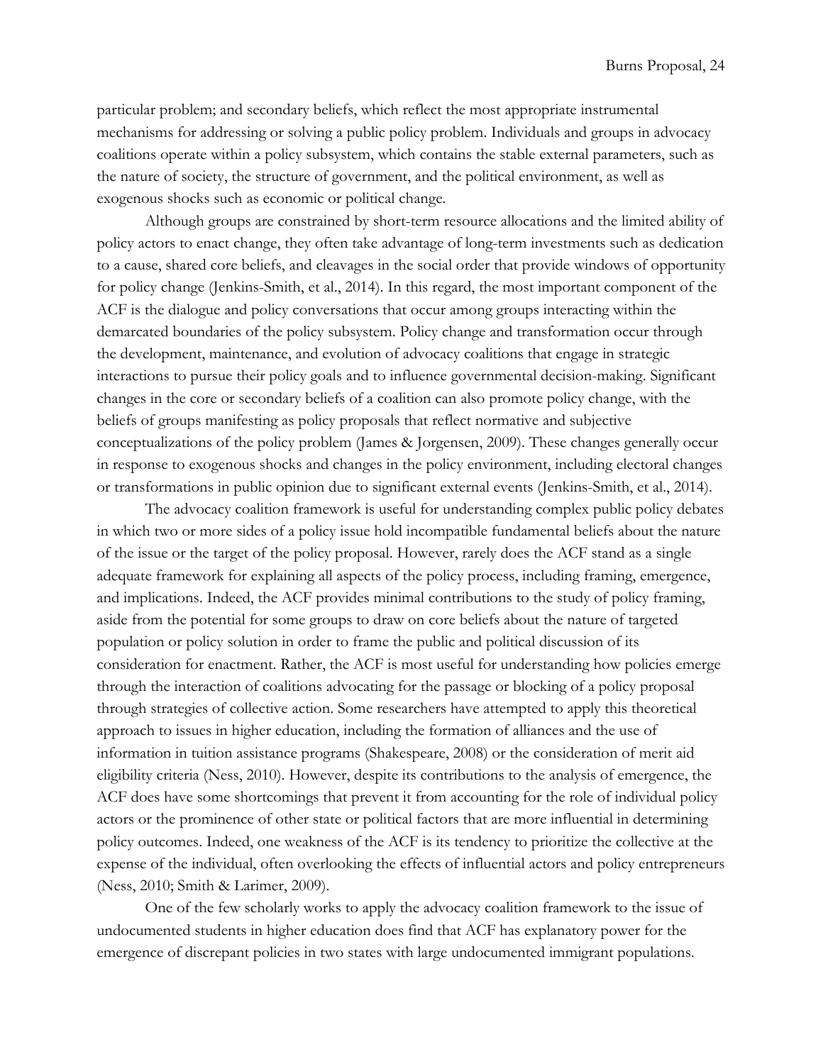particular problem; and secondary beliefs, which reflect the most appropriate instrumental mechanisms for addressing or solving a public policy problem. Individuals and groups in advocacy coalitions operate within a policy subsystem, which contains the stable external parameters, such as the nature of society, the structure of government, and the political environment, as well as exogenous shocks such as economic or political change.

Although groups are constrained by short-term resource allocations and the limited ability of policy actors to enact change, they often take advantage of long-term investments such as dedication to a cause, shared core beliefs, and cleavages in the social order that provide windows of opportunity for policy change (Jenkins-Smith, et al., 2014). In this regard, the most important component of the ACF is the dialogue and policy conversations that occur among groups interacting within the demarcated boundaries of the policy subsystem. Policy change and transformation occur through the development, maintenance, and evolution of advocacy coalitions that engage in strategic interactions to pursue their policy goals and to influence governmental decision-making. Significant changes in the core or secondary beliefs of a coalition can also promote policy change, with the beliefs of groups manifesting as policy proposals that reflect normative and subjective conceptualizations of the policy problem (James & Jorgensen, 2009). These changes generally occur in response to exogenous shocks and changes in the policy environment, including electoral changes or transformations in public opinion due to significant external events (Jenkins-Smith, et al., 2014).

The advocacy coalition framework is useful for understanding complex public policy debates in which two or more sides of a policy issue hold incompatible fundamental beliefs about the nature of the issue or the target of the policy proposal. However, rarely does the ACF stand as a single adequate framework for explaining all aspects of the policy process, including framing, emergence, and implications. Indeed, the ACF provides minimal contributions to the study of policy framing, aside from the potential for some groups to draw on core beliefs about the nature of targeted population or policy solution in order to frame the public and political discussion of its consideration for enactment. Rather, the ACF is most useful for understanding how policies emerge through the interaction of coalitions advocating for the passage or blocking of a policy proposal through strategies of collective action. Some researchers have attempted to apply this theoretical approach to issues in higher education, including the formation of alliances and the use of information in tuition assistance programs (Shakespeare, 2008) or the consideration of merit aid eligibility criteria (Ness, 2010). However, despite its contributions to the analysis of emergence, the ACF does have some shortcomings that prevent it from accounting for the role of individual policy actors or the prominence of other state or political factors that are more influential in determining policy outcomes. Indeed, one weakness of the ACF is its tendency to prioritize the collective at the expense of the individual, often overlooking the effects of influential actors and policy entrepreneurs (Ness, 2010; Smith & Larimer, 2009).

One of the few scholarly works to apply the advocacy coalition framework to the issue of undocumented students in higher education does find that ACF has explanatory power for the emergence of discrepant policies in two states with large undocumented immigrant populations.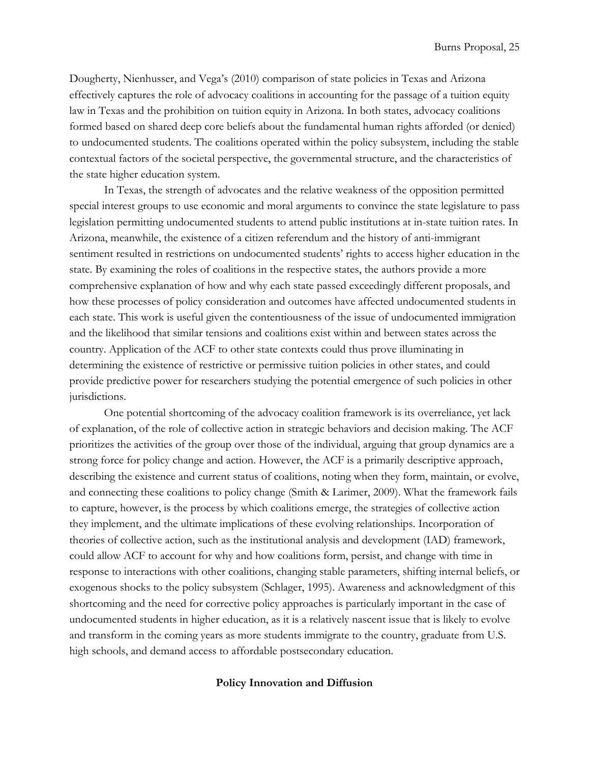Dougherty, Nienhusser, and Vega's (2010) comparison of state policies in Texas and Arizona effectively captures the role of advocacy coalitions in accounting for the passage of a tuition equity law in Texas and the prohibition on tuition equity in Arizona. In both states, advocacy coalitions formed based on shared deep core beliefs about the fundamental human rights afforded (or denied) to undocumented students. The coalitions operated within the policy subsystem, including the stable contextual factors of the societal perspective, the governmental structure, and the characteristics of the state higher education system.

In Texas, the strength of advocates and the relative weakness of the opposition permitted special interest groups to use economic and moral arguments to convince the state legislature to pass legislation permitting undocumented students to attend public institutions at in-state tuition rates. In Arizona, meanwhile, the existence of a citizen referendum and the history of anti-immigrant sentiment resulted in restrictions on undocumented students' rights to access higher education in the state. By examining the roles of coalitions in the respective states, the authors provide a more comprehensive explanation of how and why each state passed exceedingly different proposals, and how these processes of policy consideration and outcomes have affected undocumented students in each state. This work is useful given the contentiousness of the issue of undocumented immigration and the likelihood that similar tensions and coalitions exist within and between states across the country. Application of the ACF to other state contexts could thus prove illuminating in determining the existence of restrictive or permissive tuition policies in other states, and could provide predictive power for researchers studying the potential emergence of such policies in other jurisdictions.

One potential shortcoming of the advocacy coalition framework is its overreliance, yet lack of explanation, of the role of collective action in strategic behaviors and decision making. The ACF prioritizes the activities of the group over those of the individual, arguing that group dynamics are a strong force for policy change and action. However, the ACF is a primarily descriptive approach, describing the existence and current status of coalitions, noting when they form, maintain, or evolve, and connecting these coalitions to policy change (Smith & Larimer, 2009). What the framework fails to capture, however, is the process by which coalitions emerge, the strategies of collective action they implement, and the ultimate implications of these evolving relationships. Incorporation of theories of collective action, such as the institutional analysis and development (IAD) framework, could allow ACF to account for why and how coalitions form, persist, and change with time in response to interactions with other coalitions, changing stable parameters, shifting internal beliefs, or exogenous shocks to the policy subsystem (Schlager, 1995). Awareness and acknowledgment of this shortcoming and the need for corrective policy approaches is particularly important in the case of undocumented students in higher education, as it is a relatively nascent issue that is likely to evolve and transform in the coming years as more students immigrate to the country, graduate from U.S. high schools, and demand access to affordable postsecondary education.

### Policy Innovation and Diffusion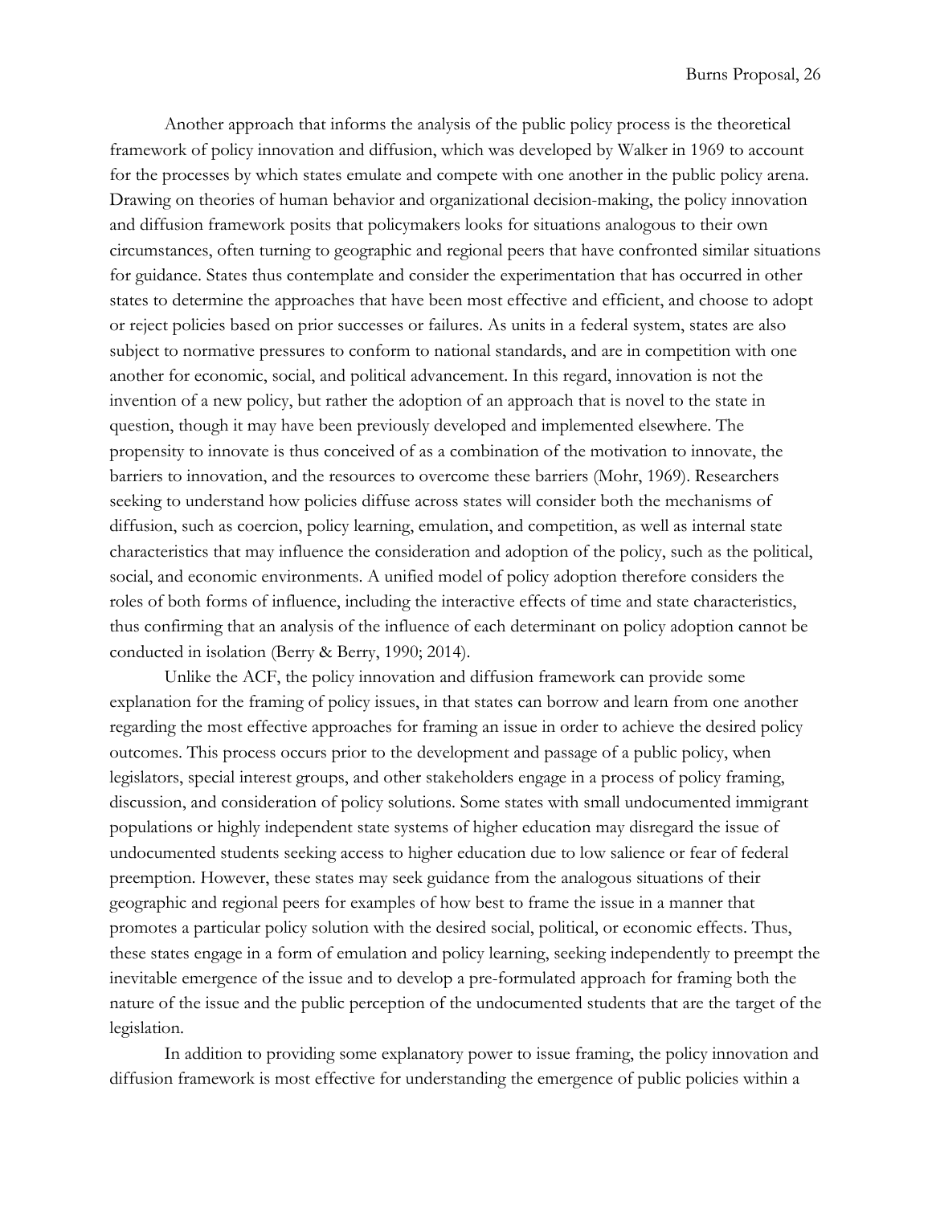Another approach that informs the analysis of the public policy process is the theoretical framework of policy innovation and diffusion, which was developed by Walker in 1969 to account for the processes by which states emulate and compete with one another in the public policy arena. Drawing on theories of human behavior and organizational decision-making, the policy innovation and diffusion framework posits that policymakers looks for situations analogous to their own circumstances, often turning to geographic and regional peers that have confronted similar situations for guidance. States thus contemplate and consider the experimentation that has occurred in other states to determine the approaches that have been most effective and efficient, and choose to adopt or reject policies based on prior successes or failures. As units in a federal system, states are also subject to normative pressures to conform to national standards, and are in competition with one another for economic, social, and political advancement. In this regard, innovation is not the invention of a new policy, but rather the adoption of an approach that is novel to the state in question, though it may have been previously developed and implemented elsewhere. The propensity to innovate is thus conceived of as a combination of the motivation to innovate, the barriers to innovation, and the resources to overcome these barriers (Mohr, 1969). Researchers seeking to understand how policies diffuse across states will consider both the mechanisms of diffusion, such as coercion, policy learning, emulation, and competition, as well as internal state characteristics that may influence the consideration and adoption of the policy, such as the political, social, and economic environments. A unified model of policy adoption therefore considers the roles of both forms of influence, including the interactive effects of time and state characteristics, thus confirming that an analysis of the influence of each determinant on policy adoption cannot be conducted in isolation (Berry & Berry, 1990; 2014).

Unlike the ACF, the policy innovation and diffusion framework can provide some explanation for the framing of policy issues, in that states can borrow and learn from one another regarding the most effective approaches for framing an issue in order to achieve the desired policy outcomes. This process occurs prior to the development and passage of a public policy, when legislators, special interest groups, and other stakeholders engage in a process of policy framing, discussion, and consideration of policy solutions. Some states with small undocumented immigrant populations or highly independent state systems of higher education may disregard the issue of undocumented students seeking access to higher education due to low salience or fear of federal preemption. However, these states may seek guidance from the analogous situations of their geographic and regional peers for examples of how best to frame the issue in a manner that promotes a particular policy solution with the desired social, political, or economic effects. Thus, these states engage in a form of emulation and policy learning, seeking independently to preempt the inevitable emergence of the issue and to develop a pre-formulated approach for framing both the nature of the issue and the public perception of the undocumented students that are the target of the legislation.

In addition to providing some explanatory power to issue framing, the policy innovation and diffusion framework is most effective for understanding the emergence of public policies within a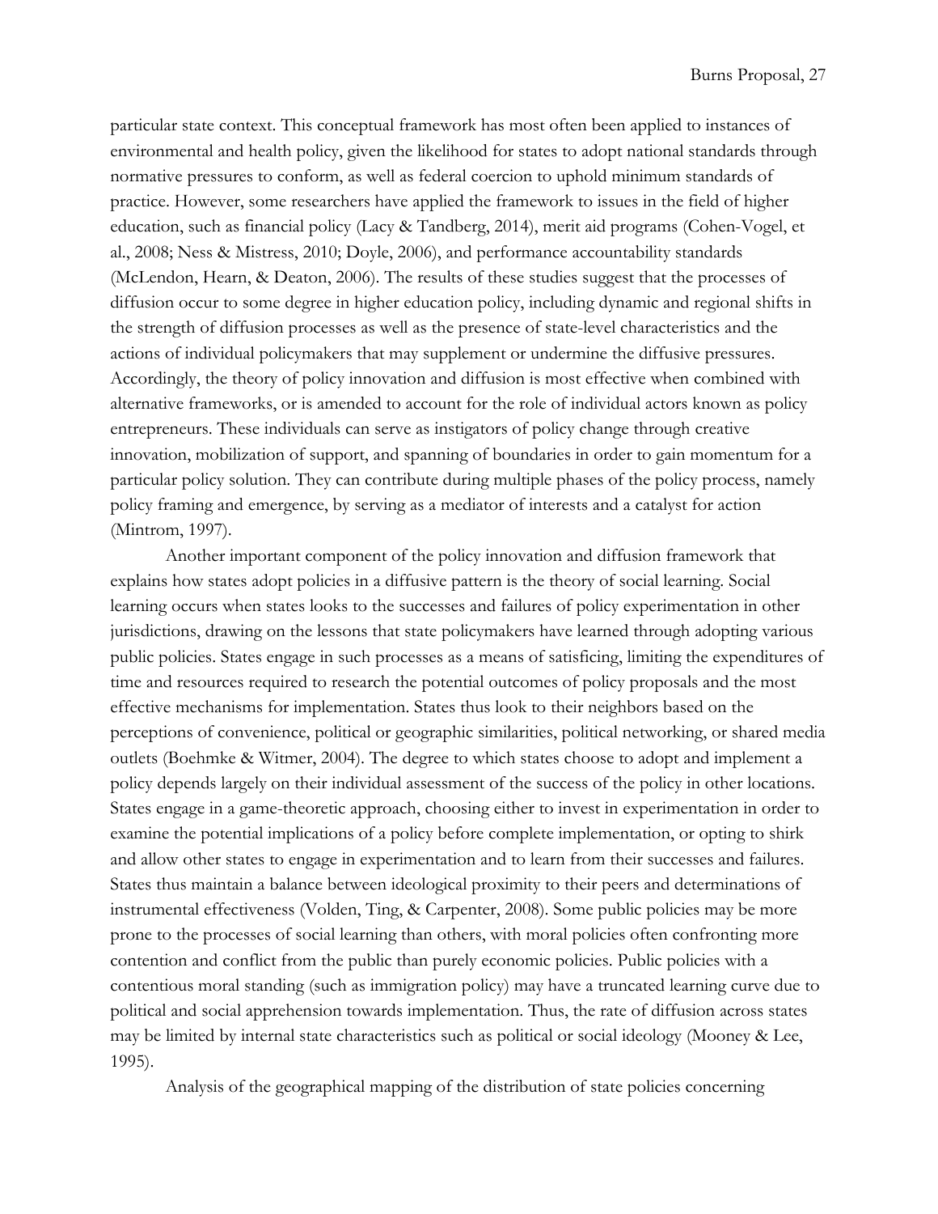particular state context. This conceptual framework has most often been applied to instances of environmental and health policy, given the likelihood for states to adopt national standards through normative pressures to conform, as well as federal coercion to uphold minimum standards of practice. However, some researchers have applied the framework to issues in the field of higher education, such as financial policy (Lacy & Tandberg, 2014), merit aid programs (Cohen-Vogel, et al., 2008; Ness & Mistress, 2010; Doyle, 2006), and performance accountability standards (McLendon, Hearn, & Deaton, 2006). The results of these studies suggest that the processes of diffusion occur to some degree in higher education policy, including dynamic and regional shifts in the strength of diffusion processes as well as the presence of state-level characteristics and the actions of individual policymakers that may supplement or undermine the diffusive pressures. Accordingly, the theory of policy innovation and diffusion is most effective when combined with alternative frameworks, or is amended to account for the role of individual actors known as policy entrepreneurs. These individuals can serve as instigators of policy change through creative innovation, mobilization of support, and spanning of boundaries in order to gain momentum for a particular policy solution. They can contribute during multiple phases of the policy process, namely policy framing and emergence, by serving as a mediator of interests and a catalyst for action (Mintrom, 1997).

Another important component of the policy innovation and diffusion framework that explains how states adopt policies in a diffusive pattern is the theory of social learning. Social learning occurs when states looks to the successes and failures of policy experimentation in other jurisdictions, drawing on the lessons that state policymakers have learned through adopting various public policies. States engage in such processes as a means of satisficing, limiting the expenditures of time and resources required to research the potential outcomes of policy proposals and the most effective mechanisms for implementation. States thus look to their neighbors based on the perceptions of convenience, political or geographic similarities, political networking, or shared media outlets (Boehmke & Witmer, 2004). The degree to which states choose to adopt and implement a policy depends largely on their individual assessment of the success of the policy in other locations. States engage in a game-theoretic approach, choosing either to invest in experimentation in order to examine the potential implications of a policy before complete implementation, or opting to shirk and allow other states to engage in experimentation and to learn from their successes and failures. States thus maintain a balance between ideological proximity to their peers and determinations of instrumental effectiveness (Volden, Ting, & Carpenter, 2008). Some public policies may be more prone to the processes of social learning than others, with moral policies often confronting more contention and conflict from the public than purely economic policies. Public policies with a contentious moral standing (such as immigration policy) may have a truncated learning curve due to political and social apprehension towards implementation. Thus, the rate of diffusion across states may be limited by internal state characteristics such as political or social ideology (Mooney & Lee, 1995).

Analysis of the geographical mapping of the distribution of state policies concerning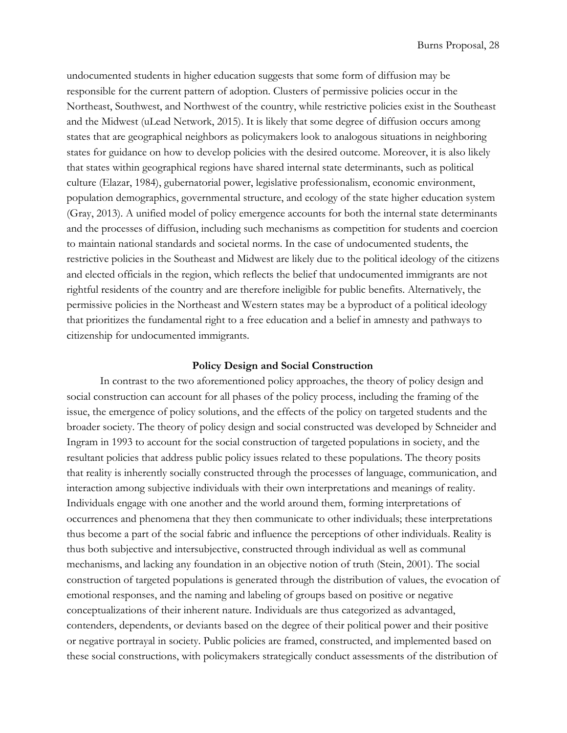undocumented students in higher education suggests that some form of diffusion may be responsible for the current pattern of adoption. Clusters of permissive policies occur in the Northeast, Southwest, and Northwest of the country, while restrictive policies exist in the Southeast and the Midwest (uLead Network, 2015). It is likely that some degree of diffusion occurs among states that are geographical neighbors as policymakers look to analogous situations in neighboring states for guidance on how to develop policies with the desired outcome. Moreover, it is also likely that states within geographical regions have shared internal state determinants, such as political culture (Elazar, 1984), gubernatorial power, legislative professionalism, economic environment, population demographics, governmental structure, and ecology of the state higher education system (Gray, 2013). A unified model of policy emergence accounts for both the internal state determinants and the processes of diffusion, including such mechanisms as competition for students and coercion to maintain national standards and societal norms. In the case of undocumented students, the restrictive policies in the Southeast and Midwest are likely due to the political ideology of the citizens and elected officials in the region, which reflects the belief that undocumented immigrants are not rightful residents of the country and are therefore ineligible for public benefits. Alternatively, the permissive policies in the Northeast and Western states may be a byproduct of a political ideology that prioritizes the fundamental right to a free education and a belief in amnesty and pathways to citizenship for undocumented immigrants.

## Policy Design and Social Construction

In contrast to the two aforementioned policy approaches, the theory of policy design and social construction can account for all phases of the policy process, including the framing of the issue, the emergence of policy solutions, and the effects of the policy on targeted students and the broader society. The theory of policy design and social constructed was developed by Schneider and Ingram in 1993 to account for the social construction of targeted populations in society, and the resultant policies that address public policy issues related to these populations. The theory posits that reality is inherently socially constructed through the processes of language, communication, and interaction among subjective individuals with their own interpretations and meanings of reality. Individuals engage with one another and the world around them, forming interpretations of occurrences and phenomena that they then communicate to other individuals; these interpretations thus become a part of the social fabric and influence the perceptions of other individuals. Reality is thus both subjective and intersubjective, constructed through individual as well as communal mechanisms, and lacking any foundation in an objective notion of truth (Stein, 2001). The social construction of targeted populations is generated through the distribution of values, the evocation of emotional responses, and the naming and labeling of groups based on positive or negative conceptualizations of their inherent nature. Individuals are thus categorized as advantaged, contenders, dependents, or deviants based on the degree of their political power and their positive or negative portrayal in society. Public policies are framed, constructed, and implemented based on these social constructions, with policymakers strategically conduct assessments of the distribution of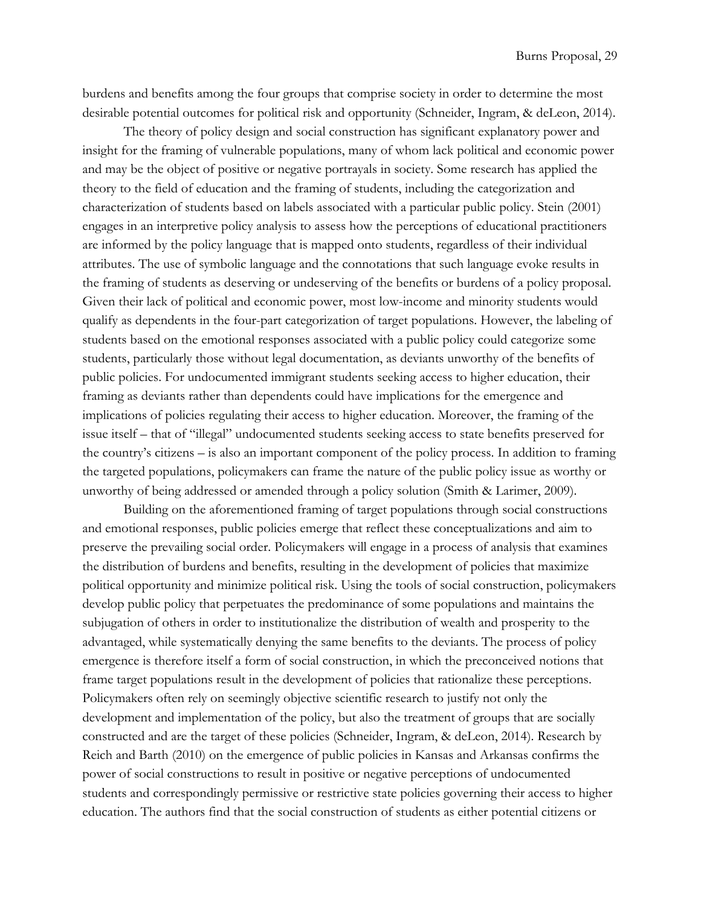burdens and benefits among the four groups that comprise society in order to determine the most desirable potential outcomes for political risk and opportunity (Schneider, Ingram, & deLeon, 2014).

The theory of policy design and social construction has significant explanatory power and insight for the framing of vulnerable populations, many of whom lack political and economic power and may be the object of positive or negative portrayals in society. Some research has applied the theory to the field of education and the framing of students, including the categorization and characterization of students based on labels associated with a particular public policy. Stein (2001) engages in an interpretive policy analysis to assess how the perceptions of educational practitioners are informed by the policy language that is mapped onto students, regardless of their individual attributes. The use of symbolic language and the connotations that such language evoke results in the framing of students as deserving or undeserving of the benefits or burdens of a policy proposal. Given their lack of political and economic power, most low-income and minority students would qualify as dependents in the four-part categorization of target populations. However, the labeling of students based on the emotional responses associated with a public policy could categorize some students, particularly those without legal documentation, as deviants unworthy of the benefits of public policies. For undocumented immigrant students seeking access to higher education, their framing as deviants rather than dependents could have implications for the emergence and implications of policies regulating their access to higher education. Moreover, the framing of the issue itself – that of "illegal" undocumented students seeking access to state benefits preserved for the country's citizens – is also an important component of the policy process. In addition to framing the targeted populations, policymakers can frame the nature of the public policy issue as worthy or unworthy of being addressed or amended through a policy solution (Smith & Larimer, 2009).

Building on the aforementioned framing of target populations through social constructions and emotional responses, public policies emerge that reflect these conceptualizations and aim to preserve the prevailing social order. Policymakers will engage in a process of analysis that examines the distribution of burdens and benefits, resulting in the development of policies that maximize political opportunity and minimize political risk. Using the tools of social construction, policymakers develop public policy that perpetuates the predominance of some populations and maintains the subjugation of others in order to institutionalize the distribution of wealth and prosperity to the advantaged, while systematically denying the same benefits to the deviants. The process of policy emergence is therefore itself a form of social construction, in which the preconceived notions that frame target populations result in the development of policies that rationalize these perceptions. Policymakers often rely on seemingly objective scientific research to justify not only the development and implementation of the policy, but also the treatment of groups that are socially constructed and are the target of these policies (Schneider, Ingram, & deLeon, 2014). Research by Reich and Barth (2010) on the emergence of public policies in Kansas and Arkansas confirms the power of social constructions to result in positive or negative perceptions of undocumented students and correspondingly permissive or restrictive state policies governing their access to higher education. The authors find that the social construction of students as either potential citizens or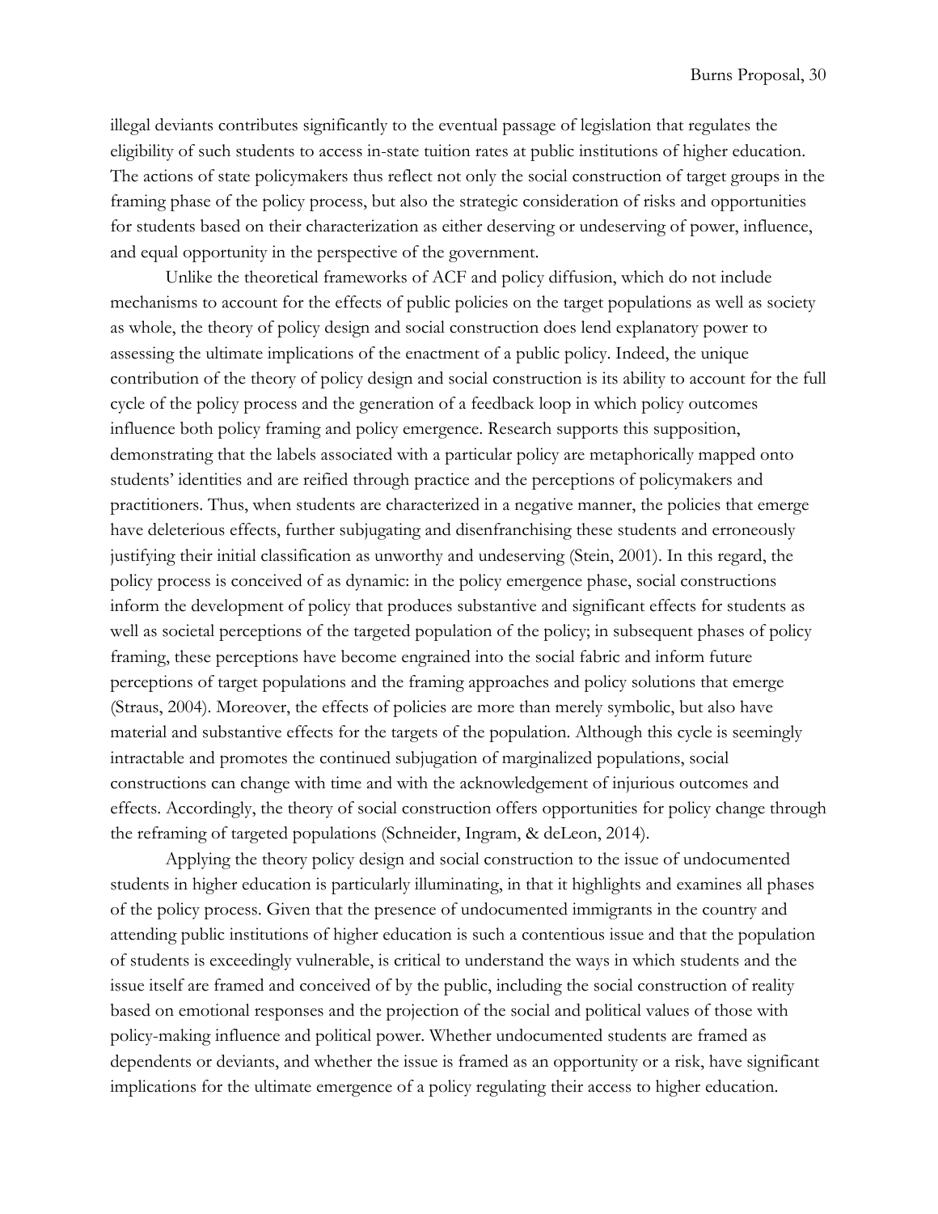illegal deviants contributes significantly to the eventual passage of legislation that regulates the eligibility of such students to access in-state tuition rates at public institutions of higher education. The actions of state policymakers thus reflect not only the social construction of target groups in the framing phase of the policy process, but also the strategic consideration of risks and opportunities for students based on their characterization as either deserving or undeserving of power, influence, and equal opportunity in the perspective of the government.

Unlike the theoretical frameworks of ACF and policy diffusion, which do not include mechanisms to account for the effects of public policies on the target populations as well as society as whole, the theory of policy design and social construction does lend explanatory power to assessing the ultimate implications of the enactment of a public policy. Indeed, the unique contribution of the theory of policy design and social construction is its ability to account for the full cycle of the policy process and the generation of a feedback loop in which policy outcomes influence both policy framing and policy emergence. Research supports this supposition, demonstrating that the labels associated with a particular policy are metaphorically mapped onto students' identities and are reified through practice and the perceptions of policymakers and practitioners. Thus, when students are characterized in a negative manner, the policies that emerge have deleterious effects, further subjugating and disenfranchising these students and erroneously justifying their initial classification as unworthy and undeserving (Stein, 2001). In this regard, the policy process is conceived of as dynamic: in the policy emergence phase, social constructions inform the development of policy that produces substantive and significant effects for students as well as societal perceptions of the targeted population of the policy; in subsequent phases of policy framing, these perceptions have become engrained into the social fabric and inform future perceptions of target populations and the framing approaches and policy solutions that emerge (Straus, 2004). Moreover, the effects of policies are more than merely symbolic, but also have material and substantive effects for the targets of the population. Although this cycle is seemingly intractable and promotes the continued subjugation of marginalized populations, social constructions can change with time and with the acknowledgement of injurious outcomes and effects. Accordingly, the theory of social construction offers opportunities for policy change through the reframing of targeted populations (Schneider, Ingram, & deLeon, 2014).

Applying the theory policy design and social construction to the issue of undocumented students in higher education is particularly illuminating, in that it highlights and examines all phases of the policy process. Given that the presence of undocumented immigrants in the country and attending public institutions of higher education is such a contentious issue and that the population of students is exceedingly vulnerable, is critical to understand the ways in which students and the issue itself are framed and conceived of by the public, including the social construction of reality based on emotional responses and the projection of the social and political values of those with policy-making influence and political power. Whether undocumented students are framed as dependents or deviants, and whether the issue is framed as an opportunity or a risk, have significant implications for the ultimate emergence of a policy regulating their access to higher education.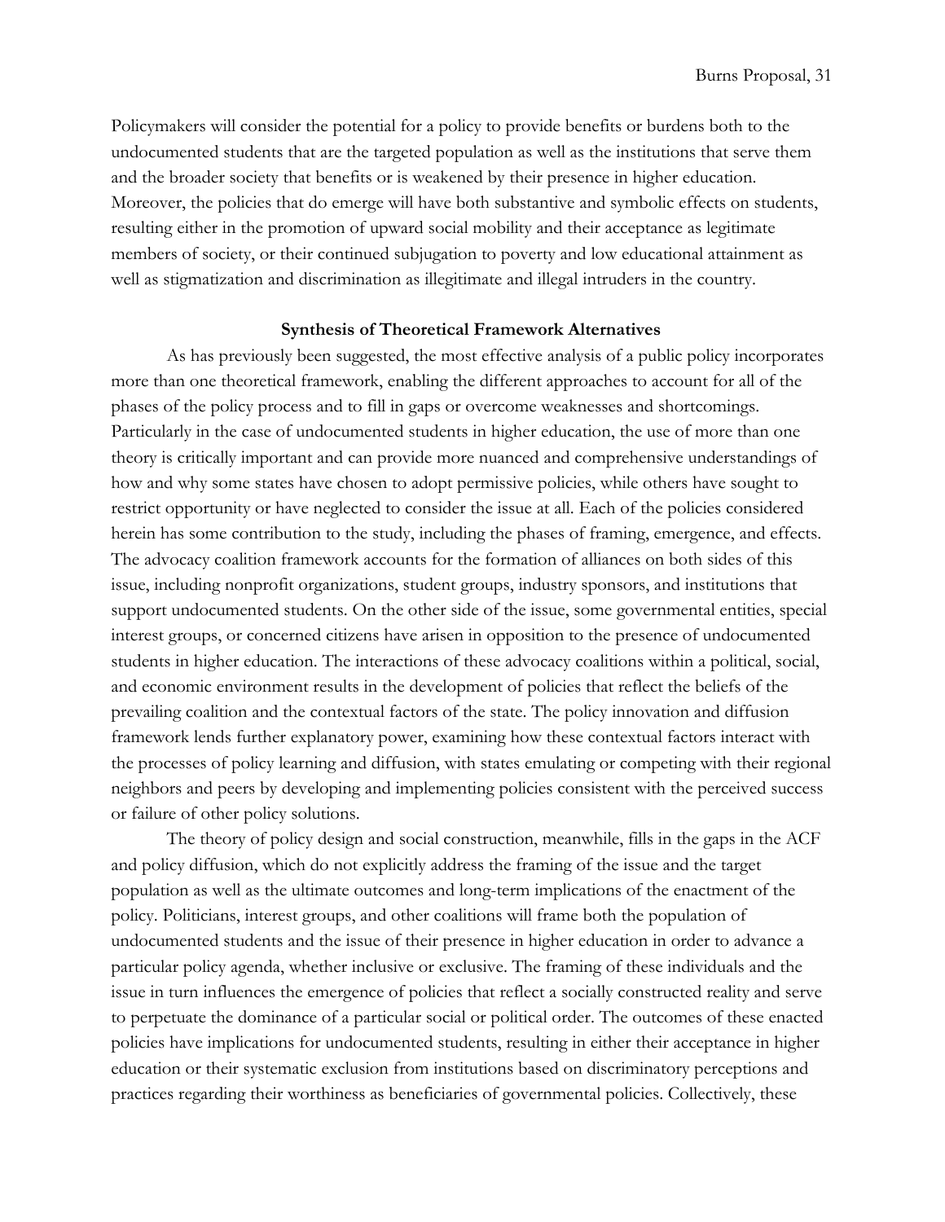Policymakers will consider the potential for a policy to provide benefits or burdens both to the undocumented students that are the targeted population as well as the institutions that serve them and the broader society that benefits or is weakened by their presence in higher education. Moreover, the policies that do emerge will have both substantive and symbolic effects on students, resulting either in the promotion of upward social mobility and their acceptance as legitimate members of society, or their continued subjugation to poverty and low educational attainment as well as stigmatization and discrimination as illegitimate and illegal intruders in the country.

### Synthesis of Theoretical Framework Alternatives

As has previously been suggested, the most effective analysis of a public policy incorporates more than one theoretical framework, enabling the different approaches to account for all of the phases of the policy process and to fill in gaps or overcome weaknesses and shortcomings. Particularly in the case of undocumented students in higher education, the use of more than one theory is critically important and can provide more nuanced and comprehensive understandings of how and why some states have chosen to adopt permissive policies, while others have sought to restrict opportunity or have neglected to consider the issue at all. Each of the policies considered herein has some contribution to the study, including the phases of framing, emergence, and effects. The advocacy coalition framework accounts for the formation of alliances on both sides of this issue, including nonprofit organizations, student groups, industry sponsors, and institutions that support undocumented students. On the other side of the issue, some governmental entities, special interest groups, or concerned citizens have arisen in opposition to the presence of undocumented students in higher education. The interactions of these advocacy coalitions within a political, social, and economic environment results in the development of policies that reflect the beliefs of the prevailing coalition and the contextual factors of the state. The policy innovation and diffusion framework lends further explanatory power, examining how these contextual factors interact with the processes of policy learning and diffusion, with states emulating or competing with their regional neighbors and peers by developing and implementing policies consistent with the perceived success or failure of other policy solutions.

The theory of policy design and social construction, meanwhile, fills in the gaps in the ACF and policy diffusion, which do not explicitly address the framing of the issue and the target population as well as the ultimate outcomes and long-term implications of the enactment of the policy. Politicians, interest groups, and other coalitions will frame both the population of undocumented students and the issue of their presence in higher education in order to advance a particular policy agenda, whether inclusive or exclusive. The framing of these individuals and the issue in turn influences the emergence of policies that reflect a socially constructed reality and serve to perpetuate the dominance of a particular social or political order. The outcomes of these enacted policies have implications for undocumented students, resulting in either their acceptance in higher education or their systematic exclusion from institutions based on discriminatory perceptions and practices regarding their worthiness as beneficiaries of governmental policies. Collectively, these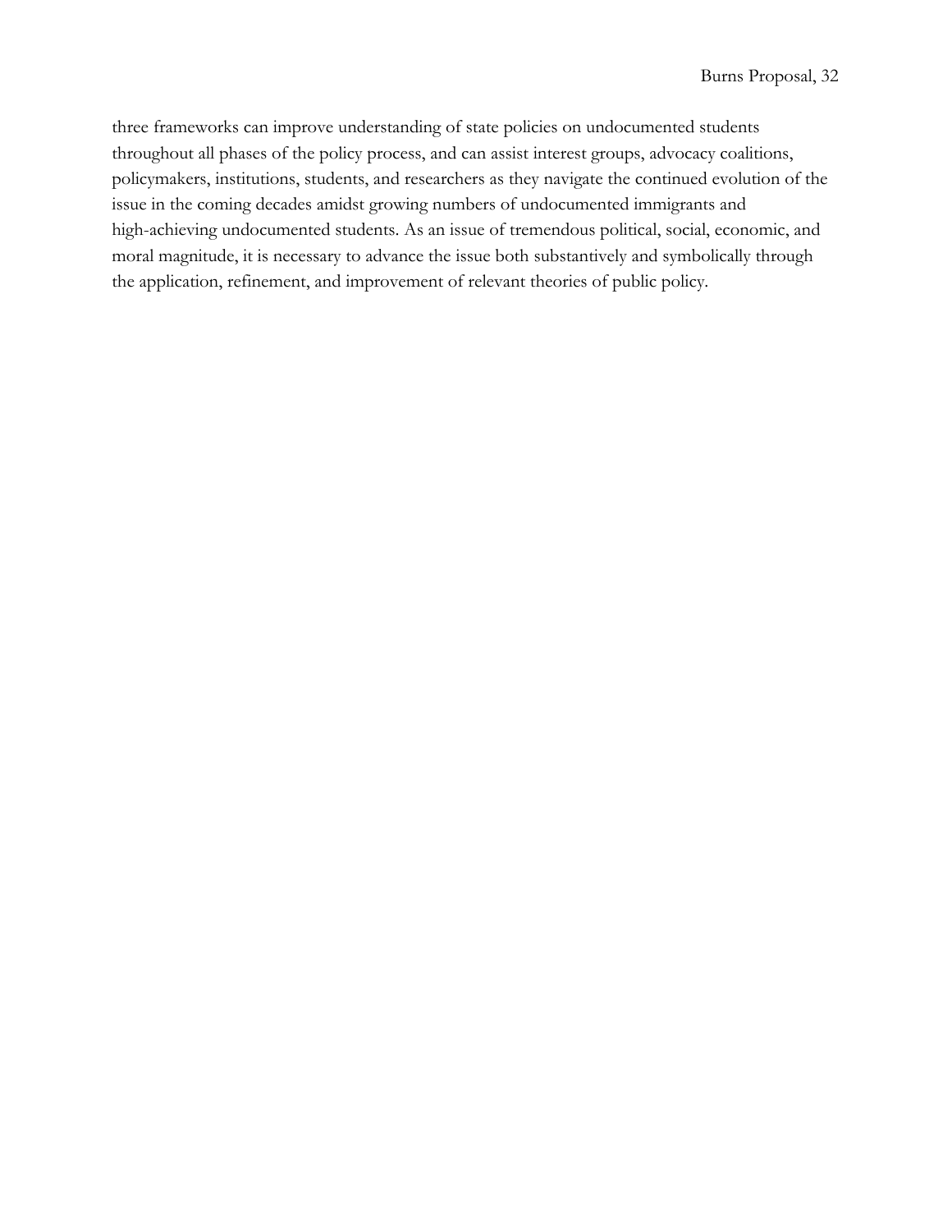three frameworks can improve understanding of state policies on undocumented students throughout all phases of the policy process, and can assist interest groups, advocacy coalitions, policymakers, institutions, students, and researchers as they navigate the continued evolution of the issue in the coming decades amidst growing numbers of undocumented immigrants and high-achieving undocumented students. As an issue of tremendous political, social, economic, and moral magnitude, it is necessary to advance the issue both substantively and symbolically through the application, refinement, and improvement of relevant theories of public policy.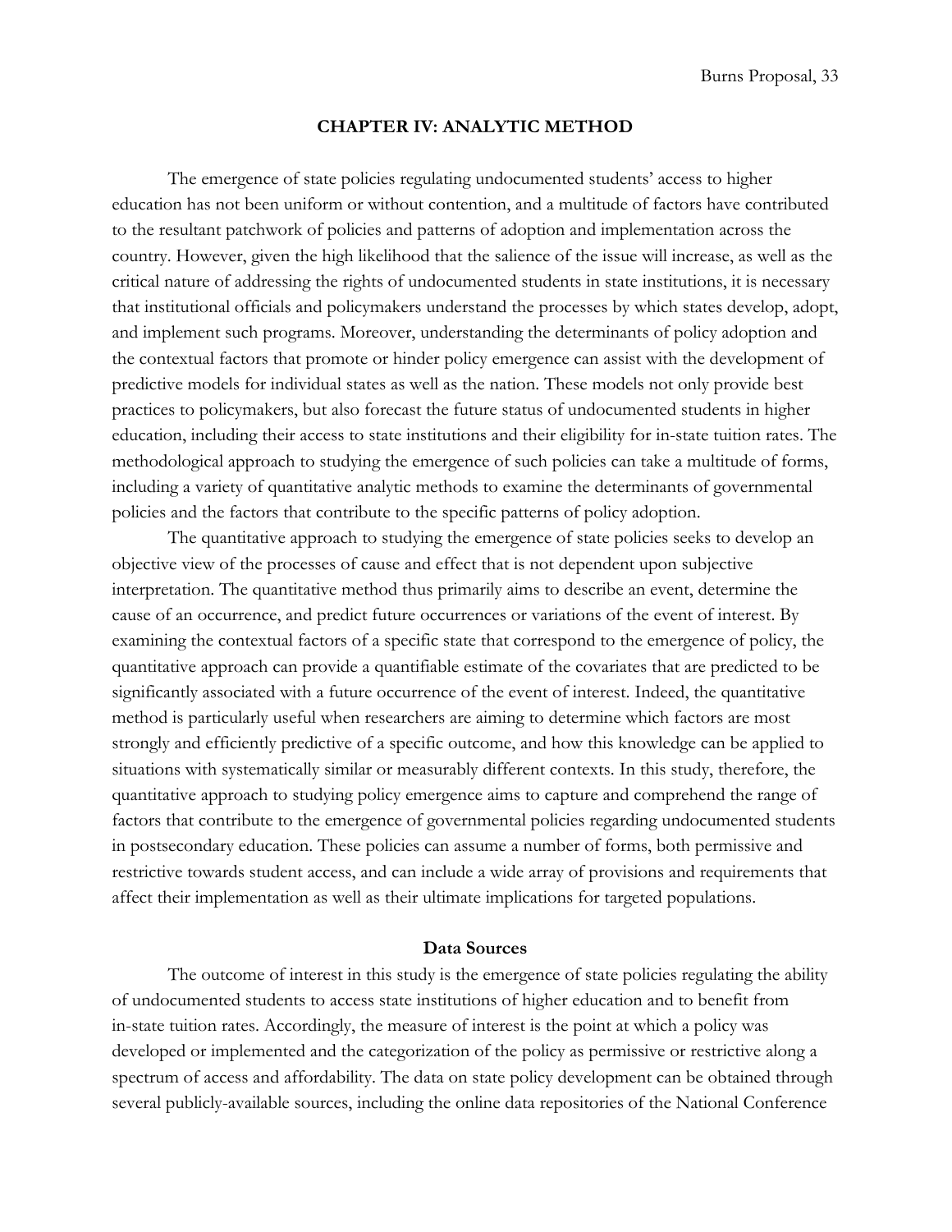## CHAPTER IV: ANALYTIC METHOD

The emergence of state policies regulating undocumented students' access to higher education has not been uniform or without contention, and a multitude of factors have contributed to the resultant patchwork of policies and patterns of adoption and implementation across the country. However, given the high likelihood that the salience of the issue will increase, as well as the critical nature of addressing the rights of undocumented students in state institutions, it is necessary that institutional officials and policymakers understand the processes by which states develop, adopt, and implement such programs. Moreover, understanding the determinants of policy adoption and the contextual factors that promote or hinder policy emergence can assist with the development of predictive models for individual states as well as the nation. These models not only provide best practices to policymakers, but also forecast the future status of undocumented students in higher education, including their access to state institutions and their eligibility for in-state tuition rates. The methodological approach to studying the emergence of such policies can take a multitude of forms, including a variety of quantitative analytic methods to examine the determinants of governmental policies and the factors that contribute to the specific patterns of policy adoption.

The quantitative approach to studying the emergence of state policies seeks to develop an objective view of the processes of cause and effect that is not dependent upon subjective interpretation. The quantitative method thus primarily aims to describe an event, determine the cause of an occurrence, and predict future occurrences or variations of the event of interest. By examining the contextual factors of a specific state that correspond to the emergence of policy, the quantitative approach can provide a quantifiable estimate of the covariates that are predicted to be significantly associated with a future occurrence of the event of interest. Indeed, the quantitative method is particularly useful when researchers are aiming to determine which factors are most strongly and efficiently predictive of a specific outcome, and how this knowledge can be applied to situations with systematically similar or measurably different contexts. In this study, therefore, the quantitative approach to studying policy emergence aims to capture and comprehend the range of factors that contribute to the emergence of governmental policies regarding undocumented students in postsecondary education. These policies can assume a number of forms, both permissive and restrictive towards student access, and can include a wide array of provisions and requirements that affect their implementation as well as their ultimate implications for targeted populations.

### Data Sources

The outcome of interest in this study is the emergence of state policies regulating the ability of undocumented students to access state institutions of higher education and to benefit from in-state tuition rates. Accordingly, the measure of interest is the point at which a policy was developed or implemented and the categorization of the policy as permissive or restrictive along a spectrum of access and affordability. The data on state policy development can be obtained through several publicly-available sources, including the online data repositories of the National Conference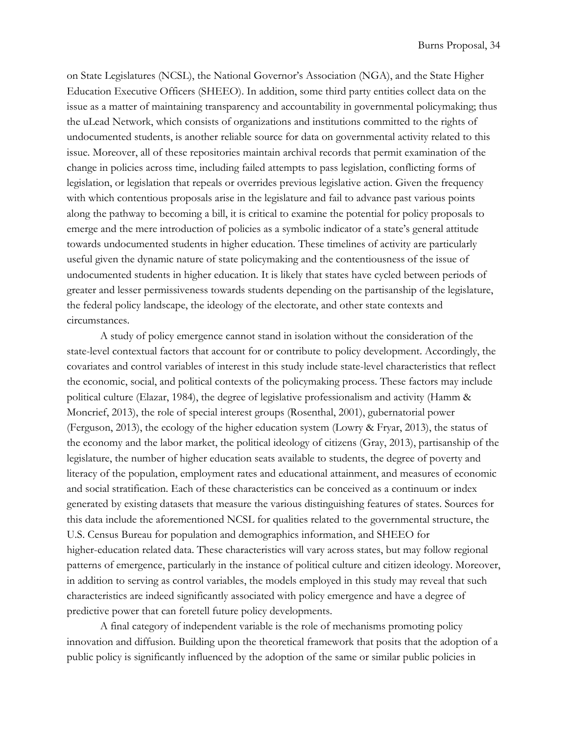on State Legislatures (NCSL), the National Governor's Association (NGA), and the State Higher Education Executive Officers (SHEEO). In addition, some third party entities collect data on the issue as a matter of maintaining transparency and accountability in governmental policymaking; thus the uLead Network, which consists of organizations and institutions committed to the rights of undocumented students, is another reliable source for data on governmental activity related to this issue. Moreover, all of these repositories maintain archival records that permit examination of the change in policies across time, including failed attempts to pass legislation, conflicting forms of legislation, or legislation that repeals or overrides previous legislative action. Given the frequency with which contentious proposals arise in the legislature and fail to advance past various points along the pathway to becoming a bill, it is critical to examine the potential for policy proposals to emerge and the mere introduction of policies as a symbolic indicator of a state's general attitude towards undocumented students in higher education. These timelines of activity are particularly useful given the dynamic nature of state policymaking and the contentiousness of the issue of undocumented students in higher education. It is likely that states have cycled between periods of greater and lesser permissiveness towards students depending on the partisanship of the legislature, the federal policy landscape, the ideology of the electorate, and other state contexts and circumstances.

A study of policy emergence cannot stand in isolation without the consideration of the state-level contextual factors that account for or contribute to policy development. Accordingly, the covariates and control variables of interest in this study include state-level characteristics that reflect the economic, social, and political contexts of the policymaking process. These factors may include political culture (Elazar, 1984), the degree of legislative professionalism and activity (Hamm & Moncrief, 2013), the role of special interest groups (Rosenthal, 2001), gubernatorial power (Ferguson, 2013), the ecology of the higher education system (Lowry & Fryar, 2013), the status of the economy and the labor market, the political ideology of citizens (Gray, 2013), partisanship of the legislature, the number of higher education seats available to students, the degree of poverty and literacy of the population, employment rates and educational attainment, and measures of economic and social stratification. Each of these characteristics can be conceived as a continuum or index generated by existing datasets that measure the various distinguishing features of states. Sources for this data include the aforementioned NCSL for qualities related to the governmental structure, the U.S. Census Bureau for population and demographics information, and SHEEO for higher-education related data. These characteristics will vary across states, but may follow regional patterns of emergence, particularly in the instance of political culture and citizen ideology. Moreover, in addition to serving as control variables, the models employed in this study may reveal that such characteristics are indeed significantly associated with policy emergence and have a degree of predictive power that can foretell future policy developments.

A final category of independent variable is the role of mechanisms promoting policy innovation and diffusion. Building upon the theoretical framework that posits that the adoption of a public policy is significantly influenced by the adoption of the same or similar public policies in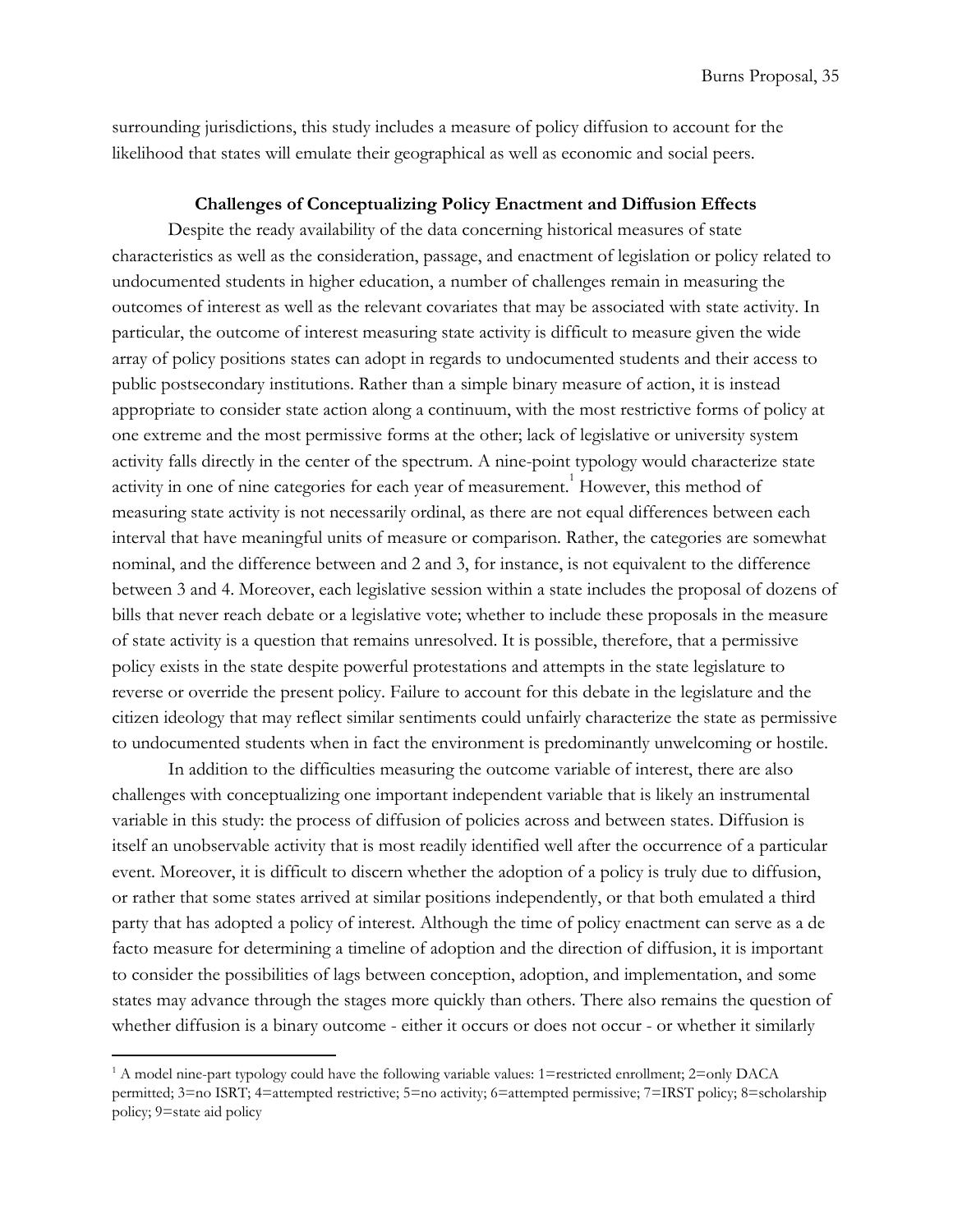surrounding jurisdictions, this study includes a measure of policy diffusion to account for the likelihood that states will emulate their geographical as well as economic and social peers.

### Challenges of Conceptualizing Policy Enactment and Diffusion Effects

Despite the ready availability of the data concerning historical measures of state characteristics as well as the consideration, passage, and enactment of legislation or policy related to undocumented students in higher education, a number of challenges remain in measuring the outcomes of interest as well as the relevant covariates that may be associated with state activity. In particular, the outcome of interest measuring state activity is difficult to measure given the wide array of policy positions states can adopt in regards to undocumented students and their access to public postsecondary institutions. Rather than a simple binary measure of action, it is instead appropriate to consider state action along a continuum, with the most restrictive forms of policy at one extreme and the most permissive forms at the other; lack of legislative or university system activity falls directly in the center of the spectrum. A nine-point typology would characterize state activity in one of nine categories for each year of measurement.[1] However, this method of measuring state activity is not necessarily ordinal, as there are not equal differences between each interval that have meaningful units of measure or comparison. Rather, the categories are somewhat nominal, and the difference between and 2 and 3, for instance, is not equivalent to the difference between 3 and 4. Moreover, each legislative session within a state includes the proposal of dozens of bills that never reach debate or a legislative vote; whether to include these proposals in the measure of state activity is a question that remains unresolved. It is possible, therefore, that a permissive policy exists in the state despite powerful protestations and attempts in the state legislature to reverse or override the present policy. Failure to account for this debate in the legislature and the citizen ideology that may reflect similar sentiments could unfairly characterize the state as permissive to undocumented students when in fact the environment is predominantly unwelcoming or hostile.

In addition to the difficulties measuring the outcome variable of interest, there are also challenges with conceptualizing one important independent variable that is likely an instrumental variable in this study: the process of diffusion of policies across and between states. Diffusion is itself an unobservable activity that is most readily identified well after the occurrence of a particular event. Moreover, it is difficult to discern whether the adoption of a policy is truly due to diffusion, or rather that some states arrived at similar positions independently, or that both emulated a third party that has adopted a policy of interest. Although the time of policy enactment can serve as a de facto measure for determining a timeline of adoption and the direction of diffusion, it is important to consider the possibilities of lags between conception, adoption, and implementation, and some states may advance through the stages more quickly than others. There also remains the question of whether diffusion is a binary outcome - either it occurs or does not occur - or whether it similarly

[1] A model nine-part typology could have the following variable values: 1=restricted enrollment; 2=only DACA permitted; 3=no ISRT; 4=attempted restrictive; 5=no activity; 6=attempted permissive; 7=IRST policy; 8=scholarship policy; 9=state aid policy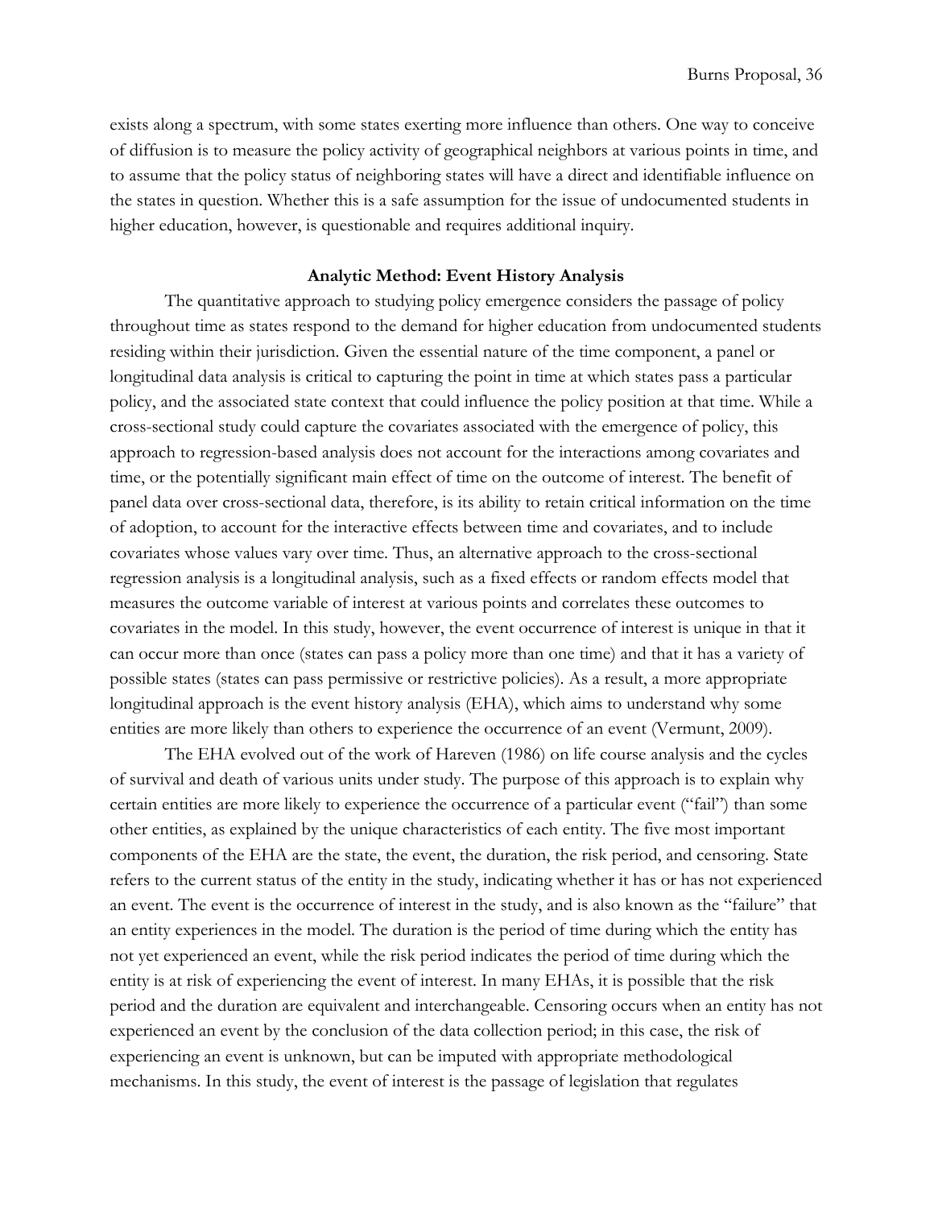exists along a spectrum, with some states exerting more influence than others. One way to conceive of diffusion is to measure the policy activity of geographical neighbors at various points in time, and to assume that the policy status of neighboring states will have a direct and identifiable influence on the states in question. Whether this is a safe assumption for the issue of undocumented students in higher education, however, is questionable and requires additional inquiry.

### Analytic Method: Event History Analysis

The quantitative approach to studying policy emergence considers the passage of policy throughout time as states respond to the demand for higher education from undocumented students residing within their jurisdiction. Given the essential nature of the time component, a panel or longitudinal data analysis is critical to capturing the point in time at which states pass a particular policy, and the associated state context that could influence the policy position at that time. While a cross-sectional study could capture the covariates associated with the emergence of policy, this approach to regression-based analysis does not account for the interactions among covariates and time, or the potentially significant main effect of time on the outcome of interest. The benefit of panel data over cross-sectional data, therefore, is its ability to retain critical information on the time of adoption, to account for the interactive effects between time and covariates, and to include covariates whose values vary over time. Thus, an alternative approach to the cross-sectional regression analysis is a longitudinal analysis, such as a fixed effects or random effects model that measures the outcome variable of interest at various points and correlates these outcomes to covariates in the model. In this study, however, the event occurrence of interest is unique in that it can occur more than once (states can pass a policy more than one time) and that it has a variety of possible states (states can pass permissive or restrictive policies). As a result, a more appropriate longitudinal approach is the event history analysis (EHA), which aims to understand why some entities are more likely than others to experience the occurrence of an event (Vermunt, 2009).

The EHA evolved out of the work of Hareven (1986) on life course analysis and the cycles of survival and death of various units under study. The purpose of this approach is to explain why certain entities are more likely to experience the occurrence of a particular event ("fail") than some other entities, as explained by the unique characteristics of each entity. The five most important components of the EHA are the state, the event, the duration, the risk period, and censoring. State refers to the current status of the entity in the study, indicating whether it has or has not experienced an event. The event is the occurrence of interest in the study, and is also known as the "failure" that an entity experiences in the model. The duration is the period of time during which the entity has not yet experienced an event, while the risk period indicates the period of time during which the entity is at risk of experiencing the event of interest. In many EHAs, it is possible that the risk period and the duration are equivalent and interchangeable. Censoring occurs when an entity has not experienced an event by the conclusion of the data collection period; in this case, the risk of experiencing an event is unknown, but can be imputed with appropriate methodological mechanisms. In this study, the event of interest is the passage of legislation that regulates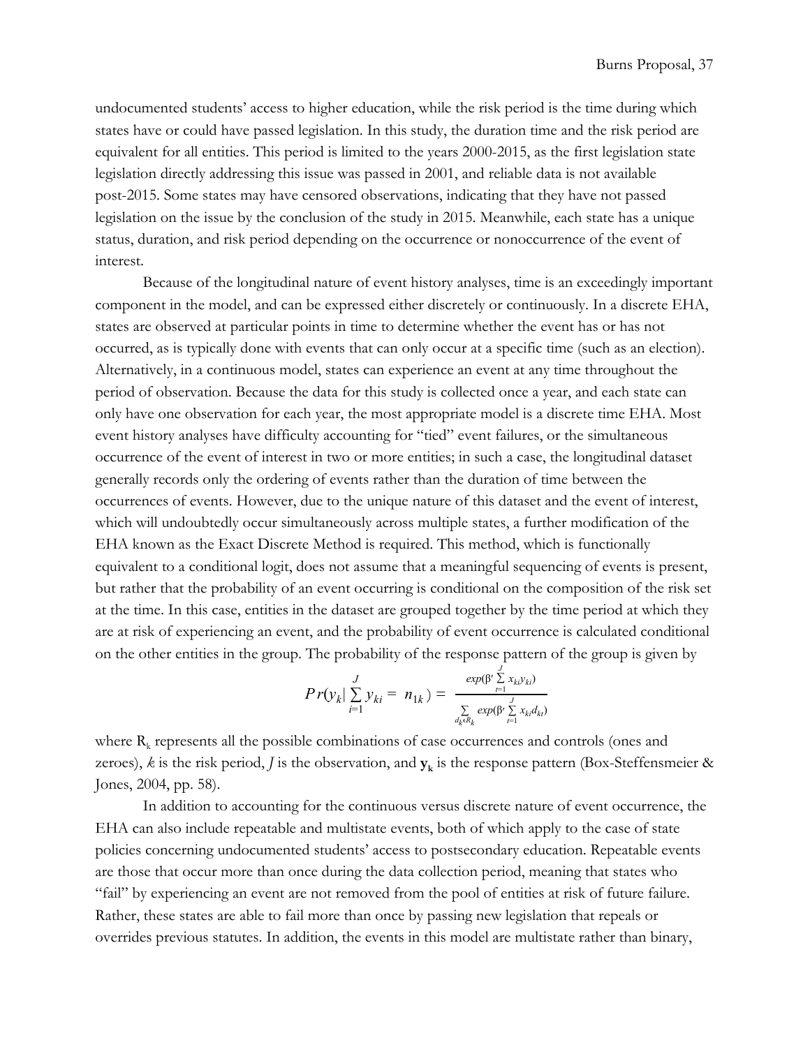undocumented students' access to higher education, while the risk period is the time during which states have or could have passed legislation. In this study, the duration time and the risk period are equivalent for all entities. This period is limited to the years 2000-2015, as the first legislation state legislation directly addressing this issue was passed in 2001, and reliable data is not available post-2015. Some states may have censored observations, indicating that they have not passed legislation on the issue by the conclusion of the study in 2015. Meanwhile, each state has a unique status, duration, and risk period depending on the occurrence or nonoccurrence of the event of interest.

Because of the longitudinal nature of event history analyses, time is an exceedingly important component in the model, and can be expressed either discretely or continuously. In a discrete EHA, states are observed at particular points in time to determine whether the event has or has not occurred, as is typically done with events that can only occur at a specific time (such as an election). Alternatively, in a continuous model, states can experience an event at any time throughout the period of observation. Because the data for this study is collected once a year, and each state can only have one observation for each year, the most appropriate model is a discrete time EHA. Most event history analyses have difficulty accounting for "tied" event failures, or the simultaneous occurrence of the event of interest in two or more entities; in such a case, the longitudinal dataset generally records only the ordering of events rather than the duration of time between the occurrences of events. However, due to the unique nature of this dataset and the event of interest, which will undoubtedly occur simultaneously across multiple states, a further modification of the EHA known as the Exact Discrete Method is required. This method, which is functionally equivalent to a conditional logit, does not assume that a meaningful sequencing of events is present, but rather that the probability of an event occurring is conditional on the composition of the risk set at the time. In this case, entities in the dataset are grouped together by the time period at which they are at risk of experiencing an event, and the probability of event occurrence is calculated conditional on the other entities in the group. The probability of the response pattern of the group is given by

$$Pr(y_k | \sum_{i=1}^{J} y_{ki} = n_{1k}) = \frac{exp(\beta' \sum_{t=1}^{J} x_{ki} y_{ki})}{\sum_{d_k \epsilon R_k} exp(\beta' \sum_{t=1}^{J} x_{kt} d_{kt})}$$

where $R_k$ represents all the possible combinations of case occurrences and controls (ones and zeroes), *k* is the risk period, *J* is the observation, and $\mathbf{y_k}$ is the response pattern (Box-Steffensmeier & Jones, 2004, pp. 58).

In addition to accounting for the continuous versus discrete nature of event occurrence, the EHA can also include repeatable and multistate events, both of which apply to the case of state policies concerning undocumented students' access to postsecondary education. Repeatable events are those that occur more than once during the data collection period, meaning that states who "fail" by experiencing an event are not removed from the pool of entities at risk of future failure. Rather, these states are able to fail more than once by passing new legislation that repeals or overrides previous statutes. In addition, the events in this model are multistate rather than binary,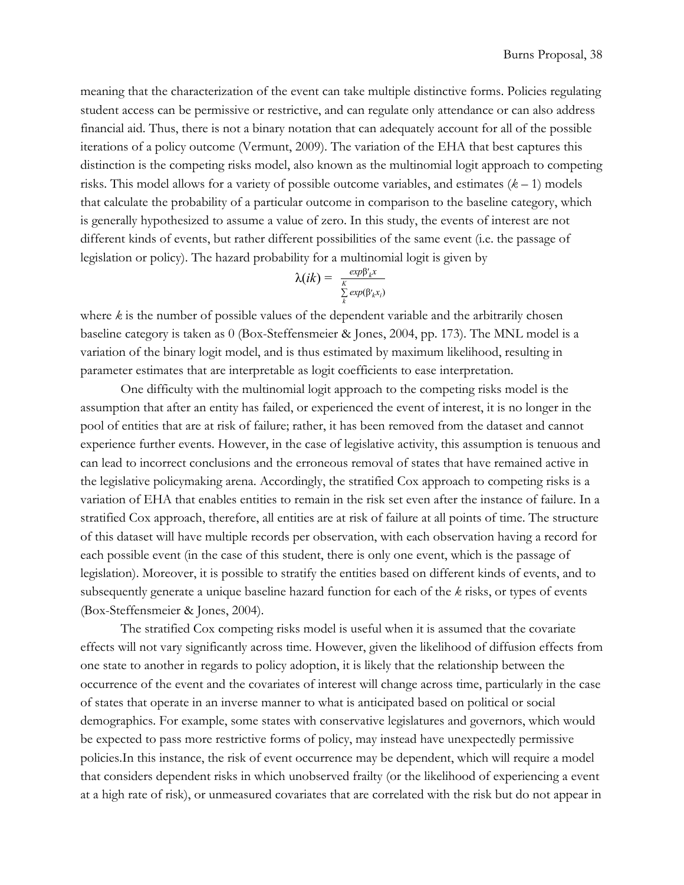meaning that the characterization of the event can take multiple distinctive forms. Policies regulating student access can be permissive or restrictive, and can regulate only attendance or can also address financial aid. Thus, there is not a binary notation that can adequately account for all of the possible iterations of a policy outcome (Vermunt, 2009). The variation of the EHA that best captures this distinction is the competing risks model, also known as the multinomial logit approach to competing risks. This model allows for a variety of possible outcome variables, and estimates ($k - 1$) models that calculate the probability of a particular outcome in comparison to the baseline category, which is generally hypothesized to assume a value of zero. In this study, the events of interest are not different kinds of events, but rather different possibilities of the same event (i.e. the passage of legislation or policy). The hazard probability for a multinomial logit is given by

$$\lambda(ik) = \frac{exp\beta'_k x}{\sum_k^K exp(\beta'_k x_i)}$$

where $k$ is the number of possible values of the dependent variable and the arbitrarily chosen baseline category is taken as 0 (Box-Steffensmeier & Jones, 2004, pp. 173). The MNL model is a variation of the binary logit model, and is thus estimated by maximum likelihood, resulting in parameter estimates that are interpretable as logit coefficients to ease interpretation.

One difficulty with the multinomial logit approach to the competing risks model is the assumption that after an entity has failed, or experienced the event of interest, it is no longer in the pool of entities that are at risk of failure; rather, it has been removed from the dataset and cannot experience further events. However, in the case of legislative activity, this assumption is tenuous and can lead to incorrect conclusions and the erroneous removal of states that have remained active in the legislative policymaking arena. Accordingly, the stratified Cox approach to competing risks is a variation of EHA that enables entities to remain in the risk set even after the instance of failure. In a stratified Cox approach, therefore, all entities are at risk of failure at all points of time. The structure of this dataset will have multiple records per observation, with each observation having a record for each possible event (in the case of this student, there is only one event, which is the passage of legislation). Moreover, it is possible to stratify the entities based on different kinds of events, and to subsequently generate a unique baseline hazard function for each of the $k$ risks, or types of events (Box-Steffensmeier & Jones, 2004).

The stratified Cox competing risks model is useful when it is assumed that the covariate effects will not vary significantly across time. However, given the likelihood of diffusion effects from one state to another in regards to policy adoption, it is likely that the relationship between the occurrence of the event and the covariates of interest will change across time, particularly in the case of states that operate in an inverse manner to what is anticipated based on political or social demographics. For example, some states with conservative legislatures and governors, which would be expected to pass more restrictive forms of policy, may instead have unexpectedly permissive policies.In this instance, the risk of event occurrence may be dependent, which will require a model that considers dependent risks in which unobserved frailty (or the likelihood of experiencing a event at a high rate of risk), or unmeasured covariates that are correlated with the risk but do not appear in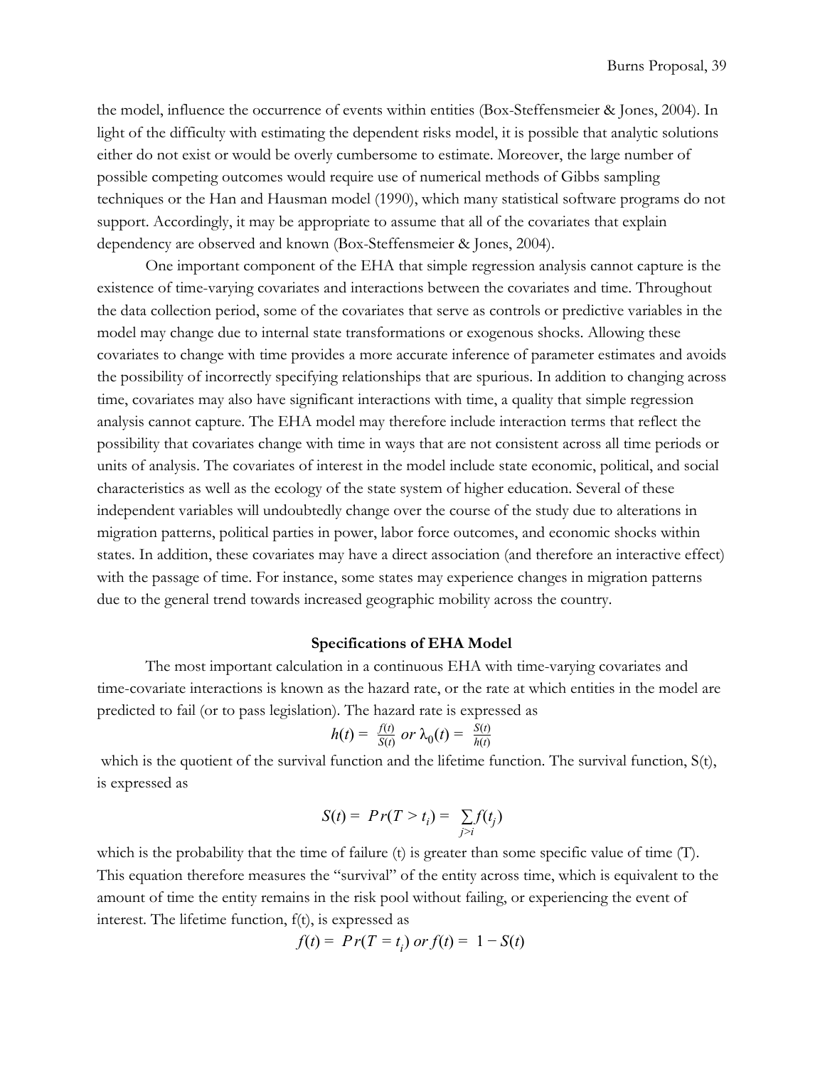the model, influence the occurrence of events within entities (Box-Steffensmeier & Jones, 2004). In light of the difficulty with estimating the dependent risks model, it is possible that analytic solutions either do not exist or would be overly cumbersome to estimate. Moreover, the large number of possible competing outcomes would require use of numerical methods of Gibbs sampling techniques or the Han and Hausman model (1990), which many statistical software programs do not support. Accordingly, it may be appropriate to assume that all of the covariates that explain dependency are observed and known (Box-Steffensmeier & Jones, 2004).

One important component of the EHA that simple regression analysis cannot capture is the existence of time-varying covariates and interactions between the covariates and time. Throughout the data collection period, some of the covariates that serve as controls or predictive variables in the model may change due to internal state transformations or exogenous shocks. Allowing these covariates to change with time provides a more accurate inference of parameter estimates and avoids the possibility of incorrectly specifying relationships that are spurious. In addition to changing across time, covariates may also have significant interactions with time, a quality that simple regression analysis cannot capture. The EHA model may therefore include interaction terms that reflect the possibility that covariates change with time in ways that are not consistent across all time periods or units of analysis. The covariates of interest in the model include state economic, political, and social characteristics as well as the ecology of the state system of higher education. Several of these independent variables will undoubtedly change over the course of the study due to alterations in migration patterns, political parties in power, labor force outcomes, and economic shocks within states. In addition, these covariates may have a direct association (and therefore an interactive effect) with the passage of time. For instance, some states may experience changes in migration patterns due to the general trend towards increased geographic mobility across the country.

### Specifications of EHA Model

The most important calculation in a continuous EHA with time-varying covariates and time-covariate interactions is known as the hazard rate, or the rate at which entities in the model are predicted to fail (or to pass legislation). The hazard rate is expressed as

$$h(t) = \frac{f(t)}{S(t)} \; or \; \lambda_0(t) = \frac{S(t)}{h(t)}$$

which is the quotient of the survival function and the lifetime function. The survival function, $S(t)$, is expressed as

$$S(t) = Pr(T > t_i) = \sum_{j>i} f(t_j)$$

which is the probability that the time of failure (t) is greater than some specific value of time (T). This equation therefore measures the "survival" of the entity across time, which is equivalent to the amount of time the entity remains in the risk pool without failing, or experiencing the event of interest. The lifetime function, $f(t)$, is expressed as

$$f(t) = Pr(T = t_i) \; or \; f(t) = 1 - S(t)$$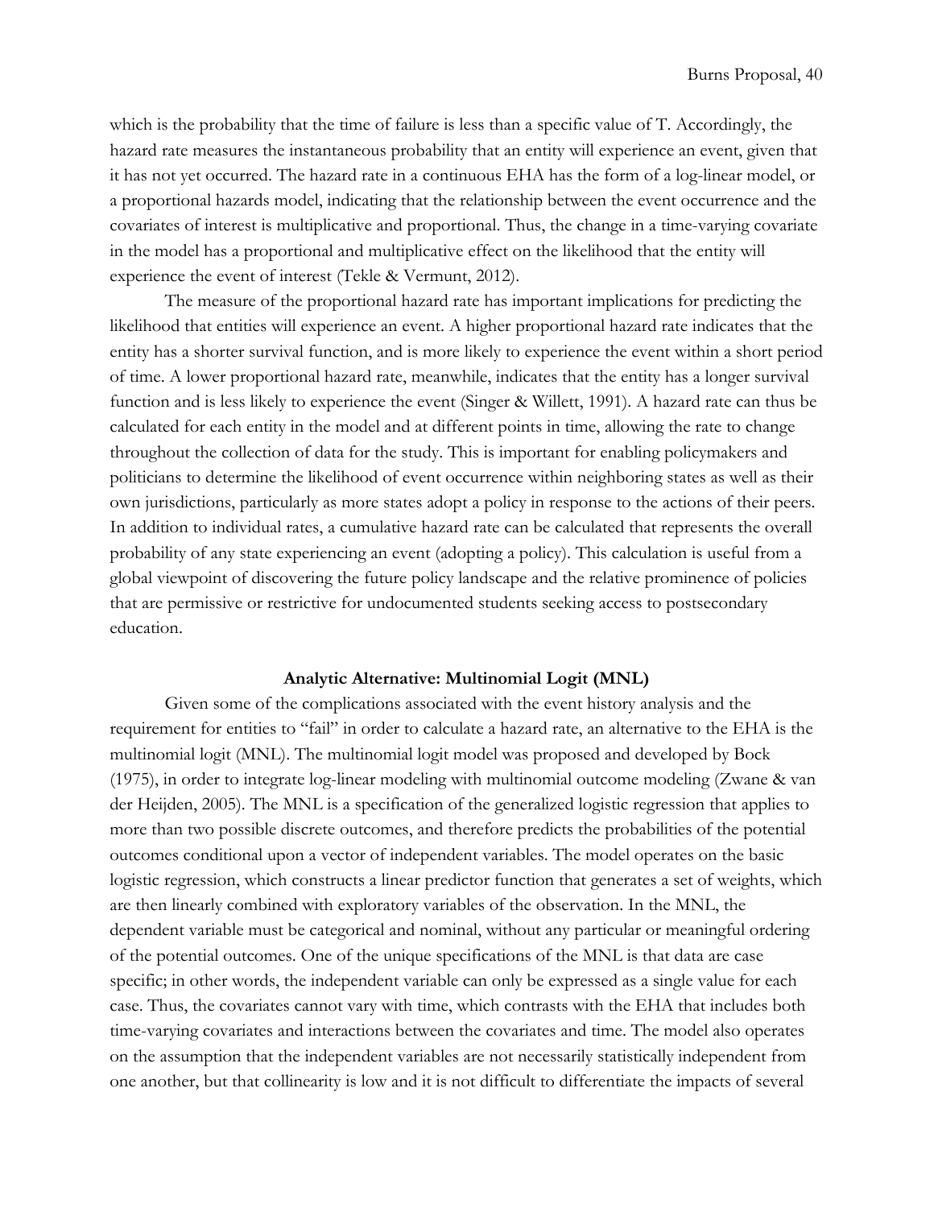which is the probability that the time of failure is less than a specific value of T. Accordingly, the hazard rate measures the instantaneous probability that an entity will experience an event, given that it has not yet occurred. The hazard rate in a continuous EHA has the form of a log-linear model, or a proportional hazards model, indicating that the relationship between the event occurrence and the covariates of interest is multiplicative and proportional. Thus, the change in a time-varying covariate in the model has a proportional and multiplicative effect on the likelihood that the entity will experience the event of interest (Tekle & Vermunt, 2012).

The measure of the proportional hazard rate has important implications for predicting the likelihood that entities will experience an event. A higher proportional hazard rate indicates that the entity has a shorter survival function, and is more likely to experience the event within a short period of time. A lower proportional hazard rate, meanwhile, indicates that the entity has a longer survival function and is less likely to experience the event (Singer & Willett, 1991). A hazard rate can thus be calculated for each entity in the model and at different points in time, allowing the rate to change throughout the collection of data for the study. This is important for enabling policymakers and politicians to determine the likelihood of event occurrence within neighboring states as well as their own jurisdictions, particularly as more states adopt a policy in response to the actions of their peers. In addition to individual rates, a cumulative hazard rate can be calculated that represents the overall probability of any state experiencing an event (adopting a policy). This calculation is useful from a global viewpoint of discovering the future policy landscape and the relative prominence of policies that are permissive or restrictive for undocumented students seeking access to postsecondary education.

### Analytic Alternative: Multinomial Logit (MNL)

Given some of the complications associated with the event history analysis and the requirement for entities to "fail" in order to calculate a hazard rate, an alternative to the EHA is the multinomial logit (MNL). The multinomial logit model was proposed and developed by Bock (1975), in order to integrate log-linear modeling with multinomial outcome modeling (Zwane & van der Heijden, 2005). The MNL is a specification of the generalized logistic regression that applies to more than two possible discrete outcomes, and therefore predicts the probabilities of the potential outcomes conditional upon a vector of independent variables. The model operates on the basic logistic regression, which constructs a linear predictor function that generates a set of weights, which are then linearly combined with exploratory variables of the observation. In the MNL, the dependent variable must be categorical and nominal, without any particular or meaningful ordering of the potential outcomes. One of the unique specifications of the MNL is that data are case specific; in other words, the independent variable can only be expressed as a single value for each case. Thus, the covariates cannot vary with time, which contrasts with the EHA that includes both time-varying covariates and interactions between the covariates and time. The model also operates on the assumption that the independent variables are not necessarily statistically independent from one another, but that collinearity is low and it is not difficult to differentiate the impacts of several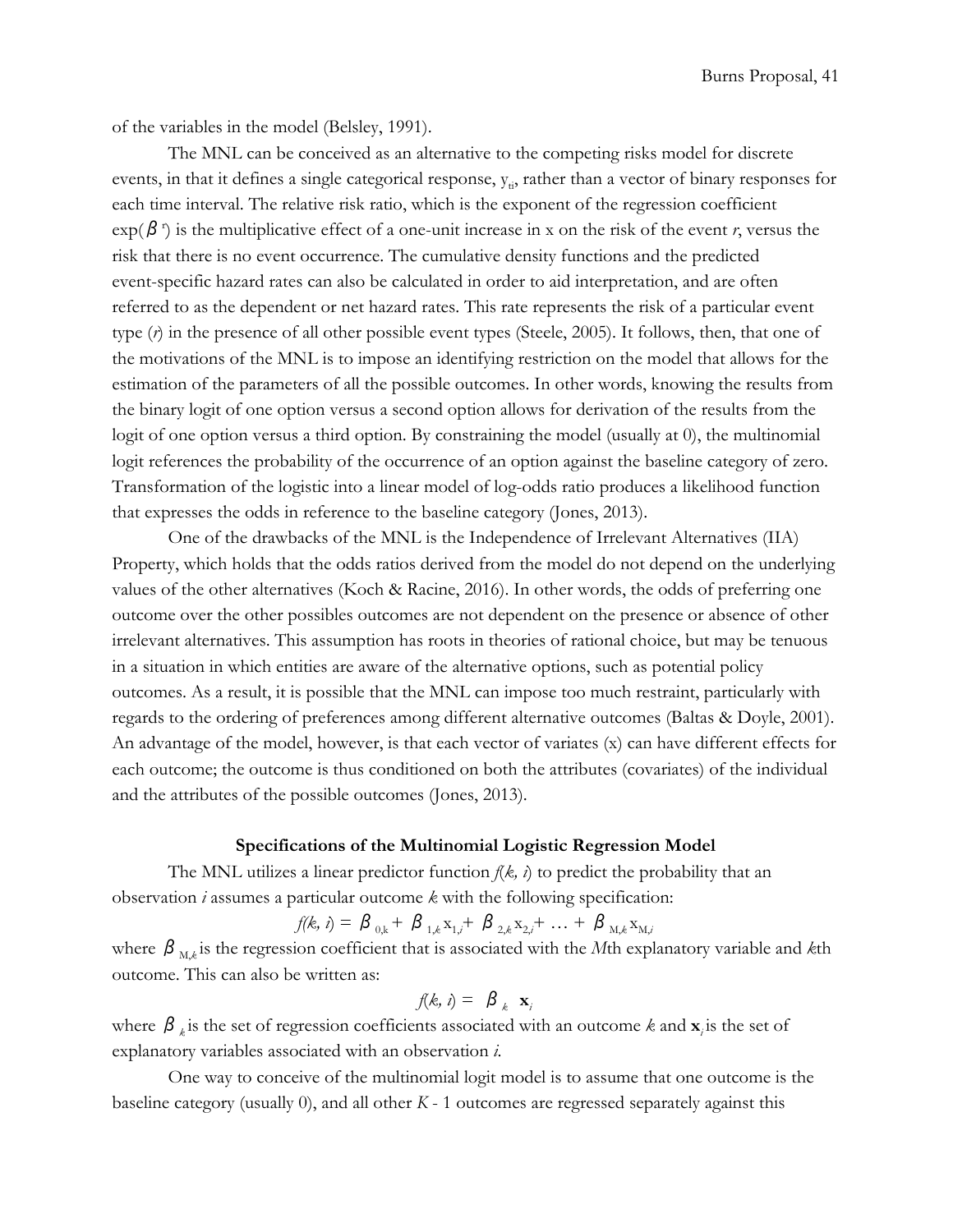of the variables in the model (Belsley, 1991).

The MNL can be conceived as an alternative to the competing risks model for discrete events, in that it defines a single categorical response, $y_{ti}$, rather than a vector of binary responses for each time interval. The relative risk ratio, which is the exponent of the regression coefficient $\exp(\beta^r)$ is the multiplicative effect of a one-unit increase in x on the risk of the event *r*, versus the risk that there is no event occurrence. The cumulative density functions and the predicted event-specific hazard rates can also be calculated in order to aid interpretation, and are often referred to as the dependent or net hazard rates. This rate represents the risk of a particular event type (*r*) in the presence of all other possible event types (Steele, 2005). It follows, then, that one of the motivations of the MNL is to impose an identifying restriction on the model that allows for the estimation of the parameters of all the possible outcomes. In other words, knowing the results from the binary logit of one option versus a second option allows for derivation of the results from the logit of one option versus a third option. By constraining the model (usually at 0), the multinomial logit references the probability of the occurrence of an option against the baseline category of zero. Transformation of the logistic into a linear model of log-odds ratio produces a likelihood function that expresses the odds in reference to the baseline category (Jones, 2013).

One of the drawbacks of the MNL is the Independence of Irrelevant Alternatives (IIA) Property, which holds that the odds ratios derived from the model do not depend on the underlying values of the other alternatives (Koch & Racine, 2016). In other words, the odds of preferring one outcome over the other possibles outcomes are not dependent on the presence or absence of other irrelevant alternatives. This assumption has roots in theories of rational choice, but may be tenuous in a situation in which entities are aware of the alternative options, such as potential policy outcomes. As a result, it is possible that the MNL can impose too much restraint, particularly with regards to the ordering of preferences among different alternative outcomes (Baltas & Doyle, 2001). An advantage of the model, however, is that each vector of variates (x) can have different effects for each outcome; the outcome is thus conditioned on both the attributes (covariates) of the individual and the attributes of the possible outcomes (Jones, 2013).

## Specifications of the Multinomial Logistic Regression Model

The MNL utilizes a linear predictor function $f(k, i)$ to predict the probability that an observation *i* assumes a particular outcome *k* with the following specification:

$$f(k, i) = \beta_{0,k} + \beta_{1,k} x_{1,i} + \beta_{2,k} x_{2,i} + \ldots + \beta_{M,k} x_{M,i}$$

where $\beta_{M,k}$ is the regression coefficient that is associated with the *M*th explanatory variable and *k*th outcome. This can also be written as:

$$f(k, i) = \beta_k \mathbf{x}_i$$

where $\beta_k$ is the set of regression coefficients associated with an outcome *k* and $\mathbf{x}_i$ is the set of explanatory variables associated with an observation *i*.

One way to conceive of the multinomial logit model is to assume that one outcome is the baseline category (usually 0), and all other *K* - 1 outcomes are regressed separately against this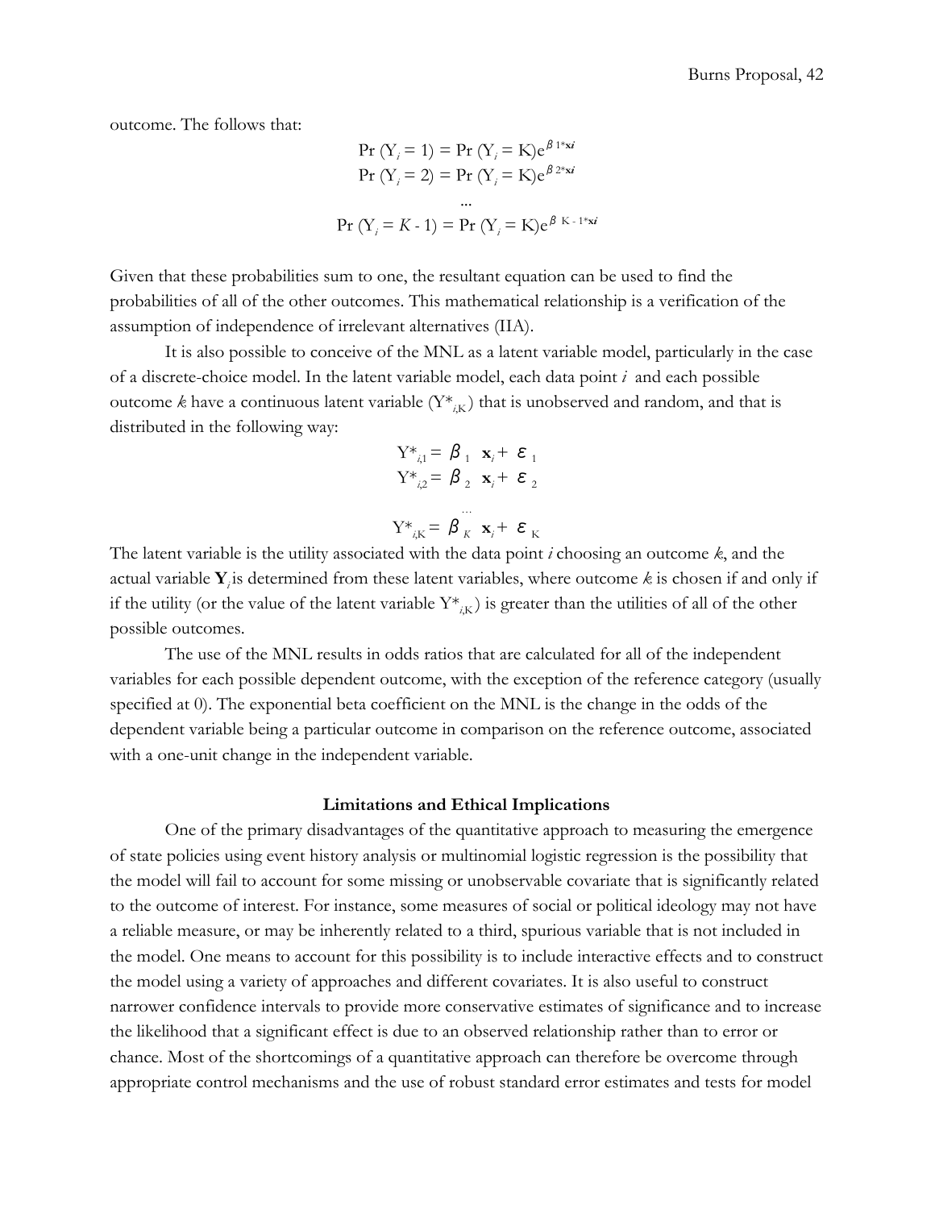outcome. The follows that:

$$\Pr(Y_i = 1) = \Pr(Y_i = K)e^{\beta_{1*}x_i}$$
$$\Pr(Y_i = 2) = \Pr(Y_i = K)e^{\beta_{2*}x_i}$$
$$\ldots$$
$$\Pr(Y_i = K - 1) = \Pr(Y_i = K)e^{\beta_{K-1*}x_i}$$

Given that these probabilities sum to one, the resultant equation can be used to find the probabilities of all of the other outcomes. This mathematical relationship is a verification of the assumption of independence of irrelevant alternatives (IIA).

It is also possible to conceive of the MNL as a latent variable model, particularly in the case of a discrete-choice model. In the latent variable model, each data point $i$ and each possible outcome $k$ have a continuous latent variable ($Y^*_{i,K}$) that is unobserved and random, and that is distributed in the following way:

$$Y^*_{i,1} = \beta_1 \mathbf{x}_i + \varepsilon_1$$
$$Y^*_{i,2} = \beta_2 \mathbf{x}_i + \varepsilon_2$$
$$\ldots$$
$$Y^*_{i,K} = \beta_K \mathbf{x}_i + \varepsilon_K$$

The latent variable is the utility associated with the data point $i$ choosing an outcome $k$, and the actual variable $\mathbf{Y}_i$ is determined from these latent variables, where outcome $k$ is chosen if and only if if the utility (or the value of the latent variable $Y^*_{i,K}$) is greater than the utilities of all of the other possible outcomes.

The use of the MNL results in odds ratios that are calculated for all of the independent variables for each possible dependent outcome, with the exception of the reference category (usually specified at 0). The exponential beta coefficient on the MNL is the change in the odds of the dependent variable being a particular outcome in comparison on the reference outcome, associated with a one-unit change in the independent variable.

## Limitations and Ethical Implications

One of the primary disadvantages of the quantitative approach to measuring the emergence of state policies using event history analysis or multinomial logistic regression is the possibility that the model will fail to account for some missing or unobservable covariate that is significantly related to the outcome of interest. For instance, some measures of social or political ideology may not have a reliable measure, or may be inherently related to a third, spurious variable that is not included in the model. One means to account for this possibility is to include interactive effects and to construct the model using a variety of approaches and different covariates. It is also useful to construct narrower confidence intervals to provide more conservative estimates of significance and to increase the likelihood that a significant effect is due to an observed relationship rather than to error or chance. Most of the shortcomings of a quantitative approach can therefore be overcome through appropriate control mechanisms and the use of robust standard error estimates and tests for model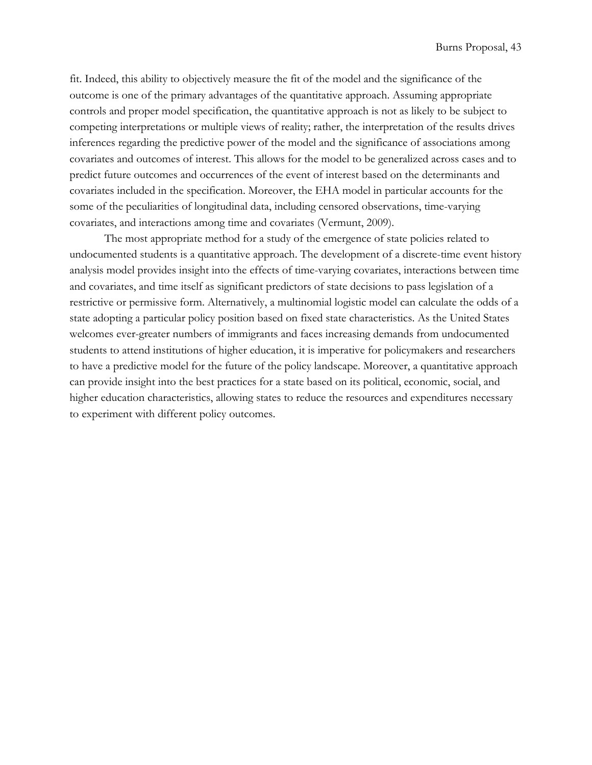fit. Indeed, this ability to objectively measure the fit of the model and the significance of the outcome is one of the primary advantages of the quantitative approach. Assuming appropriate controls and proper model specification, the quantitative approach is not as likely to be subject to competing interpretations or multiple views of reality; rather, the interpretation of the results drives inferences regarding the predictive power of the model and the significance of associations among covariates and outcomes of interest. This allows for the model to be generalized across cases and to predict future outcomes and occurrences of the event of interest based on the determinants and covariates included in the specification. Moreover, the EHA model in particular accounts for the some of the peculiarities of longitudinal data, including censored observations, time-varying covariates, and interactions among time and covariates (Vermunt, 2009).

The most appropriate method for a study of the emergence of state policies related to undocumented students is a quantitative approach. The development of a discrete-time event history analysis model provides insight into the effects of time-varying covariates, interactions between time and covariates, and time itself as significant predictors of state decisions to pass legislation of a restrictive or permissive form. Alternatively, a multinomial logistic model can calculate the odds of a state adopting a particular policy position based on fixed state characteristics. As the United States welcomes ever-greater numbers of immigrants and faces increasing demands from undocumented students to attend institutions of higher education, it is imperative for policymakers and researchers to have a predictive model for the future of the policy landscape. Moreover, a quantitative approach can provide insight into the best practices for a state based on its political, economic, social, and higher education characteristics, allowing states to reduce the resources and expenditures necessary to experiment with different policy outcomes.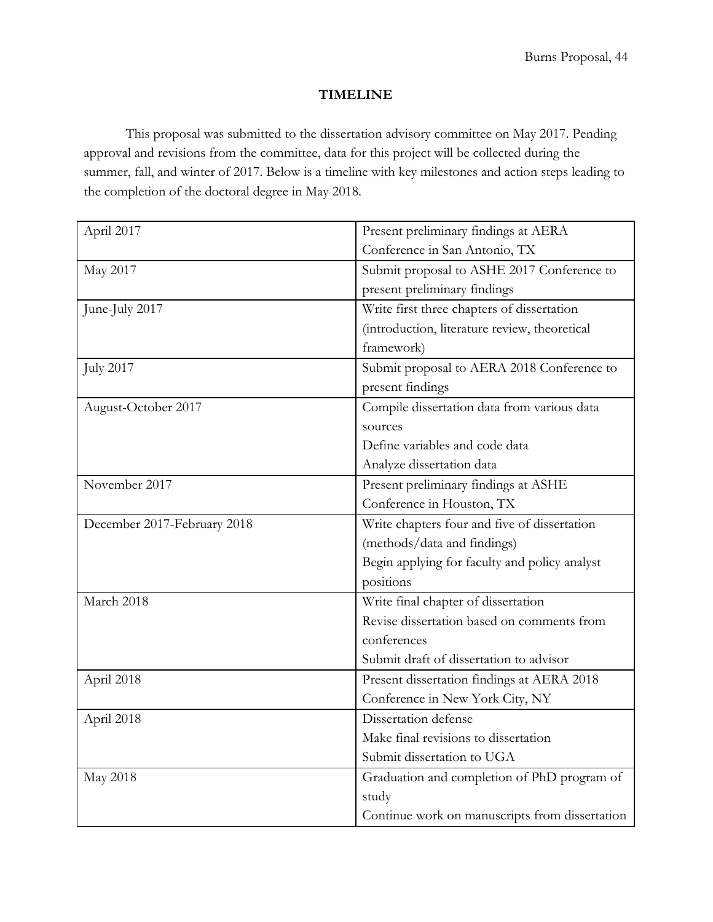## TIMELINE

This proposal was submitted to the dissertation advisory committee on May 2017. Pending approval and revisions from the committee, data for this project will be collected during the summer, fall, and winter of 2017. Below is a timeline with key milestones and action steps leading to the completion of the doctoral degree in May 2018.

| | |
|---|---|
| April 2017 | Present preliminary findings at AERA Conference in San Antonio, TX |
| May 2017 | Submit proposal to ASHE 2017 Conference to present preliminary findings |
| June-July 2017 | Write first three chapters of dissertation (introduction, literature review, theoretical framework) |
| July 2017 | Submit proposal to AERA 2018 Conference to present findings |
| August-October 2017 | Compile dissertation data from various data sources<br>Define variables and code data<br>Analyze dissertation data |
| November 2017 | Present preliminary findings at ASHE Conference in Houston, TX |
| December 2017-February 2018 | Write chapters four and five of dissertation (methods/data and findings)<br>Begin applying for faculty and policy analyst positions |
| March 2018 | Write final chapter of dissertation<br>Revise dissertation based on comments from conferences<br>Submit draft of dissertation to advisor |
| April 2018 | Present dissertation findings at AERA 2018 Conference in New York City, NY |
| April 2018 | Dissertation defense<br>Make final revisions to dissertation<br>Submit dissertation to UGA |
| May 2018 | Graduation and completion of PhD program of study<br>Continue work on manuscripts from dissertation |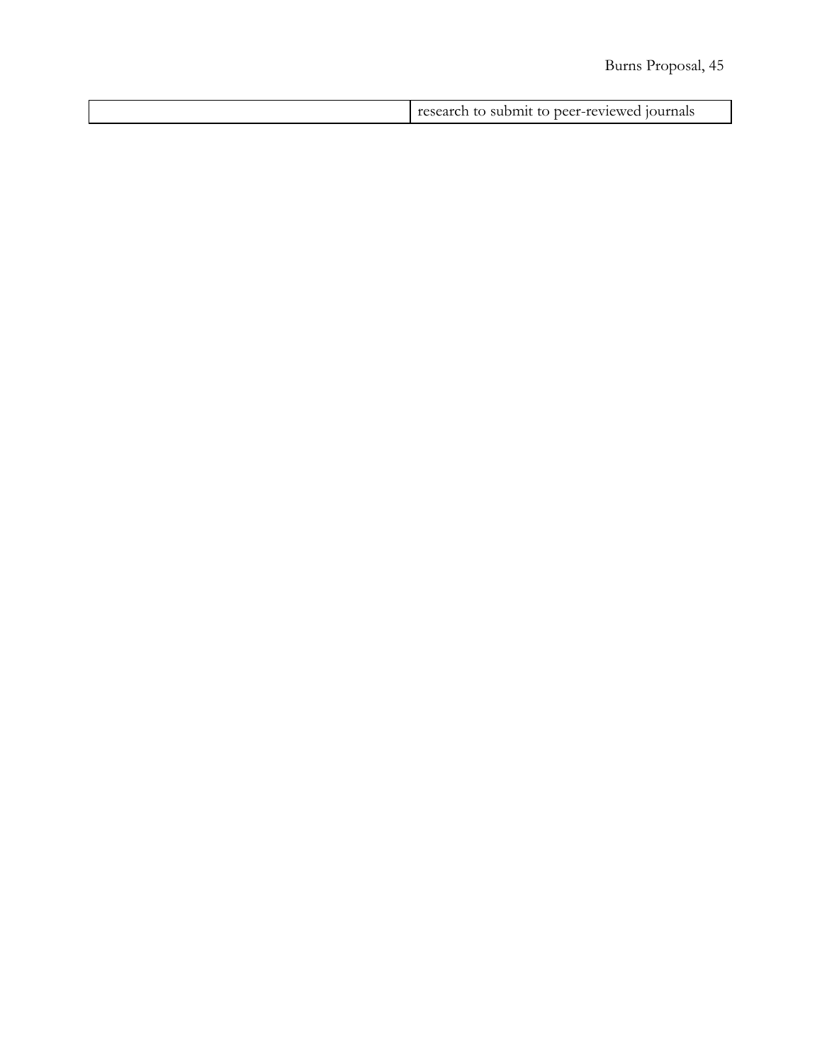| | |
|---|---|
| | research to submit to peer-reviewed journals |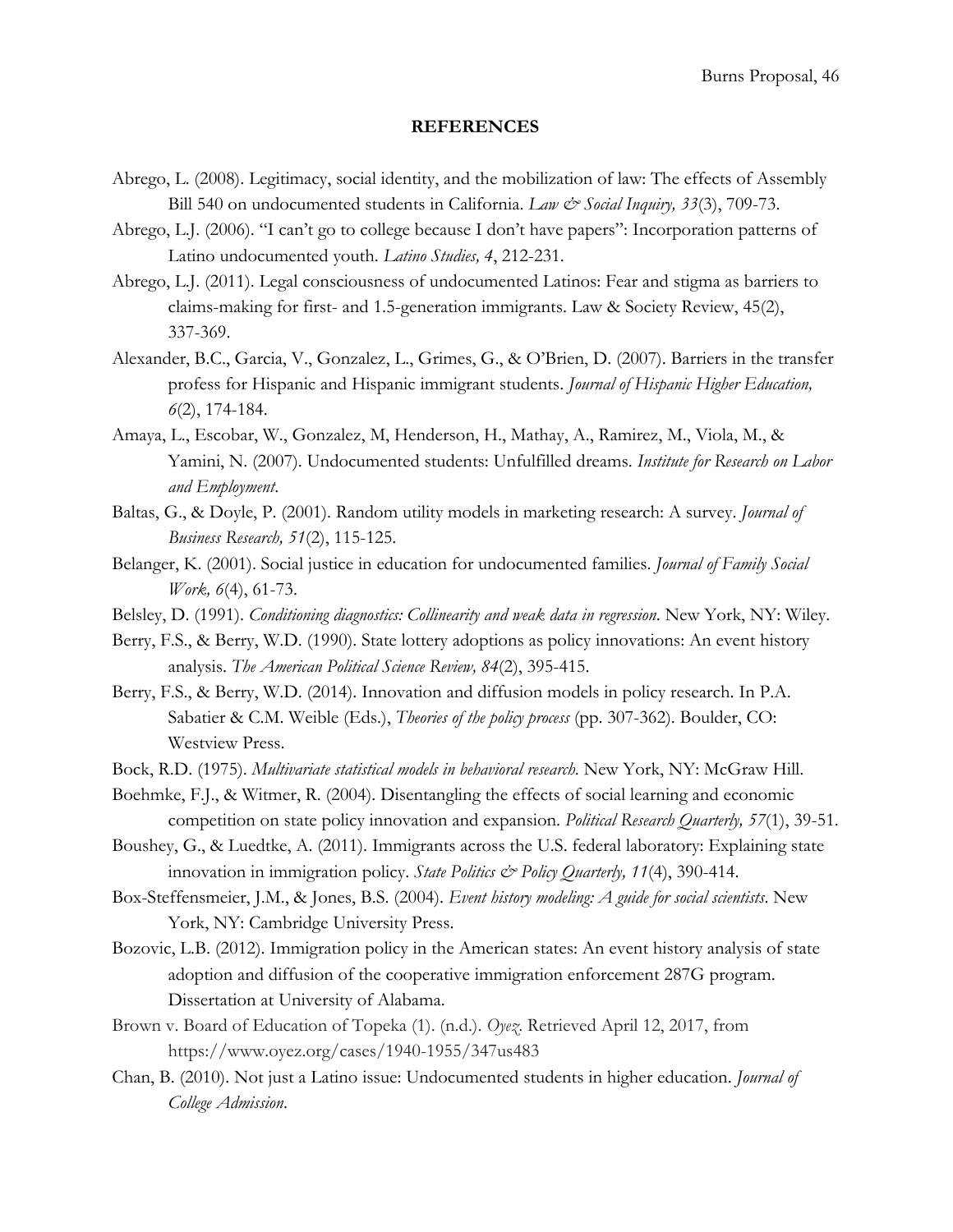**REFERENCES**

Abrego, L. (2008). Legitimacy, social identity, and the mobilization of law: The effects of Assembly Bill 540 on undocumented students in California. *Law & Social Inquiry, 33*(3), 709-73.

Abrego, L.J. (2006). "I can't go to college because I don't have papers": Incorporation patterns of Latino undocumented youth. *Latino Studies, 4*, 212-231.

Abrego, L.J. (2011). Legal consciousness of undocumented Latinos: Fear and stigma as barriers to claims-making for first- and 1.5-generation immigrants. Law & Society Review, 45(2), 337-369.

Alexander, B.C., Garcia, V., Gonzalez, L., Grimes, G., & O'Brien, D. (2007). Barriers in the transfer profess for Hispanic and Hispanic immigrant students. *Journal of Hispanic Higher Education, 6*(2), 174-184.

Amaya, L., Escobar, W., Gonzalez, M, Henderson, H., Mathay, A., Ramirez, M., Viola, M., & Yamini, N. (2007). Undocumented students: Unfulfilled dreams. *Institute for Research on Labor and Employment*.

Baltas, G., & Doyle, P. (2001). Random utility models in marketing research: A survey. *Journal of Business Research, 51*(2), 115-125.

Belanger, K. (2001). Social justice in education for undocumented families. *Journal of Family Social Work, 6*(4), 61-73.

Belsley, D. (1991). *Conditioning diagnostics: Collinearity and weak data in regression*. New York, NY: Wiley.

Berry, F.S., & Berry, W.D. (1990). State lottery adoptions as policy innovations: An event history analysis. *The American Political Science Review, 84*(2), 395-415.

Berry, F.S., & Berry, W.D. (2014). Innovation and diffusion models in policy research. In P.A. Sabatier & C.M. Weible (Eds.), *Theories of the policy process* (pp. 307-362). Boulder, CO: Westview Press.

Bock, R.D. (1975). *Multivariate statistical models in behavioral research*. New York, NY: McGraw Hill.

Boehmke, F.J., & Witmer, R. (2004). Disentangling the effects of social learning and economic competition on state policy innovation and expansion. *Political Research Quarterly, 57*(1), 39-51.

Boushey, G., & Luedtke, A. (2011). Immigrants across the U.S. federal laboratory: Explaining state innovation in immigration policy. *State Politics & Policy Quarterly, 11*(4), 390-414.

Box-Steffensmeier, J.M., & Jones, B.S. (2004). *Event history modeling: A guide for social scientists*. New York, NY: Cambridge University Press.

Bozovic, L.B. (2012). Immigration policy in the American states: An event history analysis of state adoption and diffusion of the cooperative immigration enforcement 287G program. Dissertation at University of Alabama.

Brown v. Board of Education of Topeka (1). (n.d.). *Oyez*. Retrieved April 12, 2017, from https://www.oyez.org/cases/1940-1955/347us483

Chan, B. (2010). Not just a Latino issue: Undocumented students in higher education. *Journal of College Admission*.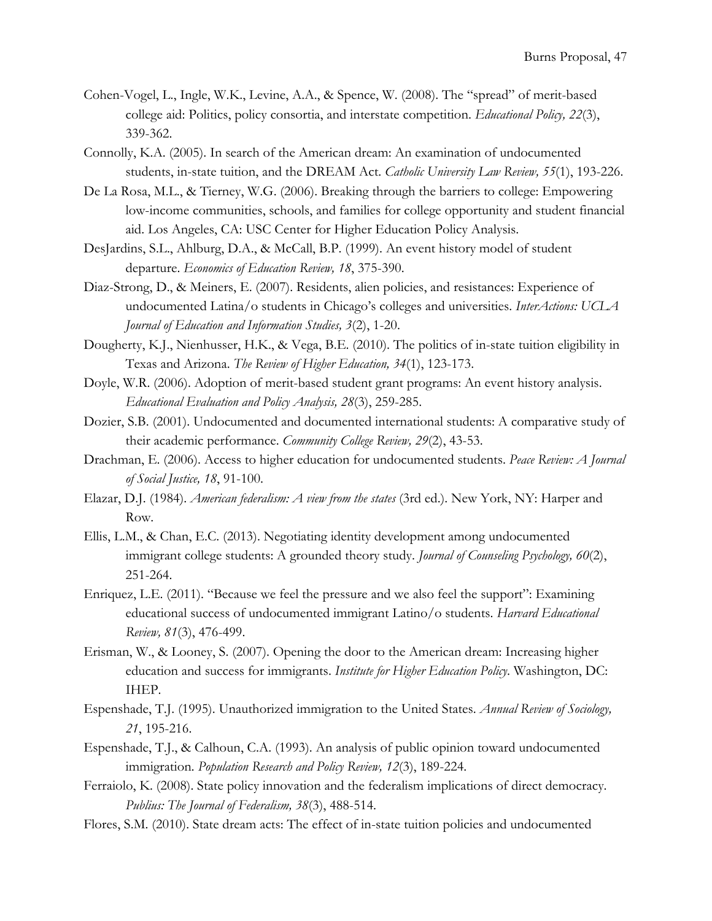Cohen-Vogel, L., Ingle, W.K., Levine, A.A., & Spence, W. (2008). The "spread" of merit-based college aid: Politics, policy consortia, and interstate competition. *Educational Policy, 22*(3), 339-362.

Connolly, K.A. (2005). In search of the American dream: An examination of undocumented students, in-state tuition, and the DREAM Act. *Catholic University Law Review, 55*(1), 193-226.

De La Rosa, M.L., & Tierney, W.G. (2006). Breaking through the barriers to college: Empowering low-income communities, schools, and families for college opportunity and student financial aid. Los Angeles, CA: USC Center for Higher Education Policy Analysis.

DesJardins, S.L., Ahlburg, D.A., & McCall, B.P. (1999). An event history model of student departure. *Economics of Education Review, 18*, 375-390.

Diaz-Strong, D., & Meiners, E. (2007). Residents, alien policies, and resistances: Experience of undocumented Latina/o students in Chicago's colleges and universities. *InterActions: UCLA Journal of Education and Information Studies, 3*(2), 1-20.

Dougherty, K.J., Nienhusser, H.K., & Vega, B.E. (2010). The politics of in-state tuition eligibility in Texas and Arizona. *The Review of Higher Education, 34*(1), 123-173.

Doyle, W.R. (2006). Adoption of merit-based student grant programs: An event history analysis. *Educational Evaluation and Policy Analysis, 28*(3), 259-285.

Dozier, S.B. (2001). Undocumented and documented international students: A comparative study of their academic performance. *Community College Review, 29*(2), 43-53.

Drachman, E. (2006). Access to higher education for undocumented students. *Peace Review: A Journal of Social Justice, 18*, 91-100.

Elazar, D.J. (1984). *American federalism: A view from the states* (3rd ed.). New York, NY: Harper and Row.

Ellis, L.M., & Chan, E.C. (2013). Negotiating identity development among undocumented immigrant college students: A grounded theory study. *Journal of Counseling Psychology, 60*(2), 251-264.

Enriquez, L.E. (2011). "Because we feel the pressure and we also feel the support": Examining educational success of undocumented immigrant Latino/o students. *Harvard Educational Review, 81*(3), 476-499.

Erisman, W., & Looney, S. (2007). Opening the door to the American dream: Increasing higher education and success for immigrants. *Institute for Higher Education Policy*. Washington, DC: IHEP.

Espenshade, T.J. (1995). Unauthorized immigration to the United States. *Annual Review of Sociology, 21*, 195-216.

Espenshade, T.J., & Calhoun, C.A. (1993). An analysis of public opinion toward undocumented immigration. *Population Research and Policy Review, 12*(3), 189-224.

Ferraiolo, K. (2008). State policy innovation and the federalism implications of direct democracy. *Publius: The Journal of Federalism, 38*(3), 488-514.

Flores, S.M. (2010). State dream acts: The effect of in-state tuition policies and undocumented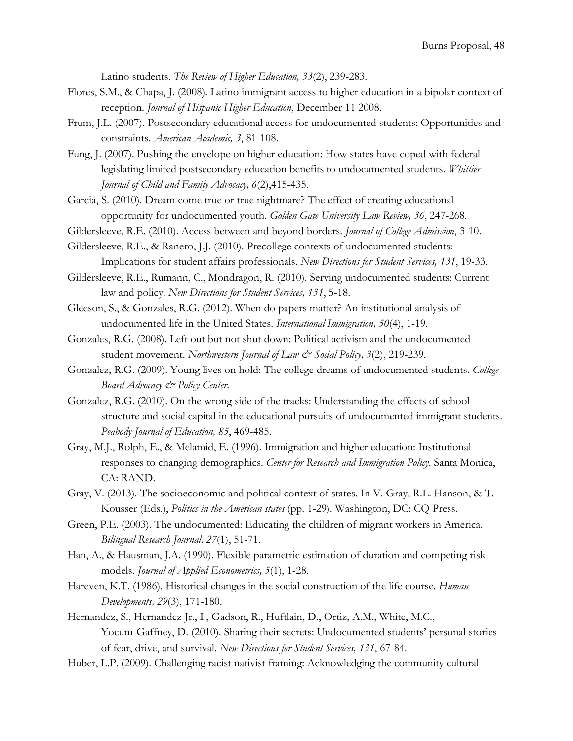Latino students. *The Review of Higher Education, 33*(2), 239-283.

Flores, S.M., & Chapa, J. (2008). Latino immigrant access to higher education in a bipolar context of reception. *Journal of Hispanic Higher Education*, December 11 2008.

Frum, J.L. (2007). Postsecondary educational access for undocumented students: Opportunities and constraints. *American Academic, 3*, 81-108.

Fung, J. (2007). Pushing the envelope on higher education: How states have coped with federal legislating limited postsecondary education benefits to undocumented students. *Whittier Journal of Child and Family Advocacy, 6*(2),415-435.

Garcia, S. (2010). Dream come true or true nightmare? The effect of creating educational opportunity for undocumented youth. *Golden Gate University Law Review, 36*, 247-268.

Gildersleeve, R.E. (2010). Access between and beyond borders. *Journal of College Admission*, 3-10.

Gildersleeve, R.E., & Ranero, J.J. (2010). Precollege contexts of undocumented students: Implications for student affairs professionals. *New Directions for Student Services, 131*, 19-33.

Gildersleeve, R.E., Rumann, C., Mondragon, R. (2010). Serving undocumented students: Current law and policy. *New Directions for Student Services, 131*, 5-18.

Gleeson, S., & Gonzales, R.G. (2012). When do papers matter? An institutional analysis of undocumented life in the United States. *International Immigration, 50*(4), 1-19.

Gonzales, R.G. (2008). Left out but not shut down: Political activism and the undocumented student movement. *Northwestern Journal of Law & Social Policy, 3*(2), 219-239.

Gonzalez, R.G. (2009). Young lives on hold: The college dreams of undocumented students. *College Board Advocacy & Policy Center*.

Gonzalez, R.G. (2010). On the wrong side of the tracks: Understanding the effects of school structure and social capital in the educational pursuits of undocumented immigrant students. *Peabody Journal of Education, 85*, 469-485.

Gray, M.J., Rolph, E., & Melamid, E. (1996). Immigration and higher education: Institutional responses to changing demographics. *Center for Research and Immigration Policy*. Santa Monica, CA: RAND.

Gray, V. (2013). The socioeconomic and political context of states. In V. Gray, R.L. Hanson, & T. Kousser (Eds.), *Politics in the American states* (pp. 1-29). Washington, DC: CQ Press.

Green, P.E. (2003). The undocumented: Educating the children of migrant workers in America. *Bilingual Research Journal, 27*(1), 51-71.

Han, A., & Hausman, J.A. (1990). Flexible parametric estimation of duration and competing risk models. *Journal of Applied Econometrics, 5*(1), 1-28.

Hareven, K.T. (1986). Historical changes in the social construction of the life course. *Human Developments, 29*(3), 171-180.

Hernandez, S., Hernandez Jr., I., Gadson, R., Huftlain, D., Ortiz, A.M., White, M.C., Yocum-Gaffney, D. (2010). Sharing their secrets: Undocumented students' personal stories of fear, drive, and survival. *New Directions for Student Services, 131*, 67-84.

Huber, L.P. (2009). Challenging racist nativist framing: Acknowledging the community cultural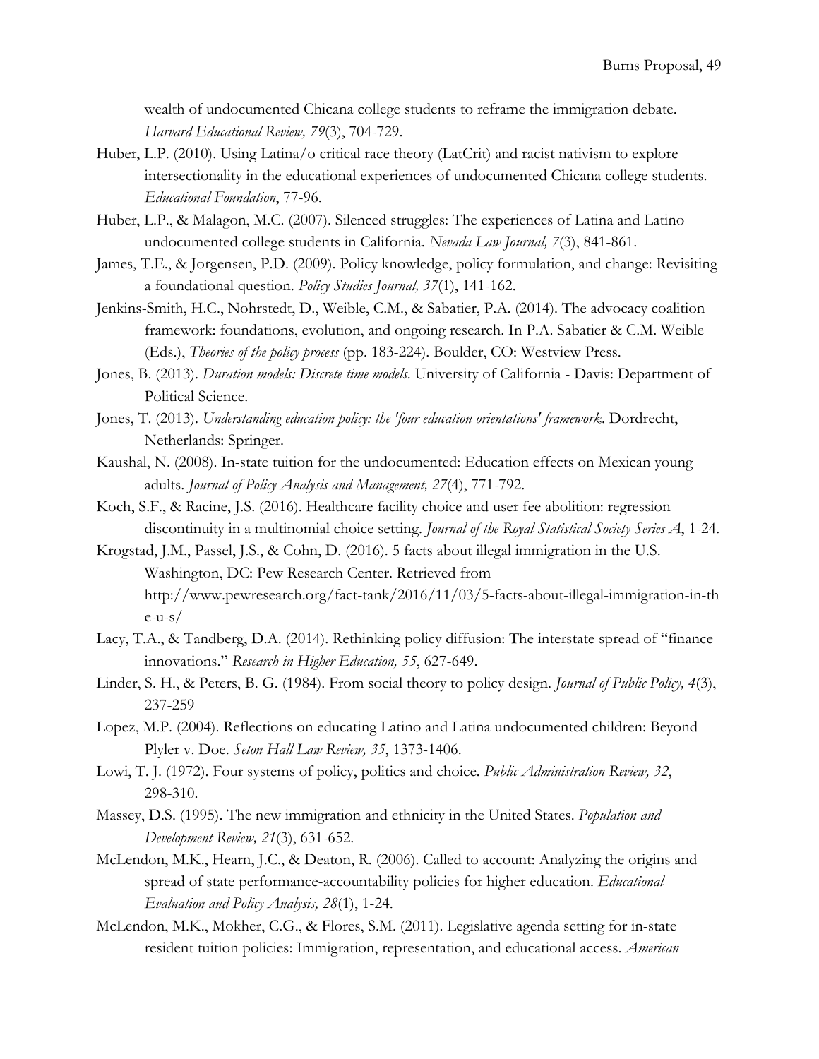wealth of undocumented Chicana college students to reframe the immigration debate. *Harvard Educational Review, 79*(3), 704-729.

Huber, L.P. (2010). Using Latina/o critical race theory (LatCrit) and racist nativism to explore intersectionality in the educational experiences of undocumented Chicana college students. *Educational Foundation*, 77-96.

Huber, L.P., & Malagon, M.C. (2007). Silenced struggles: The experiences of Latina and Latino undocumented college students in California. *Nevada Law Journal, 7*(3), 841-861.

James, T.E., & Jorgensen, P.D. (2009). Policy knowledge, policy formulation, and change: Revisiting a foundational question. *Policy Studies Journal, 37*(1), 141-162.

Jenkins-Smith, H.C., Nohrstedt, D., Weible, C.M., & Sabatier, P.A. (2014). The advocacy coalition framework: foundations, evolution, and ongoing research. In P.A. Sabatier & C.M. Weible (Eds.), *Theories of the policy process* (pp. 183-224). Boulder, CO: Westview Press.

Jones, B. (2013). *Duration models: Discrete time models.* University of California - Davis: Department of Political Science.

Jones, T. (2013). *Understanding education policy: the 'four education orientations' framework*. Dordrecht, Netherlands: Springer.

Kaushal, N. (2008). In-state tuition for the undocumented: Education effects on Mexican young adults. *Journal of Policy Analysis and Management, 27*(4), 771-792.

Koch, S.F., & Racine, J.S. (2016). Healthcare facility choice and user fee abolition: regression discontinuity in a multinomial choice setting. *Journal of the Royal Statistical Society Series A*, 1-24.

Krogstad, J.M., Passel, J.S., & Cohn, D. (2016). 5 facts about illegal immigration in the U.S. Washington, DC: Pew Research Center. Retrieved from http://www.pewresearch.org/fact-tank/2016/11/03/5-facts-about-illegal-immigration-in-the-u-s/

Lacy, T.A., & Tandberg, D.A. (2014). Rethinking policy diffusion: The interstate spread of "finance innovations." *Research in Higher Education, 55*, 627-649.

Linder, S. H., & Peters, B. G. (1984). From social theory to policy design. *Journal of Public Policy, 4*(3), 237-259

Lopez, M.P. (2004). Reflections on educating Latino and Latina undocumented children: Beyond Plyler v. Doe. *Seton Hall Law Review, 35*, 1373-1406.

Lowi, T. J. (1972). Four systems of policy, politics and choice. *Public Administration Review, 32*, 298-310.

Massey, D.S. (1995). The new immigration and ethnicity in the United States. *Population and Development Review, 21*(3), 631-652.

McLendon, M.K., Hearn, J.C., & Deaton, R. (2006). Called to account: Analyzing the origins and spread of state performance-accountability policies for higher education. *Educational Evaluation and Policy Analysis, 28*(1), 1-24.

McLendon, M.K., Mokher, C.G., & Flores, S.M. (2011). Legislative agenda setting for in-state resident tuition policies: Immigration, representation, and educational access. *American*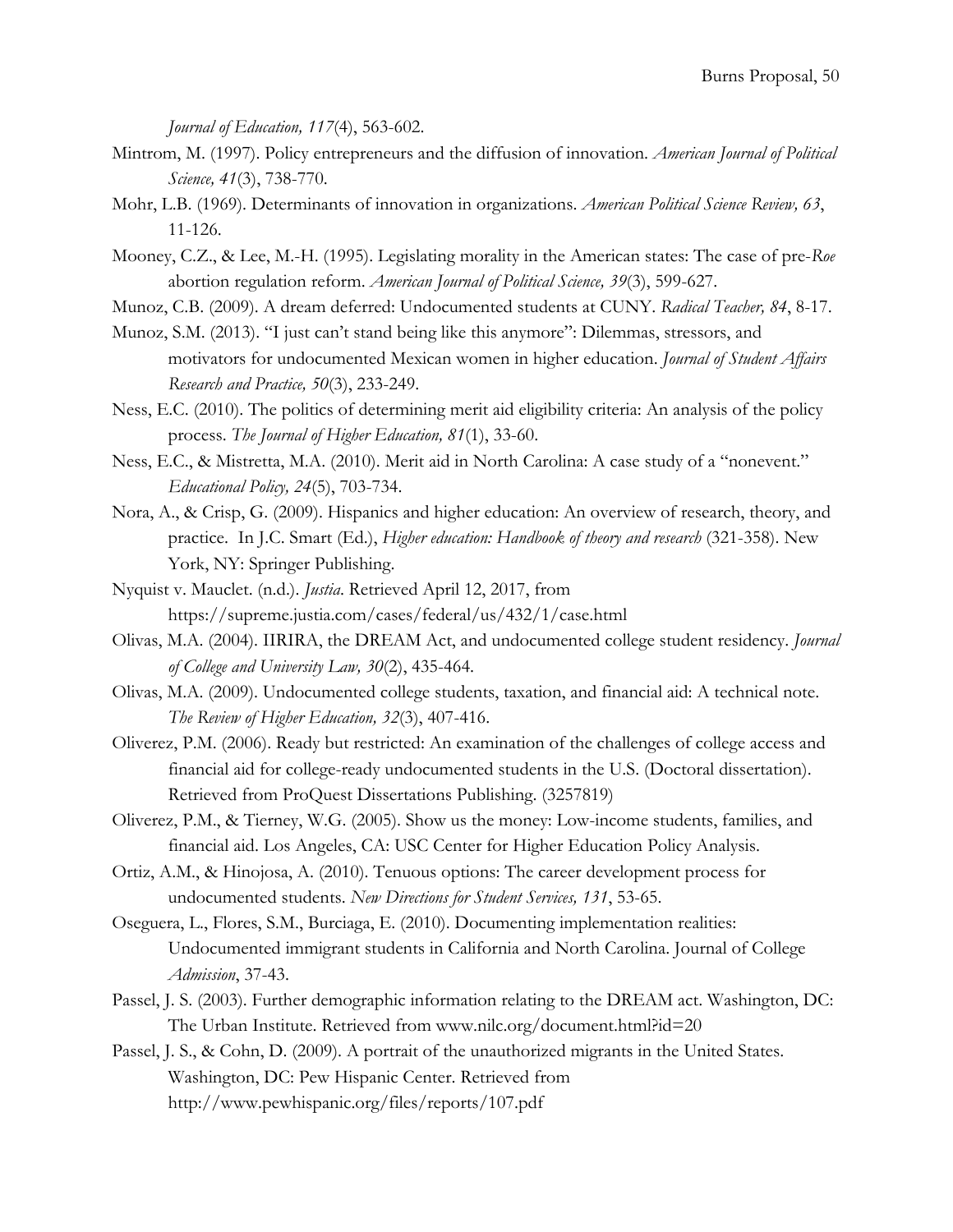*Journal of Education, 117*(4), 563-602.

Mintrom, M. (1997). Policy entrepreneurs and the diffusion of innovation. *American Journal of Political Science, 41*(3), 738-770.

Mohr, L.B. (1969). Determinants of innovation in organizations. *American Political Science Review, 63*, 11-126.

Mooney, C.Z., & Lee, M.-H. (1995). Legislating morality in the American states: The case of pre-*Roe* abortion regulation reform. *American Journal of Political Science, 39*(3), 599-627.

Munoz, C.B. (2009). A dream deferred: Undocumented students at CUNY. *Radical Teacher, 84*, 8-17.

Munoz, S.M. (2013). "I just can't stand being like this anymore": Dilemmas, stressors, and motivators for undocumented Mexican women in higher education. *Journal of Student Affairs Research and Practice, 50*(3), 233-249.

Ness, E.C. (2010). The politics of determining merit aid eligibility criteria: An analysis of the policy process. *The Journal of Higher Education, 81*(1), 33-60.

Ness, E.C., & Mistretta, M.A. (2010). Merit aid in North Carolina: A case study of a "nonevent." *Educational Policy, 24*(5), 703-734.

Nora, A., & Crisp, G. (2009). Hispanics and higher education: An overview of research, theory, and practice. In J.C. Smart (Ed.), *Higher education: Handbook of theory and research* (321-358). New York, NY: Springer Publishing.

Nyquist v. Mauclet. (n.d.). *Justia*. Retrieved April 12, 2017, from https://supreme.justia.com/cases/federal/us/432/1/case.html

Olivas, M.A. (2004). IIRIRA, the DREAM Act, and undocumented college student residency. *Journal of College and University Law, 30*(2), 435-464.

Olivas, M.A. (2009). Undocumented college students, taxation, and financial aid: A technical note. *The Review of Higher Education, 32*(3), 407-416.

Oliverez, P.M. (2006). Ready but restricted: An examination of the challenges of college access and financial aid for college-ready undocumented students in the U.S. (Doctoral dissertation). Retrieved from ProQuest Dissertations Publishing. (3257819)

Oliverez, P.M., & Tierney, W.G. (2005). Show us the money: Low-income students, families, and financial aid. Los Angeles, CA: USC Center for Higher Education Policy Analysis.

Ortiz, A.M., & Hinojosa, A. (2010). Tenuous options: The career development process for undocumented students. *New Directions for Student Services, 131*, 53-65.

Oseguera, L., Flores, S.M., Burciaga, E. (2010). Documenting implementation realities: Undocumented immigrant students in California and North Carolina. Journal of College *Admission*, 37-43.

Passel, J. S. (2003). Further demographic information relating to the DREAM act. Washington, DC: The Urban Institute. Retrieved from www.nilc.org/document.html?id=20

Passel, J. S., & Cohn, D. (2009). A portrait of the unauthorized migrants in the United States. Washington, DC: Pew Hispanic Center. Retrieved from http://www.pewhispanic.org/files/reports/107.pdf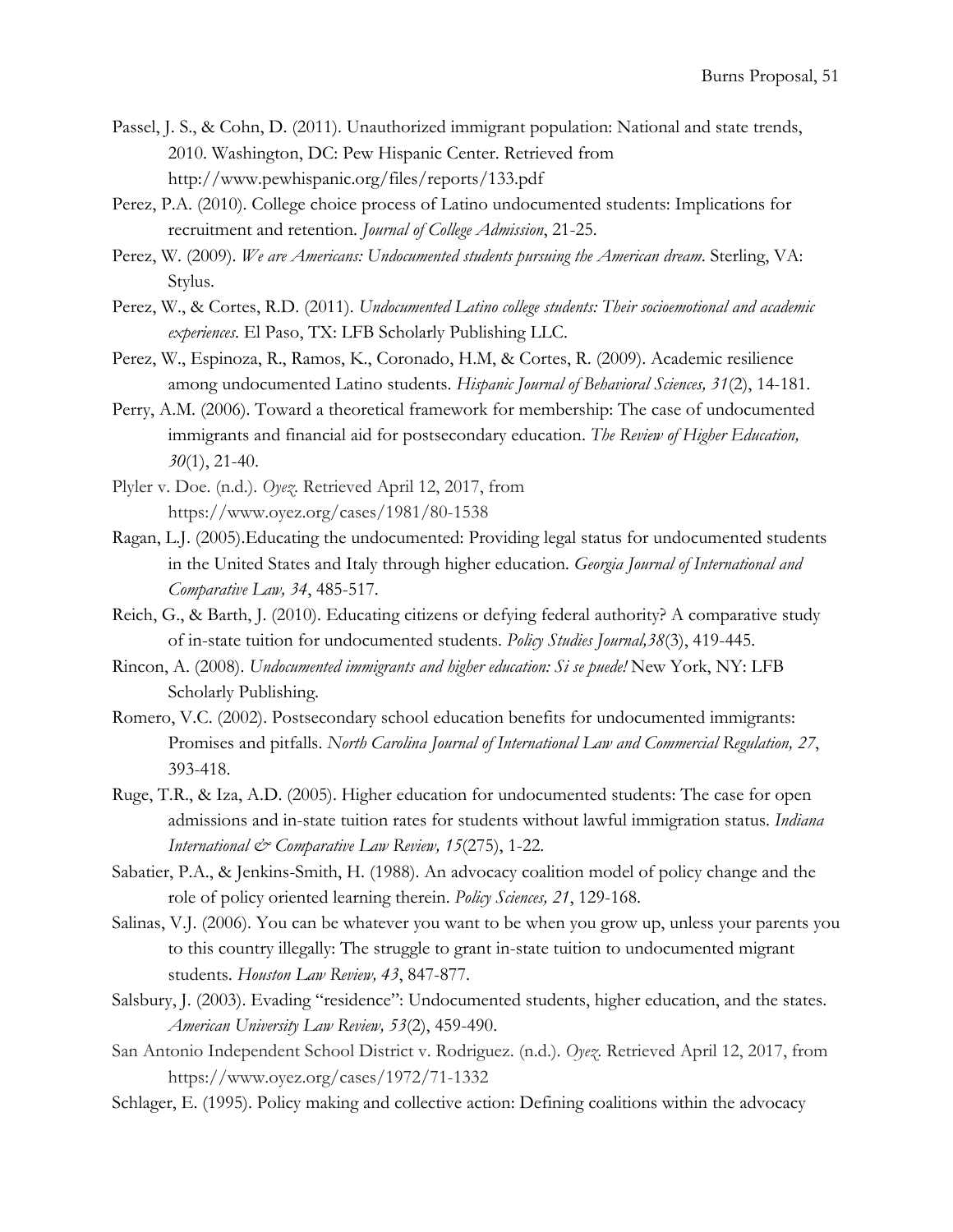Passel, J. S., & Cohn, D. (2011). Unauthorized immigrant population: National and state trends, 2010. Washington, DC: Pew Hispanic Center. Retrieved from http://www.pewhispanic.org/files/reports/133.pdf

Perez, P.A. (2010). College choice process of Latino undocumented students: Implications for recruitment and retention. *Journal of College Admission*, 21-25.

Perez, W. (2009). *We are Americans: Undocumented students pursuing the American dream*. Sterling, VA: Stylus.

Perez, W., & Cortes, R.D. (2011). *Undocumented Latino college students: Their socioemotional and academic experiences*. El Paso, TX: LFB Scholarly Publishing LLC.

Perez, W., Espinoza, R., Ramos, K., Coronado, H.M, & Cortes, R. (2009). Academic resilience among undocumented Latino students. *Hispanic Journal of Behavioral Sciences, 31*(2), 14-181.

Perry, A.M. (2006). Toward a theoretical framework for membership: The case of undocumented immigrants and financial aid for postsecondary education. *The Review of Higher Education, 30*(1), 21-40.

Plyler v. Doe. (n.d.). *Oyez*. Retrieved April 12, 2017, from https://www.oyez.org/cases/1981/80-1538

Ragan, L.J. (2005).Educating the undocumented: Providing legal status for undocumented students in the United States and Italy through higher education. *Georgia Journal of International and Comparative Law, 34*, 485-517.

Reich, G., & Barth, J. (2010). Educating citizens or defying federal authority? A comparative study of in-state tuition for undocumented students. *Policy Studies Journal,38*(3), 419-445.

Rincon, A. (2008). *Undocumented immigrants and higher education: Si se puede!* New York, NY: LFB Scholarly Publishing.

Romero, V.C. (2002). Postsecondary school education benefits for undocumented immigrants: Promises and pitfalls. *North Carolina Journal of International Law and Commercial Regulation, 27*, 393-418.

Ruge, T.R., & Iza, A.D. (2005). Higher education for undocumented students: The case for open admissions and in-state tuition rates for students without lawful immigration status. *Indiana International & Comparative Law Review, 15*(275), 1-22.

Sabatier, P.A., & Jenkins-Smith, H. (1988). An advocacy coalition model of policy change and the role of policy oriented learning therein. *Policy Sciences, 21*, 129-168.

Salinas, V.J. (2006). You can be whatever you want to be when you grow up, unless your parents you to this country illegally: The struggle to grant in-state tuition to undocumented migrant students. *Houston Law Review, 43*, 847-877.

Salsbury, J. (2003). Evading "residence": Undocumented students, higher education, and the states. *American University Law Review, 53*(2), 459-490.

San Antonio Independent School District v. Rodriguez. (n.d.). *Oyez*. Retrieved April 12, 2017, from https://www.oyez.org/cases/1972/71-1332

Schlager, E. (1995). Policy making and collective action: Defining coalitions within the advocacy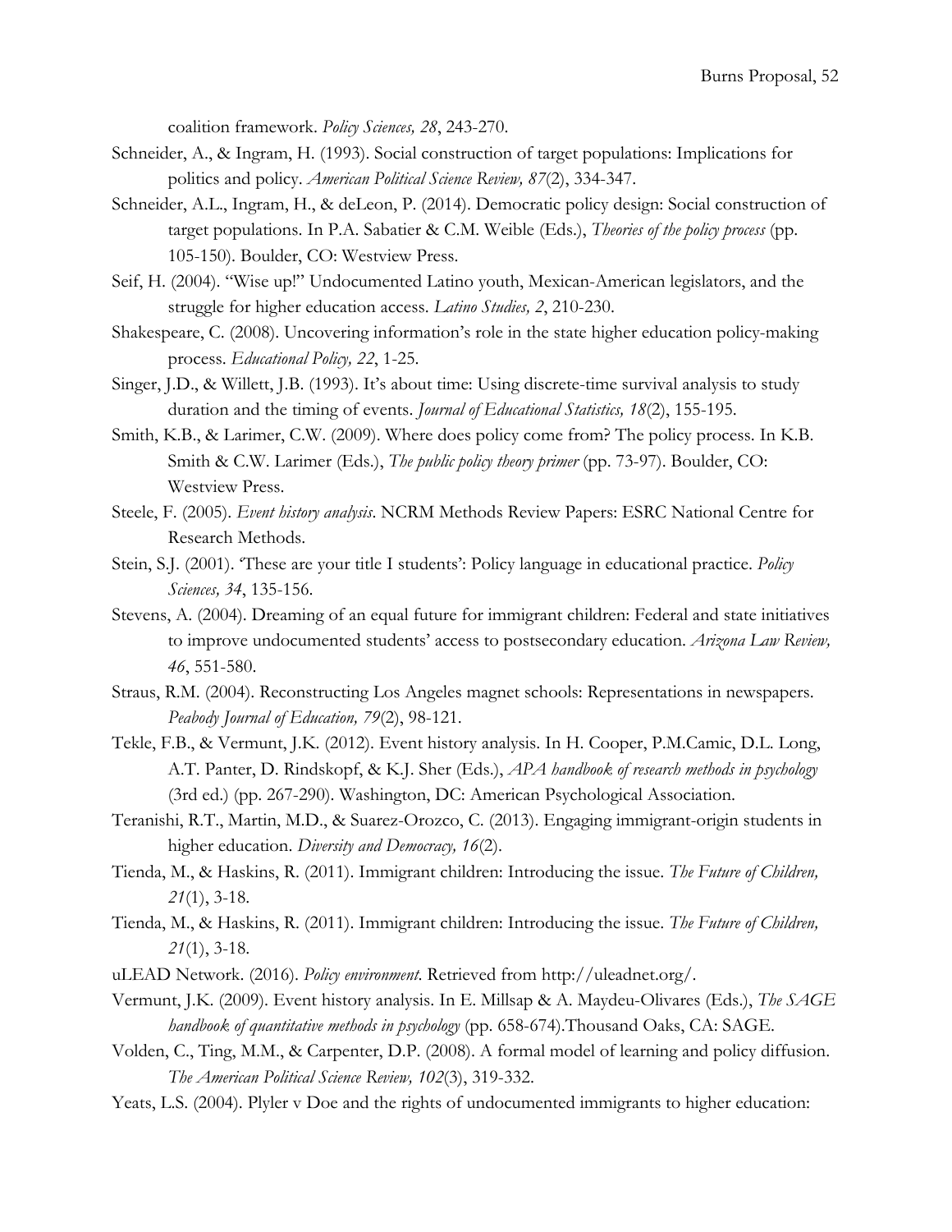coalition framework. *Policy Sciences, 28*, 243-270.

Schneider, A., & Ingram, H. (1993). Social construction of target populations: Implications for politics and policy. *American Political Science Review, 87*(2), 334-347.

Schneider, A.L., Ingram, H., & deLeon, P. (2014). Democratic policy design: Social construction of target populations. In P.A. Sabatier & C.M. Weible (Eds.), *Theories of the policy process* (pp. 105-150). Boulder, CO: Westview Press.

Seif, H. (2004). "Wise up!" Undocumented Latino youth, Mexican-American legislators, and the struggle for higher education access. *Latino Studies, 2*, 210-230.

Shakespeare, C. (2008). Uncovering information's role in the state higher education policy-making process. *Educational Policy, 22*, 1-25.

Singer, J.D., & Willett, J.B. (1993). It's about time: Using discrete-time survival analysis to study duration and the timing of events. *Journal of Educational Statistics, 18*(2), 155-195.

Smith, K.B., & Larimer, C.W. (2009). Where does policy come from? The policy process. In K.B. Smith & C.W. Larimer (Eds.), *The public policy theory primer* (pp. 73-97). Boulder, CO: Westview Press.

Steele, F. (2005). *Event history analysis*. NCRM Methods Review Papers: ESRC National Centre for Research Methods.

Stein, S.J. (2001). 'These are your title I students': Policy language in educational practice. *Policy Sciences, 34*, 135-156.

Stevens, A. (2004). Dreaming of an equal future for immigrant children: Federal and state initiatives to improve undocumented students' access to postsecondary education. *Arizona Law Review, 46*, 551-580.

Straus, R.M. (2004). Reconstructing Los Angeles magnet schools: Representations in newspapers. *Peabody Journal of Education, 79*(2), 98-121.

Tekle, F.B., & Vermunt, J.K. (2012). Event history analysis. In H. Cooper, P.M.Camic, D.L. Long, A.T. Panter, D. Rindskopf, & K.J. Sher (Eds.), *APA handbook of research methods in psychology* (3rd ed.) (pp. 267-290). Washington, DC: American Psychological Association.

Teranishi, R.T., Martin, M.D., & Suarez-Orozco, C. (2013). Engaging immigrant-origin students in higher education. *Diversity and Democracy, 16*(2).

Tienda, M., & Haskins, R. (2011). Immigrant children: Introducing the issue. *The Future of Children, 21*(1), 3-18.

Tienda, M., & Haskins, R. (2011). Immigrant children: Introducing the issue. *The Future of Children, 21*(1), 3-18.

uLEAD Network. (2016). *Policy environment*. Retrieved from http://uleadnet.org/.

Vermunt, J.K. (2009). Event history analysis. In E. Millsap & A. Maydeu-Olivares (Eds.), *The SAGE handbook of quantitative methods in psychology* (pp. 658-674).Thousand Oaks, CA: SAGE.

Volden, C., Ting, M.M., & Carpenter, D.P. (2008). A formal model of learning and policy diffusion. *The American Political Science Review, 102*(3), 319-332.

Yeats, L.S. (2004). Plyler v Doe and the rights of undocumented immigrants to higher education: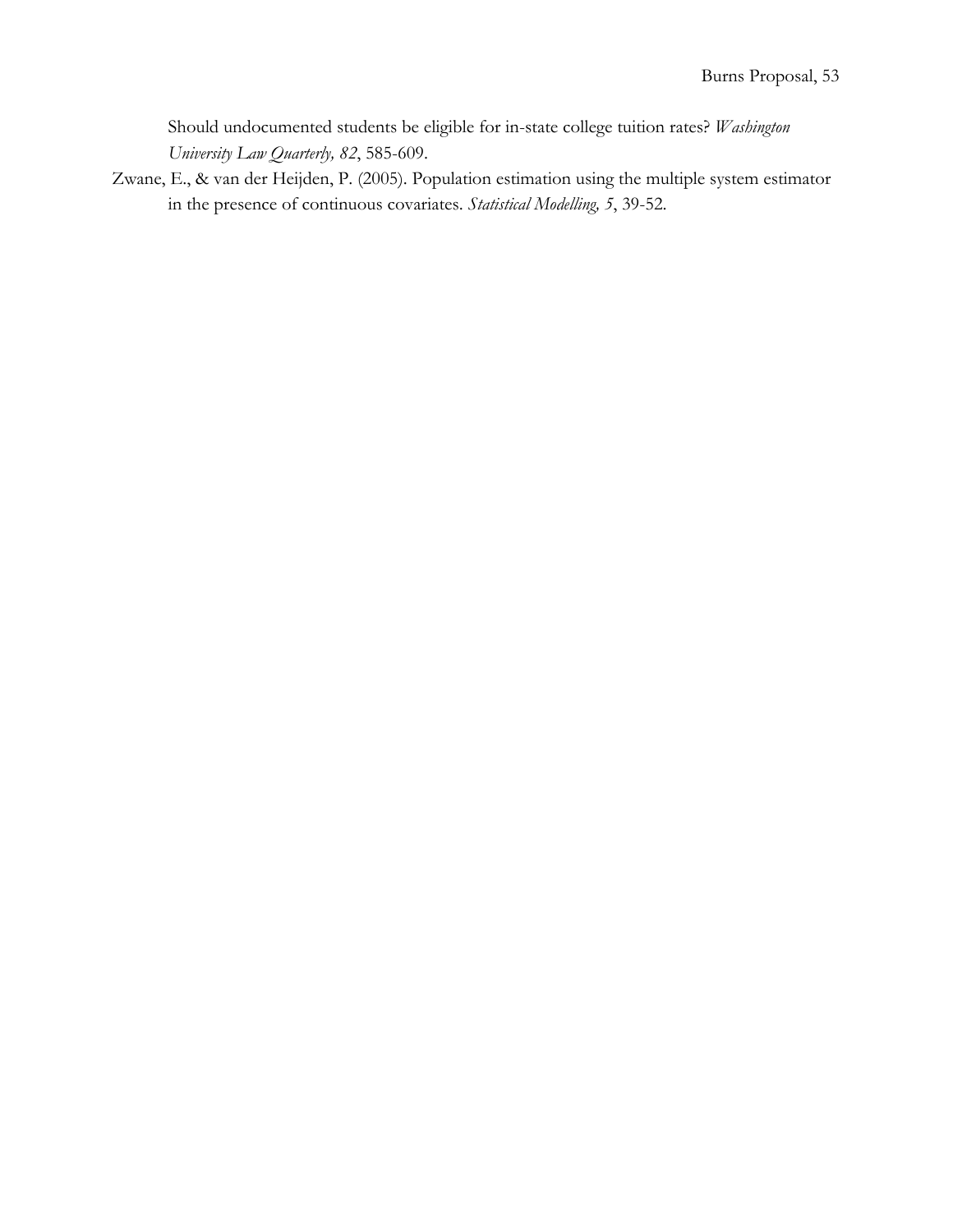Should undocumented students be eligible for in-state college tuition rates? *Washington University Law Quarterly, 82*, 585-609.

Zwane, E., & van der Heijden, P. (2005). Population estimation using the multiple system estimator in the presence of continuous covariates. *Statistical Modelling, 5*, 39-52.